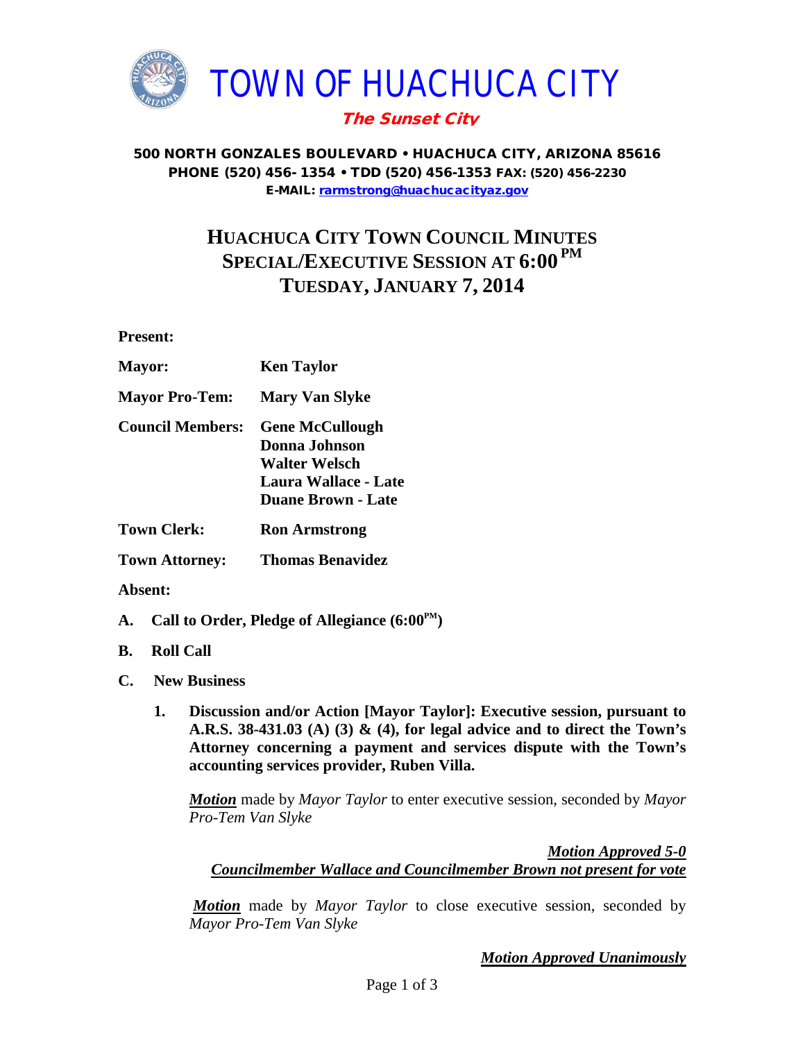# TOWN OF HUACHUCA CITY

**The Sunset City**

**500 NORTH GONZALES BOULEVARD • HUACHUCA CITY, ARIZONA 85616**
**PHONE (520) 456- 1354 • TDD (520) 456-1353 FAX: (520) 456-2230**
**E-MAIL: rarmstrong@huachucacityaz.gov**

## HUACHUCA CITY TOWN COUNCIL MINUTES
## SPECIAL/EXECUTIVE SESSION AT 6:00 PM
## TUESDAY, JANUARY 7, 2014

**Present:**

**Mayor:** Ken Taylor

**Mayor Pro-Tem:** Mary Van Slyke

**Council Members:** Gene McCullough
Donna Johnson
Walter Welsch
Laura Wallace - Late
Duane Brown - Late

**Town Clerk:** Ron Armstrong

**Town Attorney:** Thomas Benavidez

**Absent:**

**A. Call to Order, Pledge of Allegiance (6:00 PM)**

**B. Roll Call**

**C. New Business**

**1. Discussion and/or Action [Mayor Taylor]: Executive session, pursuant to A.R.S. 38-431.03 (A) (3) & (4), for legal advice and to direct the Town's Attorney concerning a payment and services dispute with the Town's accounting services provider, Ruben Villa.**

***Motion*** made by *Mayor Taylor* to enter executive session, seconded by *Mayor Pro-Tem Van Slyke*

***Motion Approved 5-0***
***Councilmember Wallace and Councilmember Brown not present for vote***

***Motion*** made by *Mayor Taylor* to close executive session, seconded by *Mayor Pro-Tem Van Slyke*

***Motion Approved Unanimously***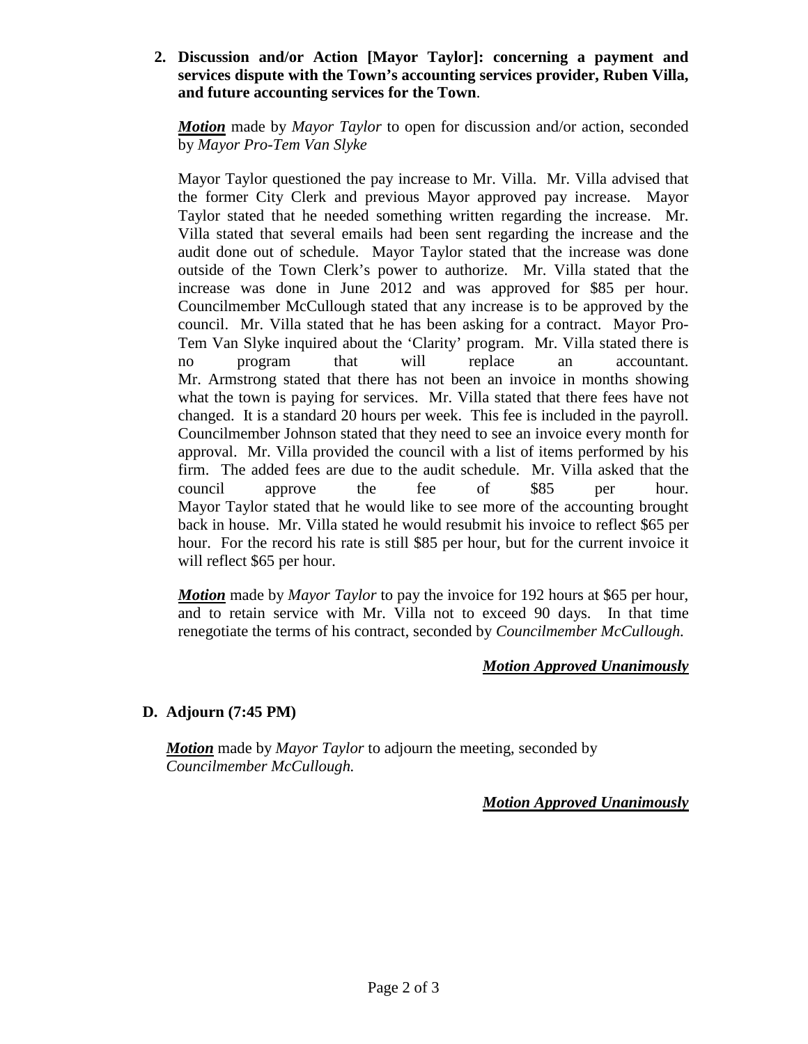2. **Discussion and/or Action [Mayor Taylor]: concerning a payment and services dispute with the Town's accounting services provider, Ruben Villa, and future accounting services for the Town**.

   ***Motion*** made by *Mayor Taylor* to open for discussion and/or action, seconded by *Mayor Pro-Tem Van Slyke*

   Mayor Taylor questioned the pay increase to Mr. Villa. Mr. Villa advised that the former City Clerk and previous Mayor approved pay increase. Mayor Taylor stated that he needed something written regarding the increase. Mr. Villa stated that several emails had been sent regarding the increase and the audit done out of schedule. Mayor Taylor stated that the increase was done outside of the Town Clerk's power to authorize. Mr. Villa stated that the increase was done in June 2012 and was approved for $85 per hour. Councilmember McCullough stated that any increase is to be approved by the council. Mr. Villa stated that he has been asking for a contract. Mayor Pro-Tem Van Slyke inquired about the 'Clarity' program. Mr. Villa stated there is no program that will replace an accountant. Mr. Armstrong stated that there has not been an invoice in months showing what the town is paying for services. Mr. Villa stated that there fees have not changed. It is a standard 20 hours per week. This fee is included in the payroll. Councilmember Johnson stated that they need to see an invoice every month for approval. Mr. Villa provided the council with a list of items performed by his firm. The added fees are due to the audit schedule. Mr. Villa asked that the council approve the fee of $85 per hour. Mayor Taylor stated that he would like to see more of the accounting brought back in house. Mr. Villa stated he would resubmit his invoice to reflect $65 per hour. For the record his rate is still $85 per hour, but for the current invoice it will reflect $65 per hour.

   ***Motion*** made by *Mayor Taylor* to pay the invoice for 192 hours at $65 per hour, and to retain service with Mr. Villa not to exceed 90 days. In that time renegotiate the terms of his contract, seconded by *Councilmember McCullough.*

   ***Motion Approved Unanimously***

## D. Adjourn (7:45 PM)

***Motion*** made by *Mayor Taylor* to adjourn the meeting, seconded by *Councilmember McCullough.*

***Motion Approved Unanimously***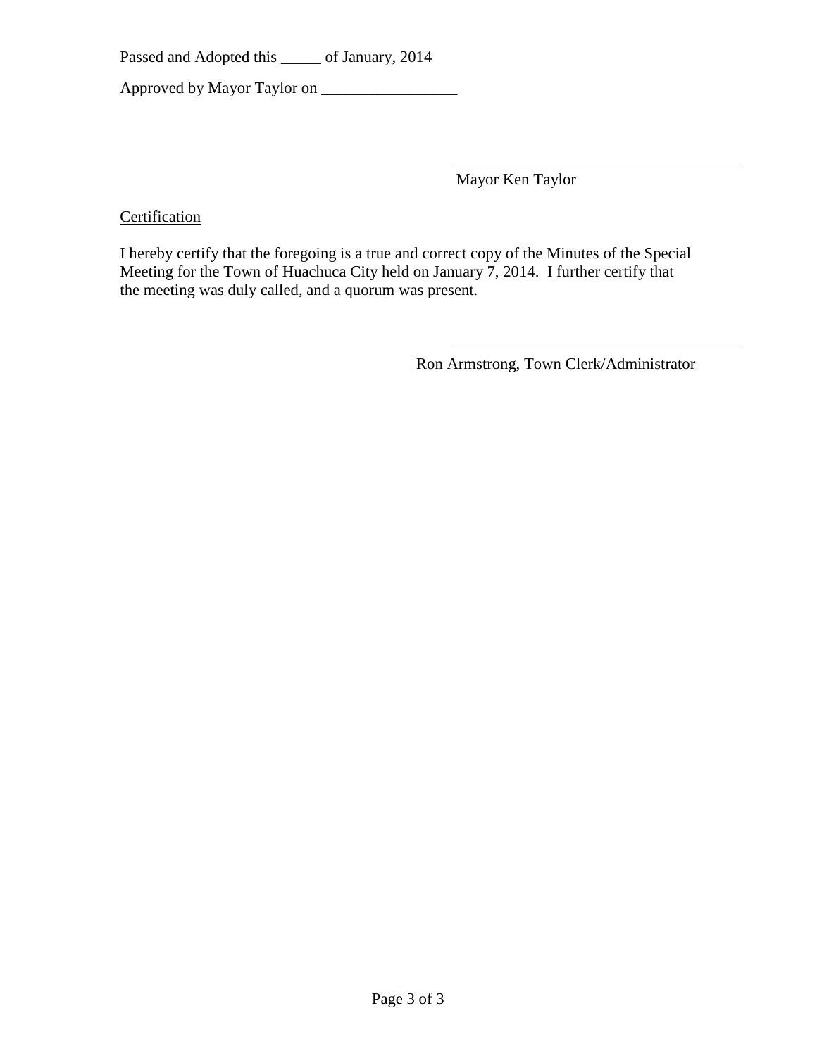Passed and Adopted this _____ of January, 2014

Approved by Mayor Taylor on _________________

_____________________________________

Mayor Ken Taylor

<u>Certification</u>

I hereby certify that the foregoing is a true and correct copy of the Minutes of the Special Meeting for the Town of Huachuca City held on January 7, 2014. I further certify that the meeting was duly called, and a quorum was present.

_____________________________________

Ron Armstrong, Town Clerk/Administrator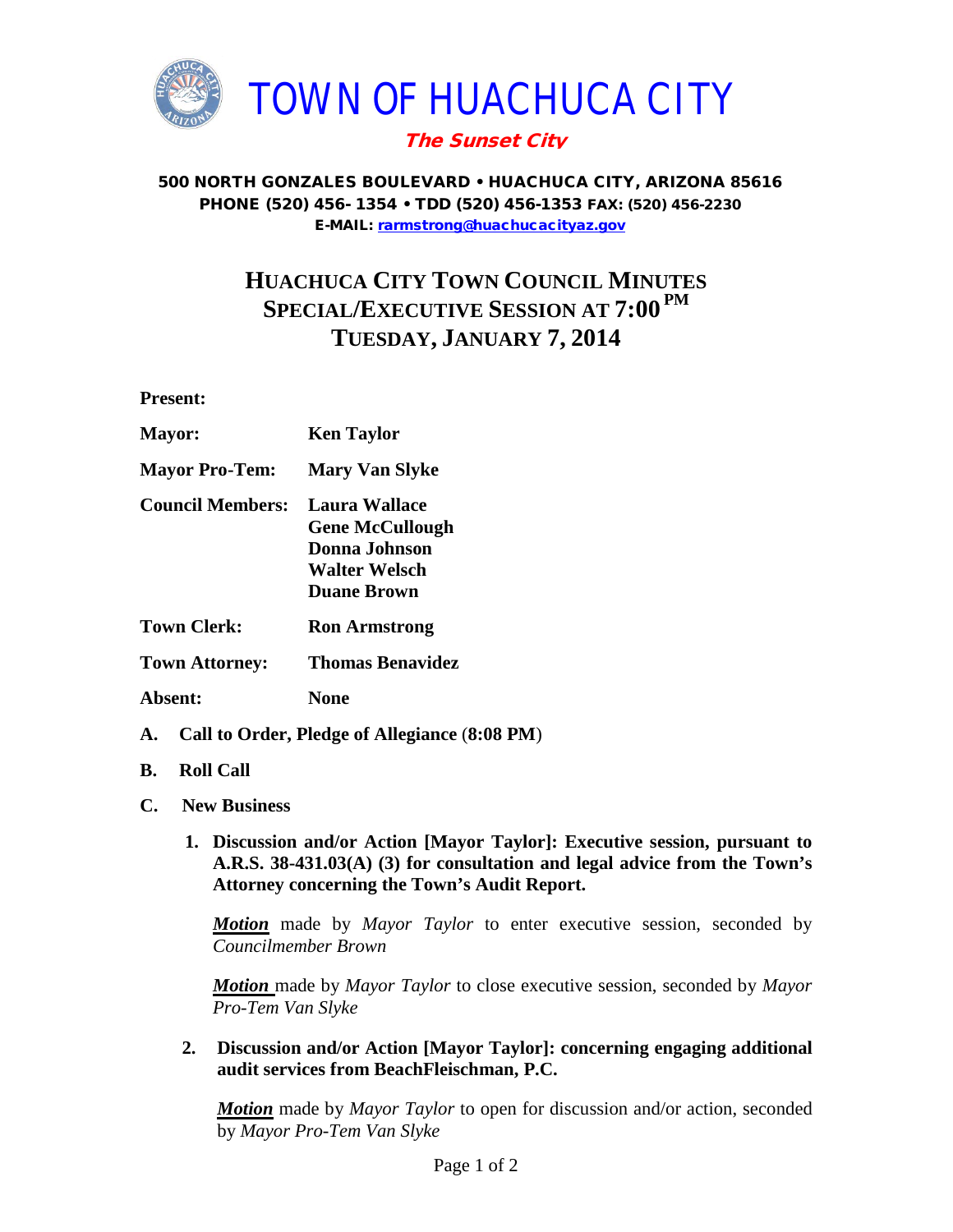# TOWN OF HUACHUCA CITY

***The Sunset City***

**500 NORTH GONZALES BOULEVARD • HUACHUCA CITY, ARIZONA 85616**
**PHONE (520) 456- 1354 • TDD (520) 456-1353 FAX: (520) 456-2230**
**E-MAIL: rarmstrong@huachucacityaz.gov**

## HUACHUCA CITY TOWN COUNCIL MINUTES
## SPECIAL/EXECUTIVE SESSION AT 7:00 PM
## TUESDAY, JANUARY 7, 2014

**Present:**

**Mayor:** **Ken Taylor**

**Mayor Pro-Tem:** **Mary Van Slyke**

**Council Members:** **Laura Wallace**
**Gene McCullough**
**Donna Johnson**
**Walter Welsch**
**Duane Brown**

**Town Clerk:** **Ron Armstrong**

**Town Attorney:** **Thomas Benavidez**

**Absent:** **None**

**A. Call to Order, Pledge of Allegiance (8:08 PM)**

**B. Roll Call**

**C. New Business**

**1. Discussion and/or Action [Mayor Taylor]: Executive session, pursuant to A.R.S. 38-431.03(A) (3) for consultation and legal advice from the Town's Attorney concerning the Town's Audit Report.**

***Motion*** made by *Mayor Taylor* to enter executive session, seconded by *Councilmember Brown*

***Motion*** made by *Mayor Taylor* to close executive session, seconded by *Mayor Pro-Tem Van Slyke*

**2. Discussion and/or Action [Mayor Taylor]: concerning engaging additional audit services from BeachFleischman, P.C.**

***Motion*** made by *Mayor Taylor* to open for discussion and/or action, seconded by *Mayor Pro-Tem Van Slyke*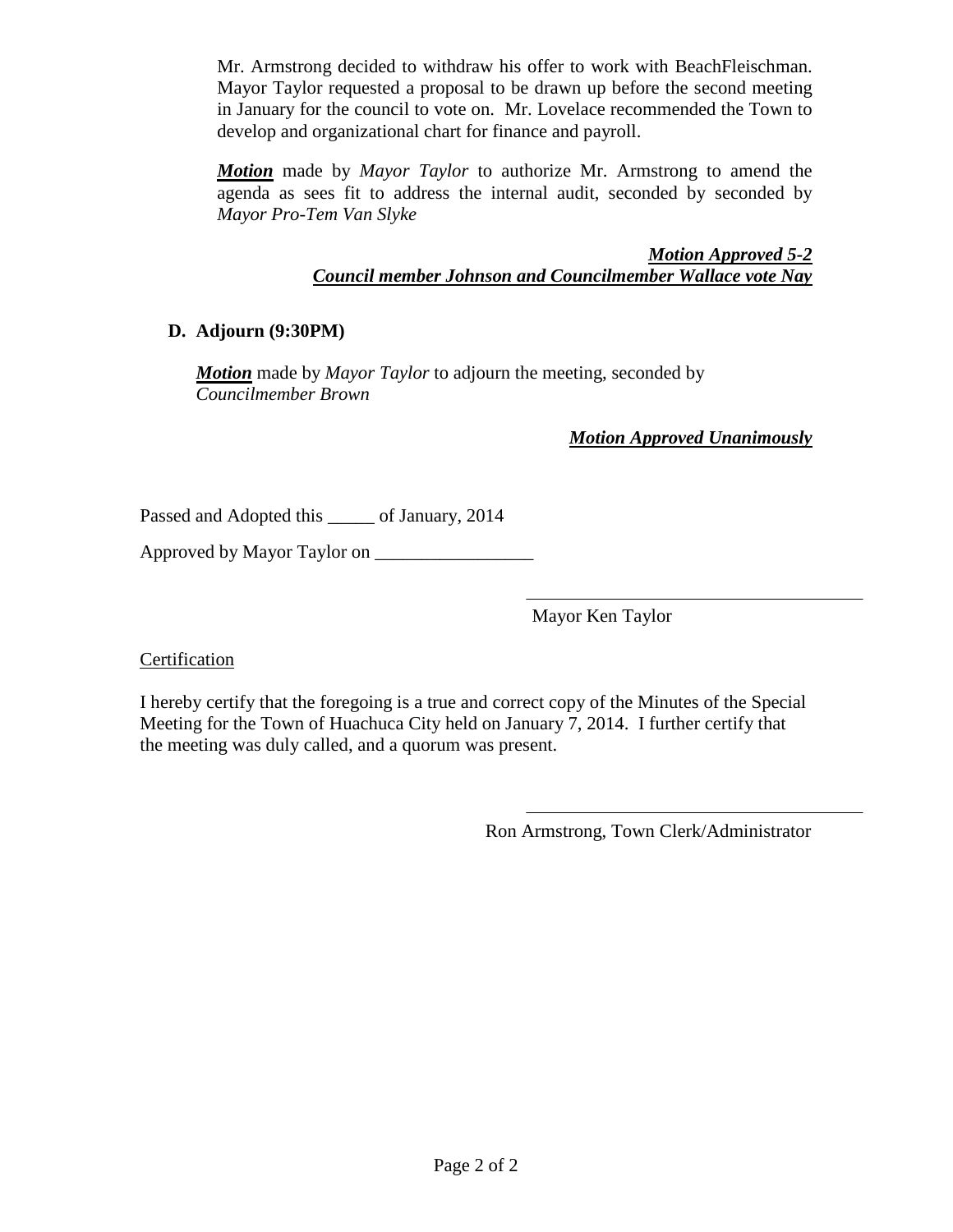Mr. Armstrong decided to withdraw his offer to work with BeachFleischman. Mayor Taylor requested a proposal to be drawn up before the second meeting in January for the council to vote on. Mr. Lovelace recommended the Town to develop and organizational chart for finance and payroll.

***Motion*** made by *Mayor Taylor* to authorize Mr. Armstrong to amend the agenda as sees fit to address the internal audit, seconded by seconded by *Mayor Pro-Tem Van Slyke*

***Motion Approved 5-2***
***Council member Johnson and Councilmember Wallace vote Nay***

**D. Adjourn (9:30PM)**

***Motion*** made by *Mayor Taylor* to adjourn the meeting, seconded by *Councilmember Brown*

***Motion Approved Unanimously***

Passed and Adopted this _____ of January, 2014

Approved by Mayor Taylor on _________________

_____________________________________

Mayor Ken Taylor

Certification

I hereby certify that the foregoing is a true and correct copy of the Minutes of the Special Meeting for the Town of Huachuca City held on January 7, 2014. I further certify that the meeting was duly called, and a quorum was present.

_____________________________________

Ron Armstrong, Town Clerk/Administrator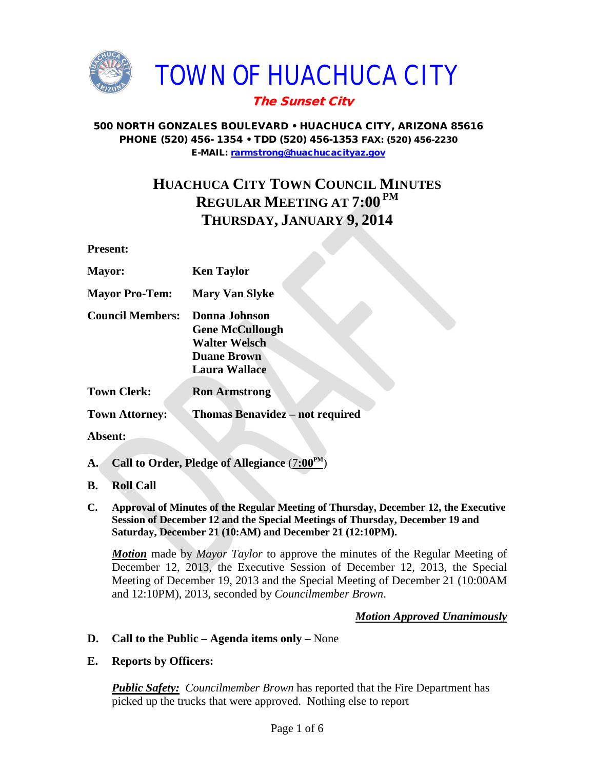# TOWN OF HUACHUCA CITY

***The Sunset City***

**500 NORTH GONZALES BOULEVARD • HUACHUCA CITY, ARIZONA 85616**
**PHONE (520) 456- 1354 • TDD (520) 456-1353 FAX: (520) 456-2230**
**E-MAIL: rarmstrong@huachucacityaz.gov**

## HUACHUCA CITY TOWN COUNCIL MINUTES
## REGULAR MEETING AT 7:00 PM
## THURSDAY, JANUARY 9, 2014

**Present:**

| | |
|---|---|
| **Mayor:** | **Ken Taylor** |
| **Mayor Pro-Tem:** | **Mary Van Slyke** |
| **Council Members:** | **Donna Johnson**<br>**Gene McCullough**<br>**Walter Welsch**<br>**Duane Brown**<br>**Laura Wallace** |
| **Town Clerk:** | **Ron Armstrong** |
| **Town Attorney:** | **Thomas Benavidez – not required** |

**Absent:**

**A. Call to Order, Pledge of Allegiance** (7:00PM)

**B. Roll Call**

**C. Approval of Minutes of the Regular Meeting of Thursday, December 12, the Executive Session of December 12 and the Special Meetings of Thursday, December 19 and Saturday, December 21 (10:AM) and December 21 (12:10PM).**

***Motion*** made by *Mayor Taylor* to approve the minutes of the Regular Meeting of December 12, 2013, the Executive Session of December 12, 2013, the Special Meeting of December 19, 2013 and the Special Meeting of December 21 (10:00AM and 12:10PM), 2013, seconded by *Councilmember Brown*.

***Motion Approved Unanimously***

**D. Call to the Public – Agenda items only –** None

**E. Reports by Officers:**

***Public Safety:*** *Councilmember Brown* has reported that the Fire Department has picked up the trucks that were approved. Nothing else to report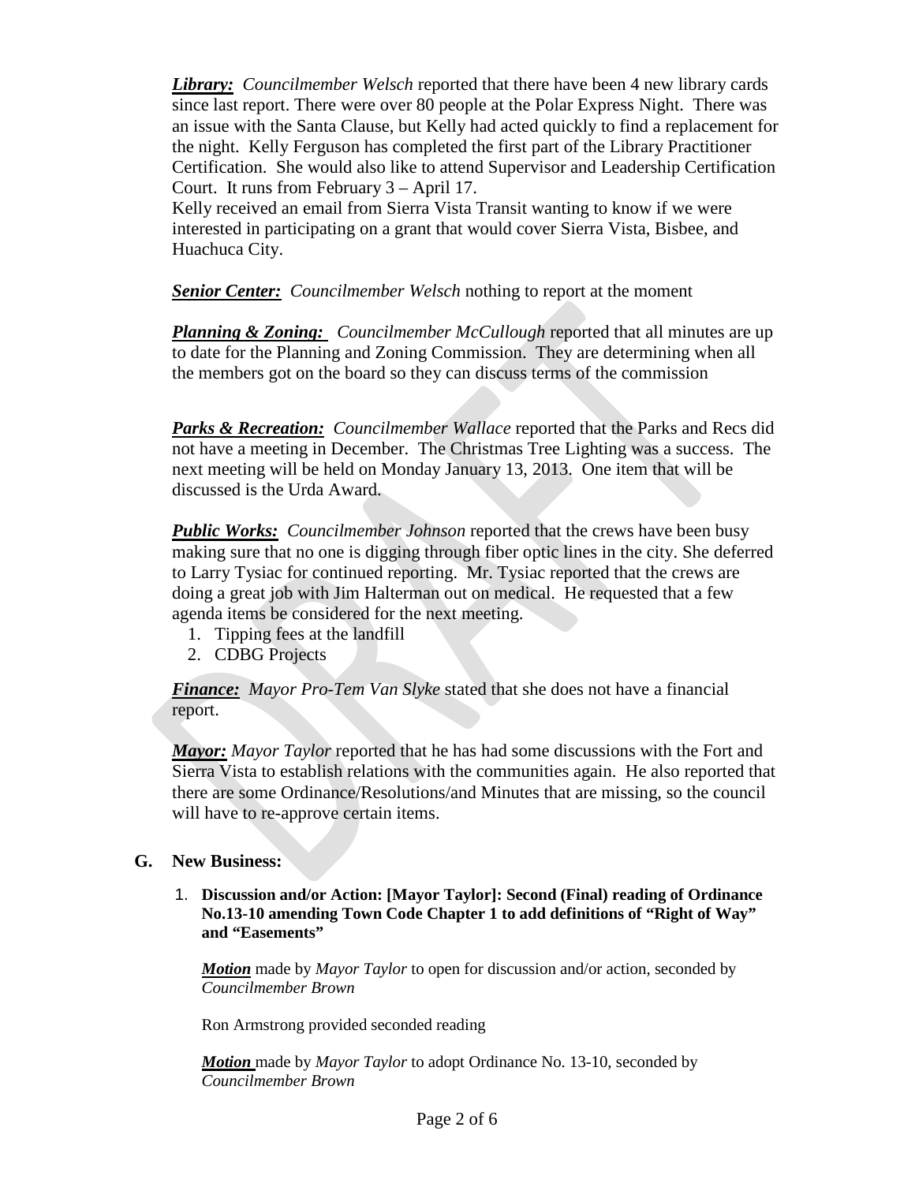***Library:*** *Councilmember Welsch* reported that there have been 4 new library cards since last report. There were over 80 people at the Polar Express Night. There was an issue with the Santa Clause, but Kelly had acted quickly to find a replacement for the night. Kelly Ferguson has completed the first part of the Library Practitioner Certification. She would also like to attend Supervisor and Leadership Certification Court. It runs from February 3 – April 17.

Kelly received an email from Sierra Vista Transit wanting to know if we were interested in participating on a grant that would cover Sierra Vista, Bisbee, and Huachuca City.

***Senior Center:*** *Councilmember Welsch* nothing to report at the moment

***Planning & Zoning:*** *Councilmember McCullough* reported that all minutes are up to date for the Planning and Zoning Commission. They are determining when all the members got on the board so they can discuss terms of the commission

***Parks & Recreation:*** *Councilmember Wallace* reported that the Parks and Recs did not have a meeting in December. The Christmas Tree Lighting was a success. The next meeting will be held on Monday January 13, 2013. One item that will be discussed is the Urda Award.

***Public Works:*** *Councilmember Johnson* reported that the crews have been busy making sure that no one is digging through fiber optic lines in the city. She deferred to Larry Tysiac for continued reporting. Mr. Tysiac reported that the crews are doing a great job with Jim Halterman out on medical. He requested that a few agenda items be considered for the next meeting.

1. Tipping fees at the landfill
2. CDBG Projects

***Finance:*** *Mayor Pro-Tem Van Slyke* stated that she does not have a financial report.

***Mayor:*** *Mayor Taylor* reported that he has had some discussions with the Fort and Sierra Vista to establish relations with the communities again. He also reported that there are some Ordinance/Resolutions/and Minutes that are missing, so the council will have to re-approve certain items.

**G. New Business:**

1. **Discussion and/or Action: [Mayor Taylor]: Second (Final) reading of Ordinance No.13-10 amending Town Code Chapter 1 to add definitions of "Right of Way" and "Easements"**

   ***Motion*** made by *Mayor Taylor* to open for discussion and/or action, seconded by *Councilmember Brown*

   Ron Armstrong provided seconded reading

   ***Motion*** made by *Mayor Taylor* to adopt Ordinance No. 13-10, seconded by *Councilmember Brown*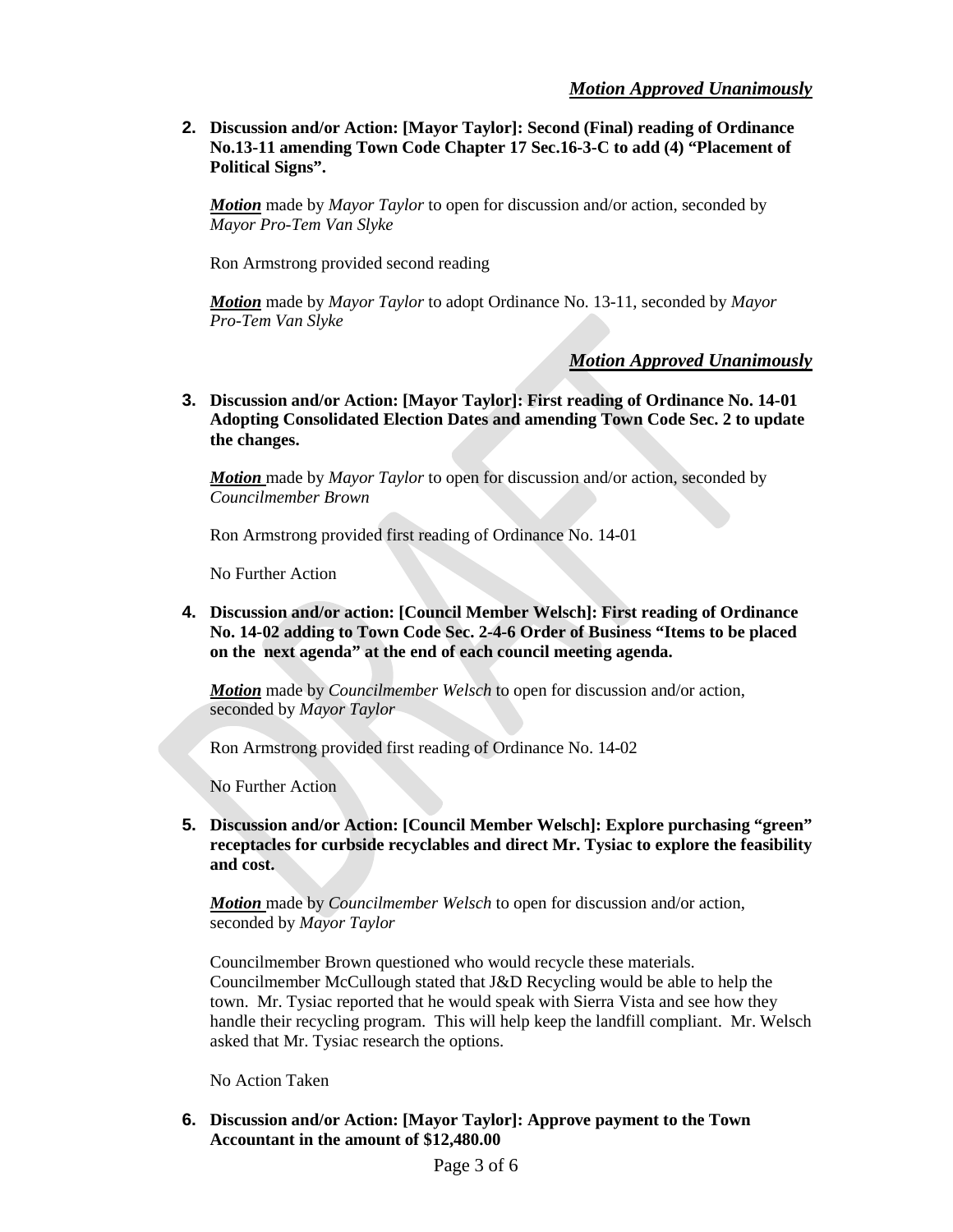***Motion Approved Unanimously***

**2. Discussion and/or Action: [Mayor Taylor]: Second (Final) reading of Ordinance No.13-11 amending Town Code Chapter 17 Sec.16-3-C to add (4) "Placement of Political Signs".**

***Motion*** made by *Mayor Taylor* to open for discussion and/or action, seconded by *Mayor Pro-Tem Van Slyke*

Ron Armstrong provided second reading

***Motion*** made by *Mayor Taylor* to adopt Ordinance No. 13-11, seconded by *Mayor Pro-Tem Van Slyke*

***Motion Approved Unanimously***

**3. Discussion and/or Action: [Mayor Taylor]: First reading of Ordinance No. 14-01 Adopting Consolidated Election Dates and amending Town Code Sec. 2 to update the changes.**

***Motion*** made by *Mayor Taylor* to open for discussion and/or action, seconded by *Councilmember Brown*

Ron Armstrong provided first reading of Ordinance No. 14-01

No Further Action

**4. Discussion and/or action: [Council Member Welsch]: First reading of Ordinance No. 14-02 adding to Town Code Sec. 2-4-6 Order of Business "Items to be placed on the next agenda" at the end of each council meeting agenda.**

***Motion*** made by *Councilmember Welsch* to open for discussion and/or action, seconded by *Mayor Taylor*

Ron Armstrong provided first reading of Ordinance No. 14-02

No Further Action

**5. Discussion and/or Action: [Council Member Welsch]: Explore purchasing "green" receptacles for curbside recyclables and direct Mr. Tysiac to explore the feasibility and cost.**

***Motion*** made by *Councilmember Welsch* to open for discussion and/or action, seconded by *Mayor Taylor*

Councilmember Brown questioned who would recycle these materials. Councilmember McCullough stated that J&D Recycling would be able to help the town. Mr. Tysiac reported that he would speak with Sierra Vista and see how they handle their recycling program. This will help keep the landfill compliant. Mr. Welsch asked that Mr. Tysiac research the options.

No Action Taken

**6. Discussion and/or Action: [Mayor Taylor]: Approve payment to the Town Accountant in the amount of $12,480.00**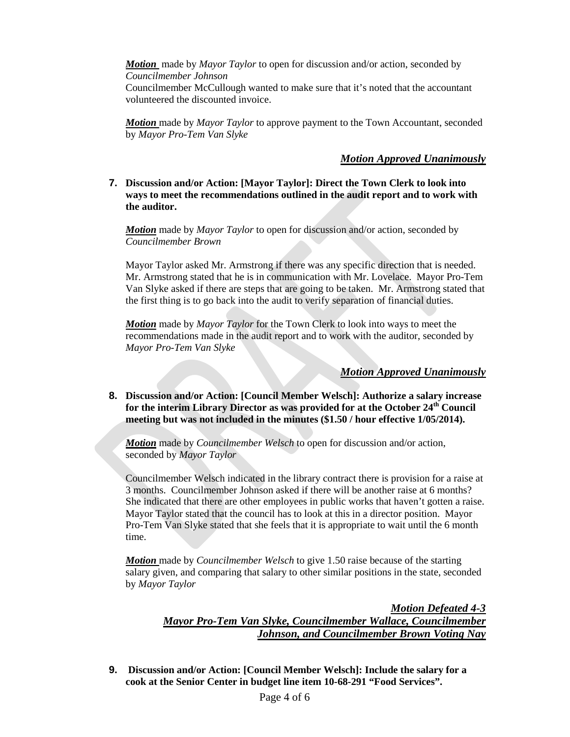***Motion*** made by *Mayor Taylor* to open for discussion and/or action, seconded by *Councilmember Johnson*
Councilmember McCullough wanted to make sure that it's noted that the accountant volunteered the discounted invoice.

***Motion*** made by *Mayor Taylor* to approve payment to the Town Accountant, seconded by *Mayor Pro-Tem Van Slyke*

***Motion Approved Unanimously***

**7. Discussion and/or Action: [Mayor Taylor]: Direct the Town Clerk to look into ways to meet the recommendations outlined in the audit report and to work with the auditor.**

***Motion*** made by *Mayor Taylor* to open for discussion and/or action, seconded by *Councilmember Brown*

Mayor Taylor asked Mr. Armstrong if there was any specific direction that is needed. Mr. Armstrong stated that he is in communication with Mr. Lovelace. Mayor Pro-Tem Van Slyke asked if there are steps that are going to be taken. Mr. Armstrong stated that the first thing is to go back into the audit to verify separation of financial duties.

***Motion*** made by *Mayor Taylor* for the Town Clerk to look into ways to meet the recommendations made in the audit report and to work with the auditor, seconded by *Mayor Pro-Tem Van Slyke*

***Motion Approved Unanimously***

**8. Discussion and/or Action: [Council Member Welsch]: Authorize a salary increase for the interim Library Director as was provided for at the October 24th Council meeting but was not included in the minutes ($1.50 / hour effective 1/05/2014).**

***Motion*** made by *Councilmember Welsch* to open for discussion and/or action, seconded by *Mayor Taylor*

Councilmember Welsch indicated in the library contract there is provision for a raise at 3 months. Councilmember Johnson asked if there will be another raise at 6 months? She indicated that there are other employees in public works that haven't gotten a raise. Mayor Taylor stated that the council has to look at this in a director position. Mayor Pro-Tem Van Slyke stated that she feels that it is appropriate to wait until the 6 month time.

***Motion*** made by *Councilmember Welsch* to give 1.50 raise because of the starting salary given, and comparing that salary to other similar positions in the state, seconded by *Mayor Taylor*

***Motion Defeated 4-3***
***Mayor Pro-Tem Van Slyke, Councilmember Wallace, Councilmember Johnson, and Councilmember Brown Voting Nay***

**9. Discussion and/or Action: [Council Member Welsch]: Include the salary for a cook at the Senior Center in budget line item 10-68-291 "Food Services".**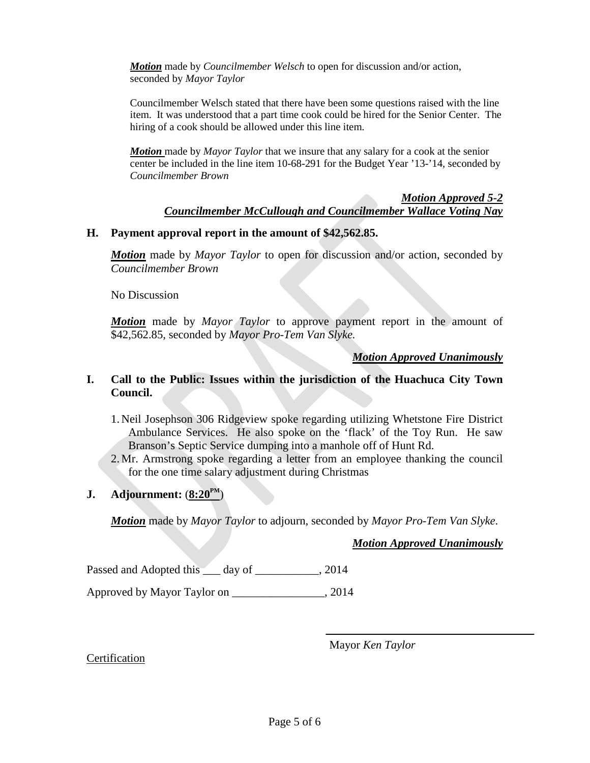***Motion*** made by *Councilmember Welsch* to open for discussion and/or action, seconded by *Mayor Taylor*

Councilmember Welsch stated that there have been some questions raised with the line item. It was understood that a part time cook could be hired for the Senior Center. The hiring of a cook should be allowed under this line item.

***Motion*** made by *Mayor Taylor* that we insure that any salary for a cook at the senior center be included in the line item 10-68-291 for the Budget Year '13-'14, seconded by *Councilmember Brown*

***Motion Approved 5-2***
***Councilmember McCullough and Councilmember Wallace Voting Nay***

**H. Payment approval report in the amount of $42,562.85.**

***Motion*** made by *Mayor Taylor* to open for discussion and/or action, seconded by *Councilmember Brown*

No Discussion

***Motion*** made by *Mayor Taylor* to approve payment report in the amount of $42,562.85, seconded by *Mayor Pro-Tem Van Slyke.*

***Motion Approved Unanimously***

**I. Call to the Public: Issues within the jurisdiction of the Huachuca City Town Council.**

1. Neil Josephson 306 Ridgeview spoke regarding utilizing Whetstone Fire District Ambulance Services. He also spoke on the 'flack' of the Toy Run. He saw Branson's Septic Service dumping into a manhole off of Hunt Rd.
2. Mr. Armstrong spoke regarding a letter from an employee thanking the council for the one time salary adjustment during Christmas

**J. Adjournment: (8:20PM)**

***Motion*** made by *Mayor Taylor* to adjourn, seconded by *Mayor Pro-Tem Van Slyke*.

***Motion Approved Unanimously***

Passed and Adopted this ___ day of ___________, 2014

Approved by Mayor Taylor on ________________, 2014

Mayor *Ken Taylor*

Certification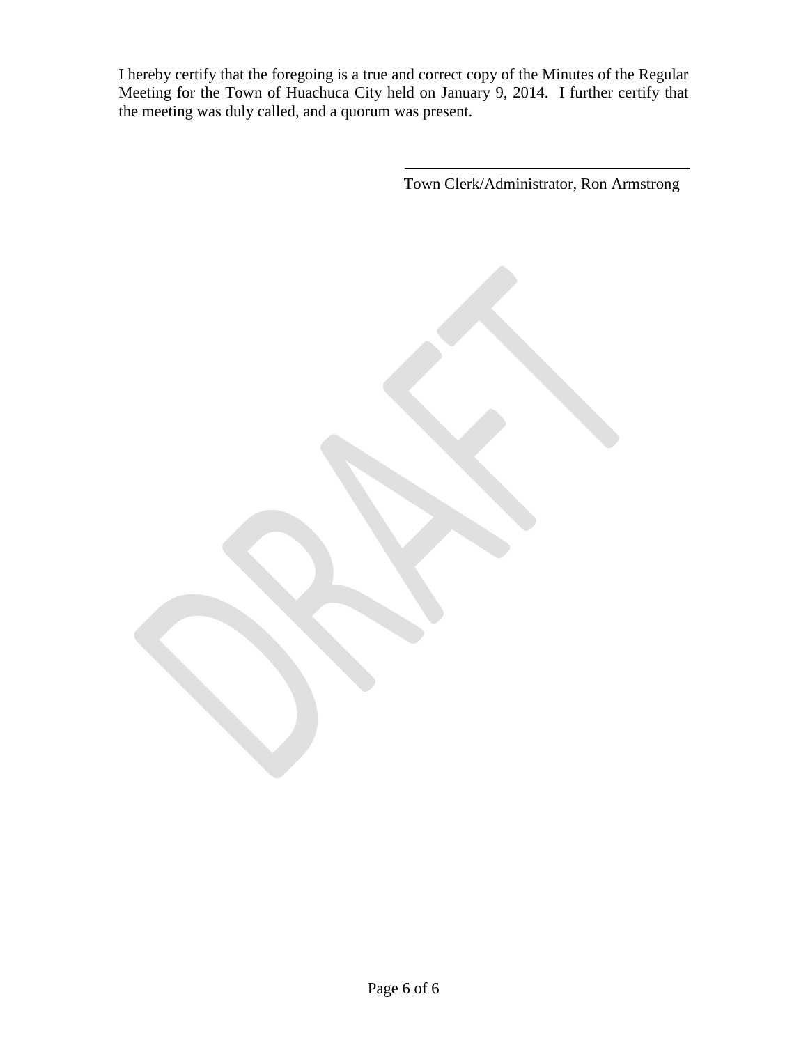I hereby certify that the foregoing is a true and correct copy of the Minutes of the Regular Meeting for the Town of Huachuca City held on January 9, 2014. I further certify that the meeting was duly called, and a quorum was present.

\_\_\_\_\_\_\_\_\_\_\_\_\_\_\_\_\_\_\_\_\_\_\_\_\_\_\_\_\_\_\_\_\_\_\_\_

Town Clerk/Administrator, Ron Armstrong

DRAFT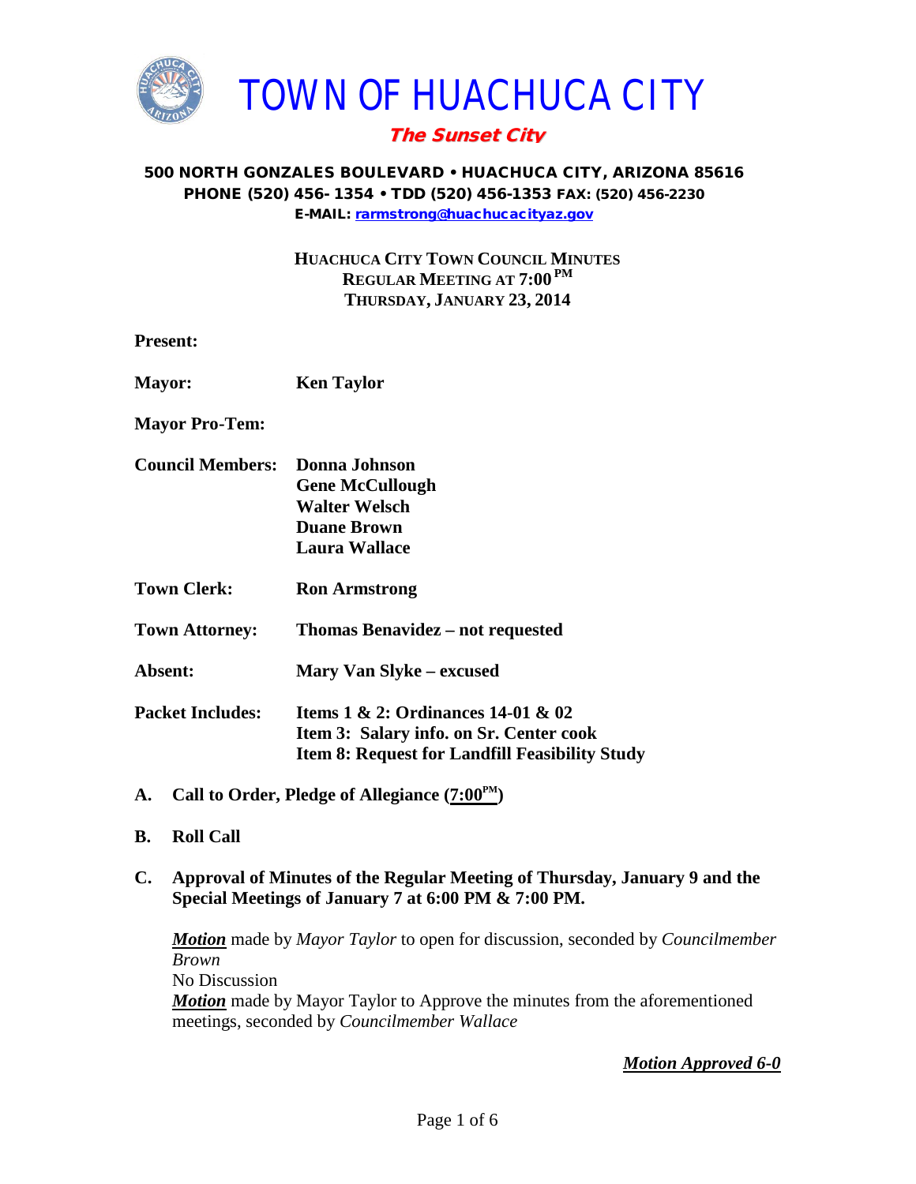# TOWN OF HUACHUCA CITY

***The Sunset City***

**500 NORTH GONZALES BOULEVARD • HUACHUCA CITY, ARIZONA 85616**
**PHONE (520) 456-1354 • TDD (520) 456-1353 FAX: (520) 456-2230**
**E-MAIL: rarmstrong@huachucacityaz.gov**

**HUACHUCA CITY TOWN COUNCIL MINUTES**
**REGULAR MEETING AT 7:00 PM**
**THURSDAY, JANUARY 23, 2014**

**Present:**

**Mayor:** **Ken Taylor**

**Mayor Pro-Tem:**

**Council Members:** **Donna Johnson**
**Gene McCullough**
**Walter Welsch**
**Duane Brown**
**Laura Wallace**

**Town Clerk:** **Ron Armstrong**

**Town Attorney:** **Thomas Benavidez – not requested**

**Absent:** **Mary Van Slyke – excused**

**Packet Includes:** **Items 1 & 2: Ordinances 14-01 & 02**
**Item 3: Salary info. on Sr. Center cook**
**Item 8: Request for Landfill Feasibility Study**

**A. Call to Order, Pledge of Allegiance (7:00PM)**

**B. Roll Call**

**C. Approval of Minutes of the Regular Meeting of Thursday, January 9 and the Special Meetings of January 7 at 6:00 PM & 7:00 PM.**

***Motion*** made by *Mayor Taylor* to open for discussion, seconded by *Councilmember Brown*
No Discussion
***Motion*** made by Mayor Taylor to Approve the minutes from the aforementioned meetings, seconded by *Councilmember Wallace*

***Motion Approved 6-0***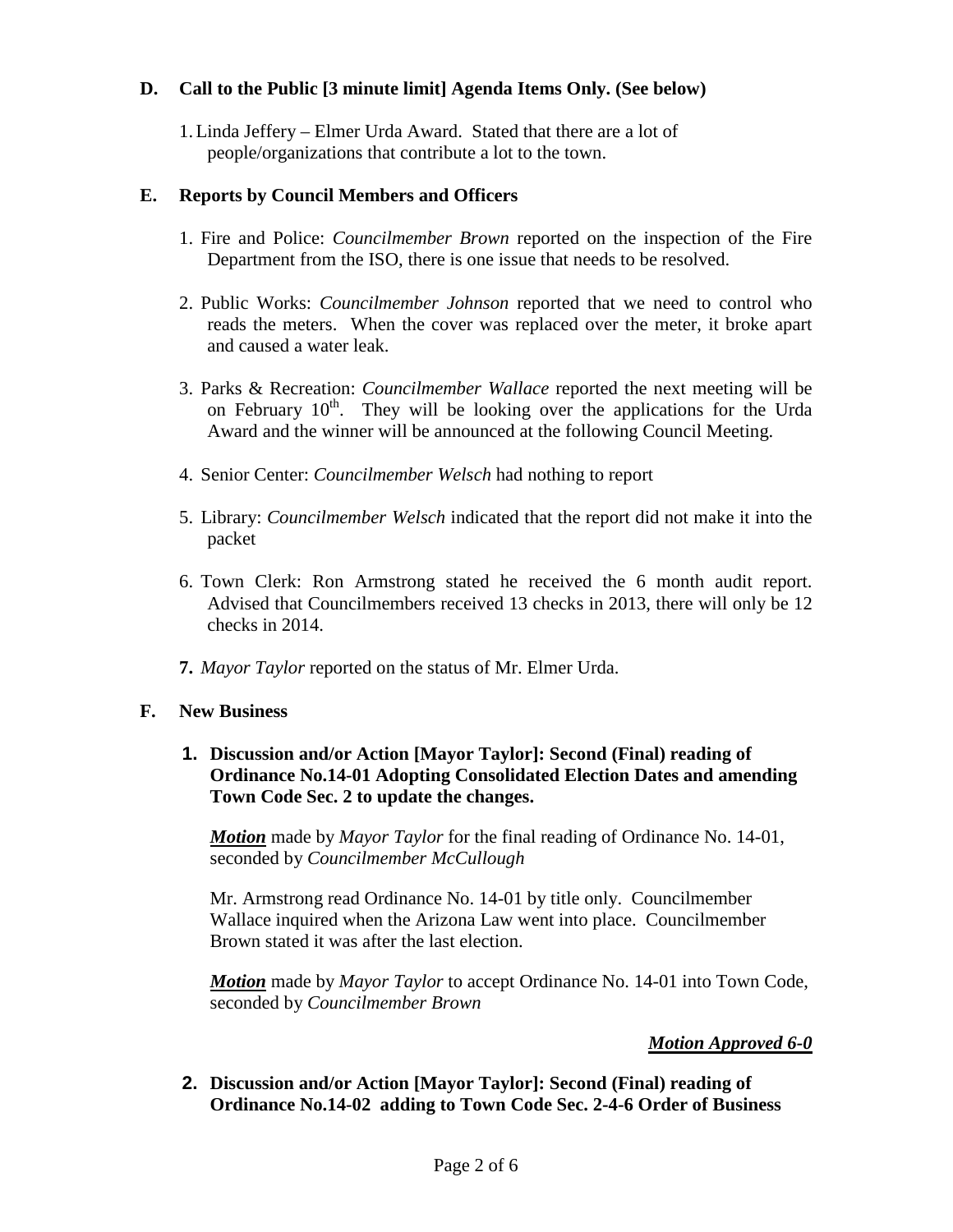## D. Call to the Public [3 minute limit] Agenda Items Only. (See below)

1. Linda Jeffery – Elmer Urda Award. Stated that there are a lot of people/organizations that contribute a lot to the town.

## E. Reports by Council Members and Officers

1. Fire and Police: *Councilmember Brown* reported on the inspection of the Fire Department from the ISO, there is one issue that needs to be resolved.

2. Public Works: *Councilmember Johnson* reported that we need to control who reads the meters. When the cover was replaced over the meter, it broke apart and caused a water leak.

3. Parks & Recreation: *Councilmember Wallace* reported the next meeting will be on February 10th. They will be looking over the applications for the Urda Award and the winner will be announced at the following Council Meeting.

4. Senior Center: *Councilmember Welsch* had nothing to report

5. Library: *Councilmember Welsch* indicated that the report did not make it into the packet

6. Town Clerk: Ron Armstrong stated he received the 6 month audit report. Advised that Councilmembers received 13 checks in 2013, there will only be 12 checks in 2014.

7. *Mayor Taylor* reported on the status of Mr. Elmer Urda.

## F. New Business

**1. Discussion and/or Action [Mayor Taylor]: Second (Final) reading of Ordinance No.14-01 Adopting Consolidated Election Dates and amending Town Code Sec. 2 to update the changes.**

***Motion*** made by *Mayor Taylor* for the final reading of Ordinance No. 14-01, seconded by *Councilmember McCullough*

Mr. Armstrong read Ordinance No. 14-01 by title only. Councilmember Wallace inquired when the Arizona Law went into place. Councilmember Brown stated it was after the last election.

***Motion*** made by *Mayor Taylor* to accept Ordinance No. 14-01 into Town Code, seconded by *Councilmember Brown*

***Motion Approved 6-0***

**2. Discussion and/or Action [Mayor Taylor]: Second (Final) reading of Ordinance No.14-02 adding to Town Code Sec. 2-4-6 Order of Business**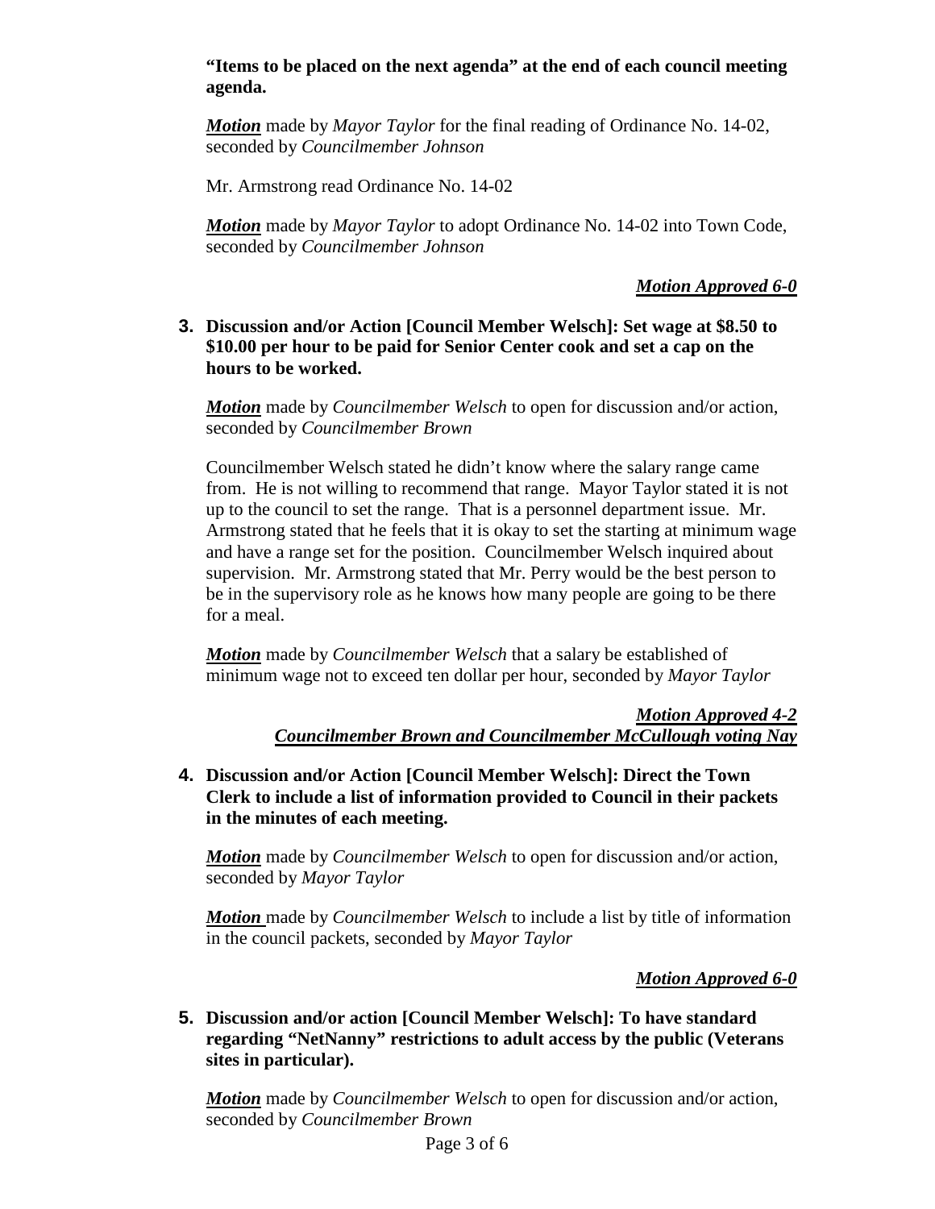**“Items to be placed on the next agenda” at the end of each council meeting agenda.**

***Motion*** made by *Mayor Taylor* for the final reading of Ordinance No. 14-02, seconded by *Councilmember Johnson*

Mr. Armstrong read Ordinance No. 14-02

***Motion*** made by *Mayor Taylor* to adopt Ordinance No. 14-02 into Town Code, seconded by *Councilmember Johnson*

***Motion Approved 6-0***

**3. Discussion and/or Action [Council Member Welsch]: Set wage at $8.50 to $10.00 per hour to be paid for Senior Center cook and set a cap on the hours to be worked.**

***Motion*** made by *Councilmember Welsch* to open for discussion and/or action, seconded by *Councilmember Brown*

Councilmember Welsch stated he didn’t know where the salary range came from. He is not willing to recommend that range. Mayor Taylor stated it is not up to the council to set the range. That is a personnel department issue. Mr. Armstrong stated that he feels that it is okay to set the starting at minimum wage and have a range set for the position. Councilmember Welsch inquired about supervision. Mr. Armstrong stated that Mr. Perry would be the best person to be in the supervisory role as he knows how many people are going to be there for a meal.

***Motion*** made by *Councilmember Welsch* that a salary be established of minimum wage not to exceed ten dollar per hour, seconded by *Mayor Taylor*

***Motion Approved 4-2***
***Councilmember Brown and Councilmember McCullough voting Nay***

**4. Discussion and/or Action [Council Member Welsch]: Direct the Town Clerk to include a list of information provided to Council in their packets in the minutes of each meeting.**

***Motion*** made by *Councilmember Welsch* to open for discussion and/or action, seconded by *Mayor Taylor*

***Motion*** made by *Councilmember Welsch* to include a list by title of information in the council packets, seconded by *Mayor Taylor*

***Motion Approved 6-0***

**5. Discussion and/or action [Council Member Welsch]: To have standard regarding “NetNanny” restrictions to adult access by the public (Veterans sites in particular).**

***Motion*** made by *Councilmember Welsch* to open for discussion and/or action, seconded by *Councilmember Brown*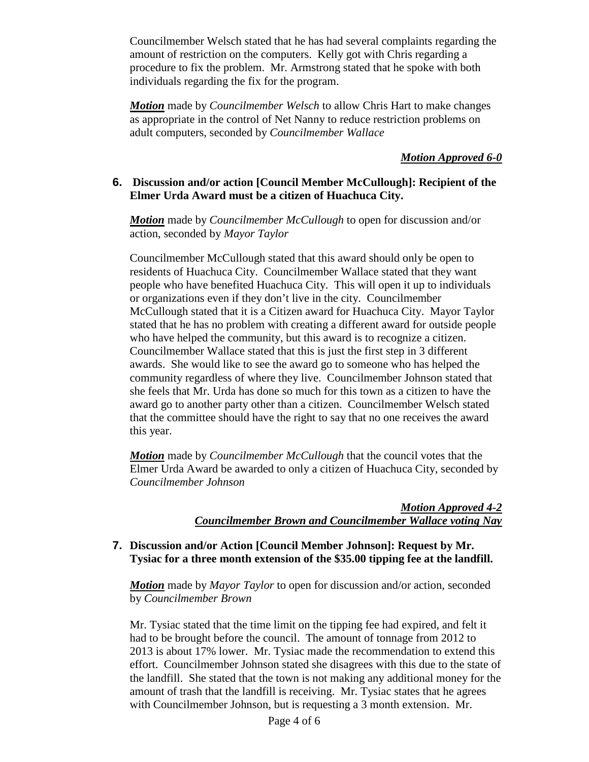Councilmember Welsch stated that he has had several complaints regarding the amount of restriction on the computers. Kelly got with Chris regarding a procedure to fix the problem. Mr. Armstrong stated that he spoke with both individuals regarding the fix for the program.

***Motion*** made by *Councilmember Welsch* to allow Chris Hart to make changes as appropriate in the control of Net Nanny to reduce restriction problems on adult computers, seconded by *Councilmember Wallace*

***Motion Approved 6-0***

**6. Discussion and/or action [Council Member McCullough]: Recipient of the Elmer Urda Award must be a citizen of Huachuca City.**

***Motion*** made by *Councilmember McCullough* to open for discussion and/or action, seconded by *Mayor Taylor*

Councilmember McCullough stated that this award should only be open to residents of Huachuca City. Councilmember Wallace stated that they want people who have benefited Huachuca City. This will open it up to individuals or organizations even if they don't live in the city. Councilmember McCullough stated that it is a Citizen award for Huachuca City. Mayor Taylor stated that he has no problem with creating a different award for outside people who have helped the community, but this award is to recognize a citizen. Councilmember Wallace stated that this is just the first step in 3 different awards. She would like to see the award go to someone who has helped the community regardless of where they live. Councilmember Johnson stated that she feels that Mr. Urda has done so much for this town as a citizen to have the award go to another party other than a citizen. Councilmember Welsch stated that the committee should have the right to say that no one receives the award this year.

***Motion*** made by *Councilmember McCullough* that the council votes that the Elmer Urda Award be awarded to only a citizen of Huachuca City, seconded by *Councilmember Johnson*

***Motion Approved 4-2***
***Councilmember Brown and Councilmember Wallace voting Nay***

**7. Discussion and/or Action [Council Member Johnson]: Request by Mr. Tysiac for a three month extension of the $35.00 tipping fee at the landfill.**

***Motion*** made by *Mayor Taylor* to open for discussion and/or action, seconded by *Councilmember Brown*

Mr. Tysiac stated that the time limit on the tipping fee had expired, and felt it had to be brought before the council. The amount of tonnage from 2012 to 2013 is about 17% lower. Mr. Tysiac made the recommendation to extend this effort. Councilmember Johnson stated she disagrees with this due to the state of the landfill. She stated that the town is not making any additional money for the amount of trash that the landfill is receiving. Mr. Tysiac states that he agrees with Councilmember Johnson, but is requesting a 3 month extension. Mr.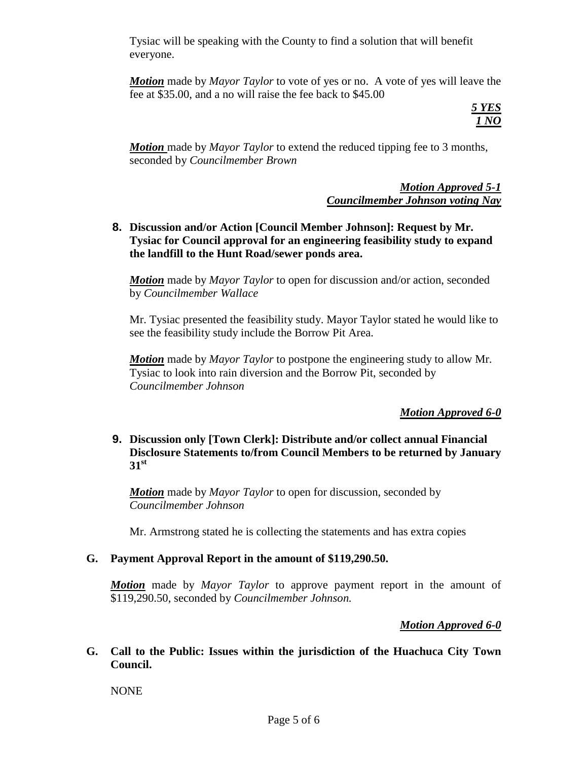Tysiac will be speaking with the County to find a solution that will benefit everyone.

***Motion*** made by *Mayor Taylor* to vote of yes or no. A vote of yes will leave the fee at $35.00, and a no will raise the fee back to $45.00

***5 YES***
***1 NO***

***Motion*** made by *Mayor Taylor* to extend the reduced tipping fee to 3 months, seconded by *Councilmember Brown*

***Motion Approved 5-1***
***Councilmember Johnson voting Nay***

**8. Discussion and/or Action [Council Member Johnson]: Request by Mr. Tysiac for Council approval for an engineering feasibility study to expand the landfill to the Hunt Road/sewer ponds area.**

***Motion*** made by *Mayor Taylor* to open for discussion and/or action, seconded by *Councilmember Wallace*

Mr. Tysiac presented the feasibility study. Mayor Taylor stated he would like to see the feasibility study include the Borrow Pit Area.

***Motion*** made by *Mayor Taylor* to postpone the engineering study to allow Mr. Tysiac to look into rain diversion and the Borrow Pit, seconded by *Councilmember Johnson*

***Motion Approved 6-0***

**9. Discussion only [Town Clerk]: Distribute and/or collect annual Financial Disclosure Statements to/from Council Members to be returned by January 31st**

***Motion*** made by *Mayor Taylor* to open for discussion, seconded by *Councilmember Johnson*

Mr. Armstrong stated he is collecting the statements and has extra copies

**G. Payment Approval Report in the amount of $119,290.50.**

***Motion*** made by *Mayor Taylor* to approve payment report in the amount of $119,290.50, seconded by *Councilmember Johnson.*

***Motion Approved 6-0***

**G. Call to the Public: Issues within the jurisdiction of the Huachuca City Town Council.**

NONE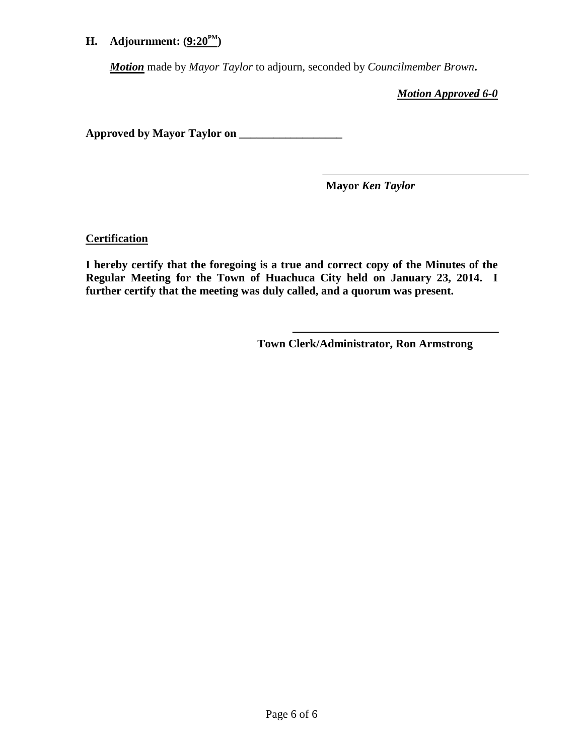## H. Adjournment: (9:20PM)

***Motion*** made by *Mayor Taylor* to adjourn, seconded by *Councilmember Brown***.**

***Motion Approved 6-0***

**Approved by Mayor Taylor on __________________**

\_\_\_\_\_\_\_\_\_\_\_\_\_\_\_\_\_\_\_\_\_\_\_\_\_\_\_\_\_\_\_\_\_\_\_\_\_\_

**Mayor** ***Ken Taylor***

**Certification**

**I hereby certify that the foregoing is a true and correct copy of the Minutes of the Regular Meeting for the Town of Huachuca City held on January 23, 2014. I further certify that the meeting was duly called, and a quorum was present.**

\_\_\_\_\_\_\_\_\_\_\_\_\_\_\_\_\_\_\_\_\_\_\_\_\_\_\_\_\_\_\_\_\_\_\_\_\_\_

**Town Clerk/Administrator, Ron Armstrong**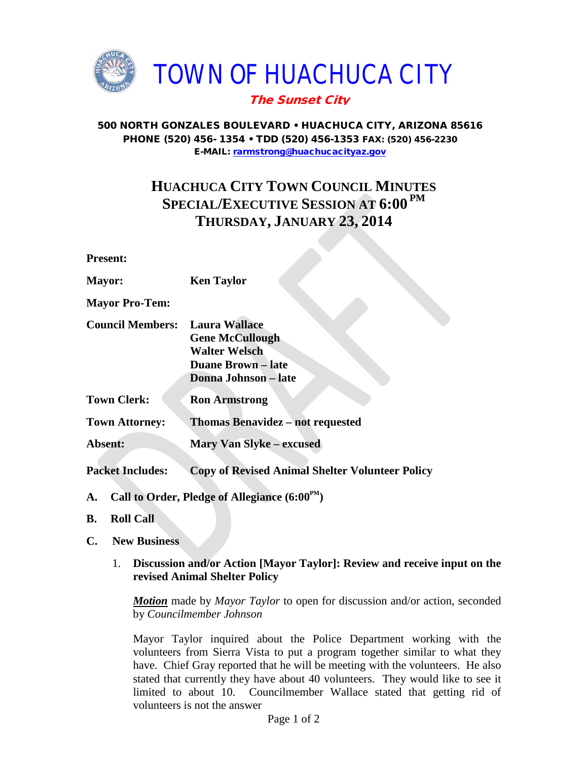# TOWN OF HUACHUCA CITY

***The Sunset City***

**500 NORTH GONZALES BOULEVARD • HUACHUCA CITY, ARIZONA 85616**
**PHONE (520) 456- 1354 • TDD (520) 456-1353 FAX: (520) 456-2230**
**E-MAIL: rarmstrong@huachucacityaz.gov**

## HUACHUCA CITY TOWN COUNCIL MINUTES
## SPECIAL/EXECUTIVE SESSION AT 6:00 PM
## THURSDAY, JANUARY 23, 2014

**Present:**

**Mayor:** **Ken Taylor**

**Mayor Pro-Tem:**

**Council Members:** **Laura Wallace**
**Gene McCullough**
**Walter Welsch**
**Duane Brown – late**
**Donna Johnson – late**

**Town Clerk:** **Ron Armstrong**

**Town Attorney:** **Thomas Benavidez – not requested**

**Absent:** **Mary Van Slyke – excused**

**Packet Includes:** **Copy of Revised Animal Shelter Volunteer Policy**

**A. Call to Order, Pledge of Allegiance (6:00PM)**

**B. Roll Call**

**C. New Business**

1. **Discussion and/or Action [Mayor Taylor]: Review and receive input on the revised Animal Shelter Policy**

   ***Motion*** made by *Mayor Taylor* to open for discussion and/or action, seconded by *Councilmember Johnson*

   Mayor Taylor inquired about the Police Department working with the volunteers from Sierra Vista to put a program together similar to what they have. Chief Gray reported that he will be meeting with the volunteers. He also stated that currently they have about 40 volunteers. They would like to see it limited to about 10. Councilmember Wallace stated that getting rid of volunteers is not the answer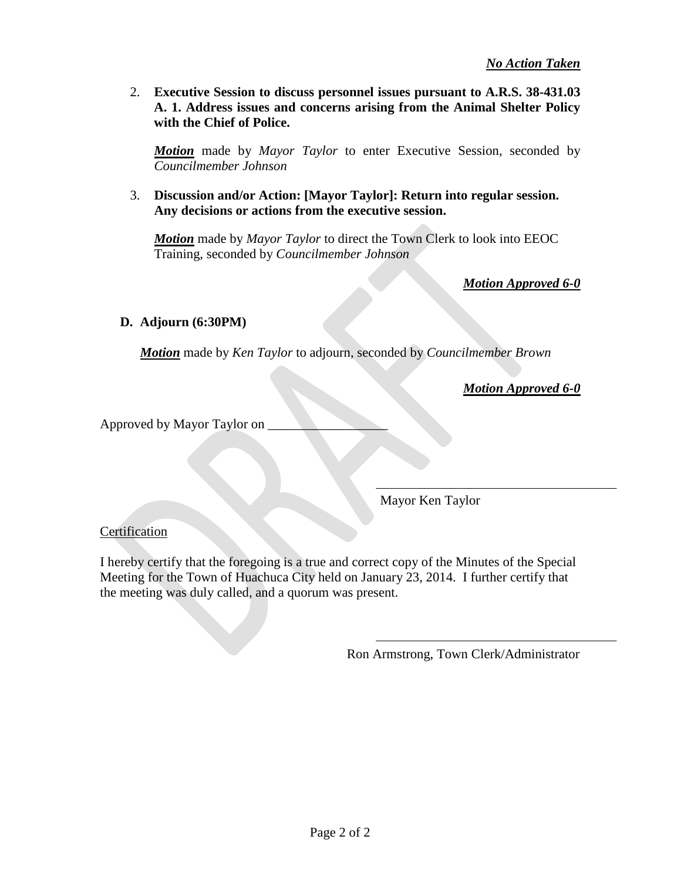***No Action Taken***

2. **Executive Session to discuss personnel issues pursuant to A.R.S. 38-431.03 A. 1. Address issues and concerns arising from the Animal Shelter Policy with the Chief of Police.**

   ***Motion*** made by *Mayor Taylor* to enter Executive Session, seconded by *Councilmember Johnson*

3. **Discussion and/or Action: [Mayor Taylor]: Return into regular session. Any decisions or actions from the executive session.**

   ***Motion*** made by *Mayor Taylor* to direct the Town Clerk to look into EEOC Training, seconded by *Councilmember Johnson*

   ***Motion Approved 6-0***

**D. Adjourn (6:30PM)**

***Motion*** made by *Ken Taylor* to adjourn, seconded by *Councilmember Brown*

***Motion Approved 6-0***

Approved by Mayor Taylor on ___________________

_______________________________________
Mayor Ken Taylor

Certification

I hereby certify that the foregoing is a true and correct copy of the Minutes of the Special Meeting for the Town of Huachuca City held on January 23, 2014. I further certify that the meeting was duly called, and a quorum was present.

_______________________________________
Ron Armstrong, Town Clerk/Administrator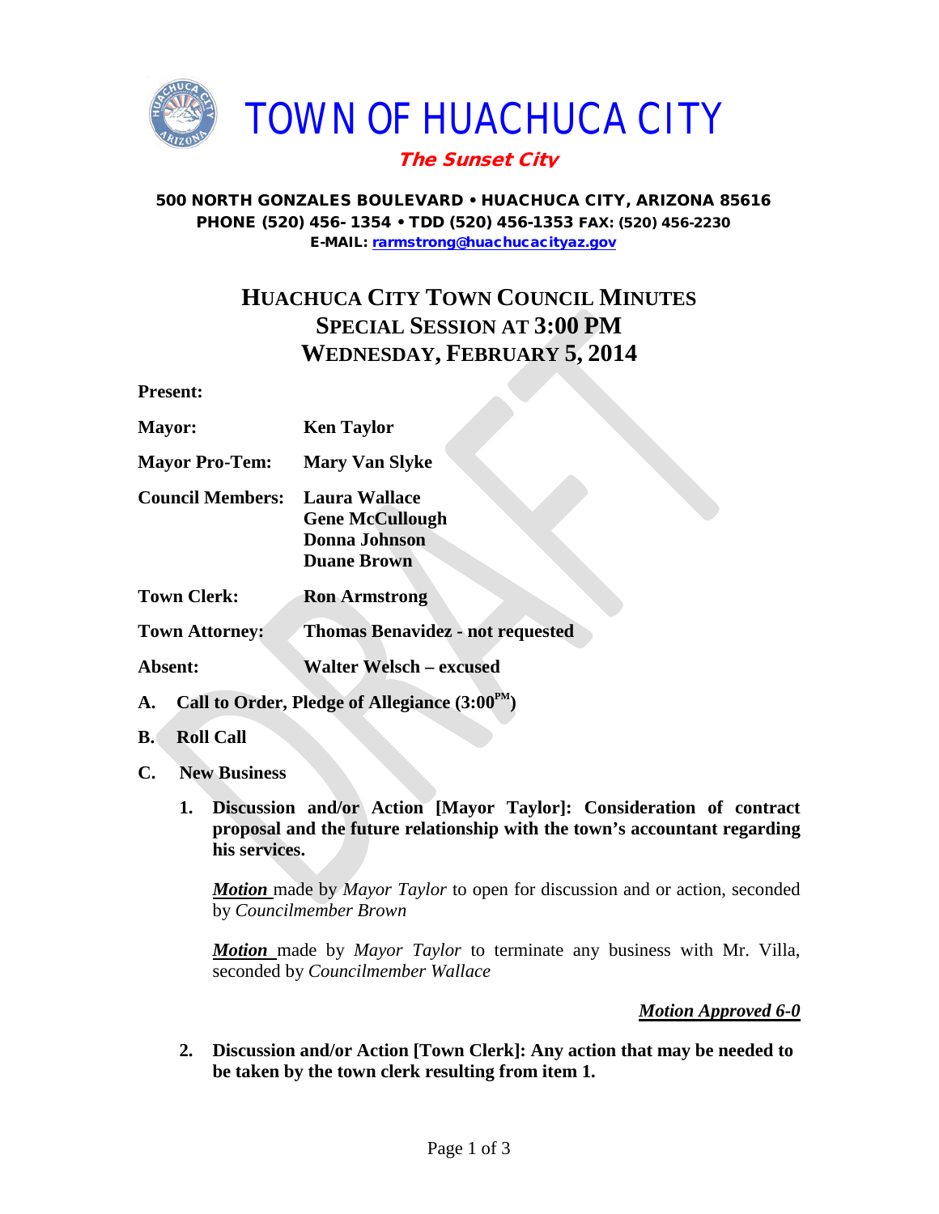# TOWN OF HUACHUCA CITY

***The Sunset City***

**500 NORTH GONZALES BOULEVARD • HUACHUCA CITY, ARIZONA 85616**
**PHONE (520) 456- 1354 • TDD (520) 456-1353 FAX: (520) 456-2230**
**E-MAIL: rarmstrong@huachucacityaz.gov**

## HUACHUCA CITY TOWN COUNCIL MINUTES
## SPECIAL SESSION AT 3:00 PM
## WEDNESDAY, FEBRUARY 5, 2014

**Present:**

**Mayor:** **Ken Taylor**

**Mayor Pro-Tem:** **Mary Van Slyke**

**Council Members:** **Laura Wallace**
**Gene McCullough**
**Donna Johnson**
**Duane Brown**

**Town Clerk:** **Ron Armstrong**

**Town Attorney:** **Thomas Benavidez - not requested**

**Absent:** **Walter Welsch – excused**

**A. Call to Order, Pledge of Allegiance (3:00PM)**

**B. Roll Call**

**C. New Business**

1. **Discussion and/or Action [Mayor Taylor]: Consideration of contract proposal and the future relationship with the town's accountant regarding his services.**

   ***Motion*** made by *Mayor Taylor* to open for discussion and or action, seconded by *Councilmember Brown*

   ***Motion*** made by *Mayor Taylor* to terminate any business with Mr. Villa, seconded by *Councilmember Wallace*

   ***Motion Approved 6-0***

2. **Discussion and/or Action [Town Clerk]: Any action that may be needed to be taken by the town clerk resulting from item 1.**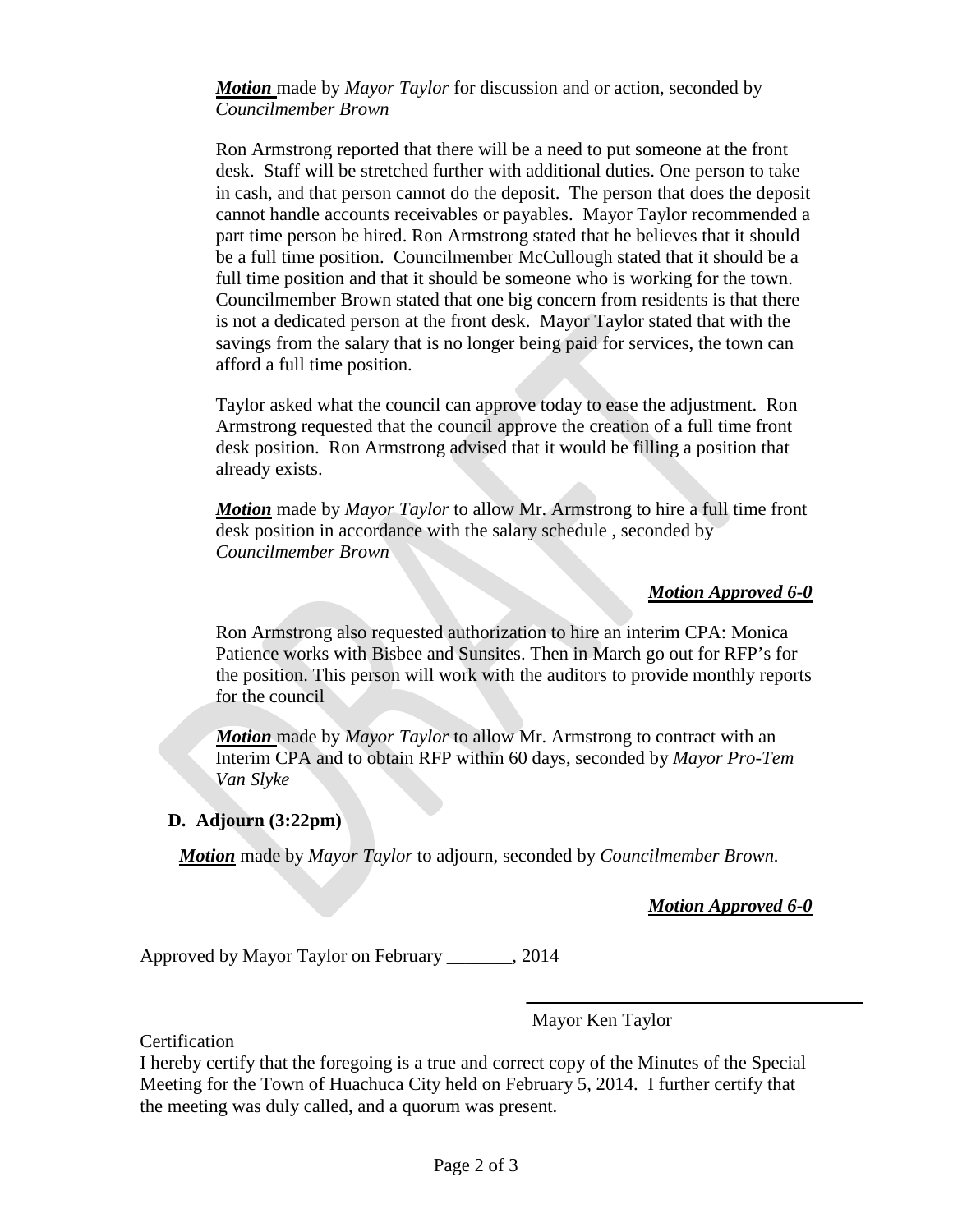***Motion*** made by *Mayor Taylor* for discussion and or action, seconded by *Councilmember Brown*

Ron Armstrong reported that there will be a need to put someone at the front desk. Staff will be stretched further with additional duties. One person to take in cash, and that person cannot do the deposit. The person that does the deposit cannot handle accounts receivables or payables. Mayor Taylor recommended a part time person be hired. Ron Armstrong stated that he believes that it should be a full time position. Councilmember McCullough stated that it should be a full time position and that it should be someone who is working for the town. Councilmember Brown stated that one big concern from residents is that there is not a dedicated person at the front desk. Mayor Taylor stated that with the savings from the salary that is no longer being paid for services, the town can afford a full time position.

Taylor asked what the council can approve today to ease the adjustment. Ron Armstrong requested that the council approve the creation of a full time front desk position. Ron Armstrong advised that it would be filling a position that already exists.

***Motion*** made by *Mayor Taylor* to allow Mr. Armstrong to hire a full time front desk position in accordance with the salary schedule , seconded by *Councilmember Brown*

***Motion Approved 6-0***

Ron Armstrong also requested authorization to hire an interim CPA: Monica Patience works with Bisbee and Sunsites. Then in March go out for RFP's for the position. This person will work with the auditors to provide monthly reports for the council

***Motion*** made by *Mayor Taylor* to allow Mr. Armstrong to contract with an Interim CPA and to obtain RFP within 60 days, seconded by *Mayor Pro-Tem Van Slyke*

**D. Adjourn (3:22pm)**

***Motion*** made by *Mayor Taylor* to adjourn, seconded by *Councilmember Brown.*

***Motion Approved 6-0***

Approved by Mayor Taylor on February _______, 2014

Mayor Ken Taylor

Certification

I hereby certify that the foregoing is a true and correct copy of the Minutes of the Special Meeting for the Town of Huachuca City held on February 5, 2014. I further certify that the meeting was duly called, and a quorum was present.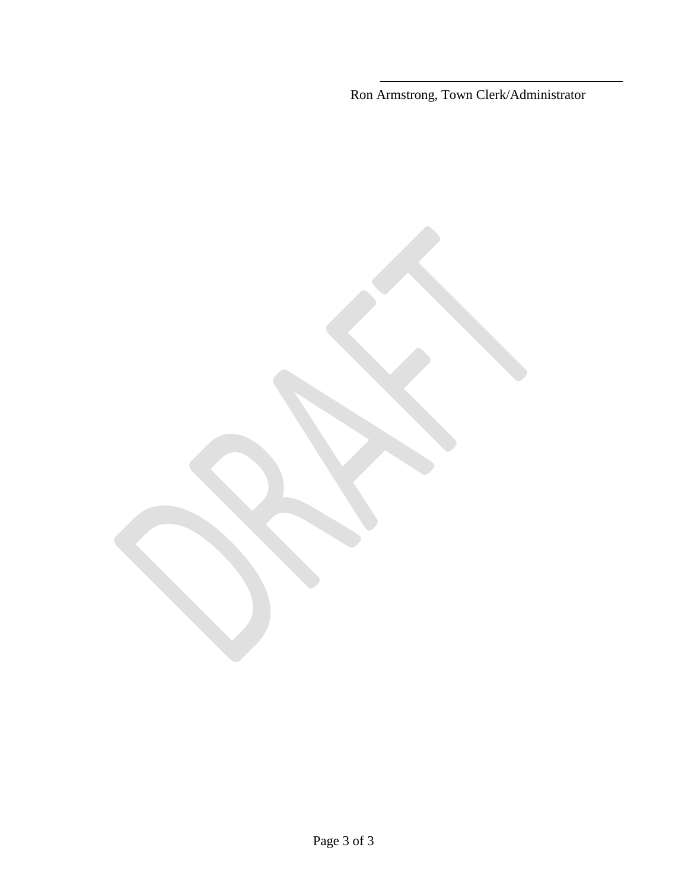\_\_\_\_\_\_\_\_\_\_\_\_\_\_\_\_\_\_\_\_\_\_\_\_\_\_\_\_\_\_\_\_\_\_\_\_\_\_\_\_

Ron Armstrong, Town Clerk/Administrator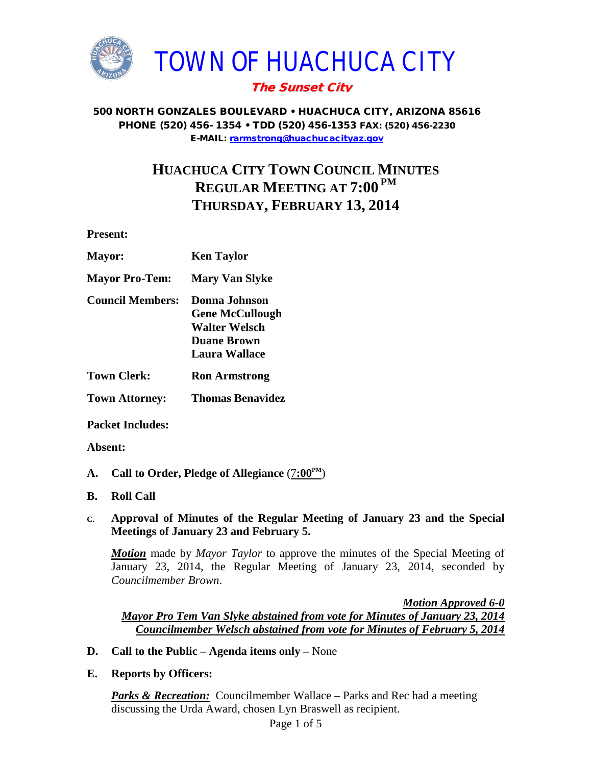# TOWN OF HUACHUCA CITY

***The Sunset City***

**500 NORTH GONZALES BOULEVARD • HUACHUCA CITY, ARIZONA 85616**
**PHONE (520) 456- 1354 • TDD (520) 456-1353 FAX: (520) 456-2230**
**E-MAIL: rarmstrong@huachucacityaz.gov**

## HUACHUCA CITY TOWN COUNCIL MINUTES
## REGULAR MEETING AT 7:00 PM
## THURSDAY, FEBRUARY 13, 2014

**Present:**

**Mayor:** **Ken Taylor**

**Mayor Pro-Tem:** **Mary Van Slyke**

**Council Members:** **Donna Johnson**
**Gene McCullough**
**Walter Welsch**
**Duane Brown**
**Laura Wallace**

**Town Clerk:** **Ron Armstrong**

**Town Attorney:** **Thomas Benavidez**

**Packet Includes:**

**Absent:**

**A. Call to Order, Pledge of Allegiance** (7:00PM)

**B. Roll Call**

**C. Approval of Minutes of the Regular Meeting of January 23 and the Special Meetings of January 23 and February 5.**

***Motion*** made by *Mayor Taylor* to approve the minutes of the Special Meeting of January 23, 2014, the Regular Meeting of January 23, 2014, seconded by *Councilmember Brown*.

***Motion Approved 6-0***
***Mayor Pro Tem Van Slyke abstained from vote for Minutes of January 23, 2014***
***Councilmember Welsch abstained from vote for Minutes of February 5, 2014***

**D. Call to the Public – Agenda items only –** None

**E. Reports by Officers:**

***Parks & Recreation:*** Councilmember Wallace – Parks and Rec had a meeting discussing the Urda Award, chosen Lyn Braswell as recipient.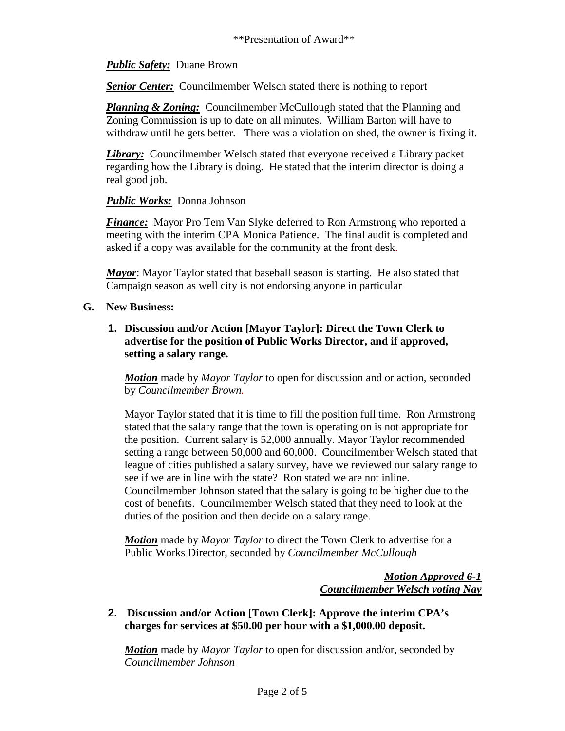\*\*Presentation of Award\*\*

***Public Safety:*** Duane Brown

***Senior Center:*** Councilmember Welsch stated there is nothing to report

***Planning & Zoning:*** Councilmember McCullough stated that the Planning and Zoning Commission is up to date on all minutes. William Barton will have to withdraw until he gets better. There was a violation on shed, the owner is fixing it.

***Library:*** Councilmember Welsch stated that everyone received a Library packet regarding how the Library is doing. He stated that the interim director is doing a real good job.

***Public Works:*** Donna Johnson

***Finance:*** Mayor Pro Tem Van Slyke deferred to Ron Armstrong who reported a meeting with the interim CPA Monica Patience. The final audit is completed and asked if a copy was available for the community at the front desk.

***Mayor***: Mayor Taylor stated that baseball season is starting. He also stated that Campaign season as well city is not endorsing anyone in particular

**G. New Business:**

**1. Discussion and/or Action [Mayor Taylor]: Direct the Town Clerk to advertise for the position of Public Works Director, and if approved, setting a salary range.**

***Motion*** made by *Mayor Taylor* to open for discussion and or action, seconded by *Councilmember Brown.*

Mayor Taylor stated that it is time to fill the position full time. Ron Armstrong stated that the salary range that the town is operating on is not appropriate for the position. Current salary is 52,000 annually. Mayor Taylor recommended setting a range between 50,000 and 60,000. Councilmember Welsch stated that league of cities published a salary survey, have we reviewed our salary range to see if we are in line with the state? Ron stated we are not inline. Councilmember Johnson stated that the salary is going to be higher due to the cost of benefits. Councilmember Welsch stated that they need to look at the duties of the position and then decide on a salary range.

***Motion*** made by *Mayor Taylor* to direct the Town Clerk to advertise for a Public Works Director, seconded by *Councilmember McCullough*

***Motion Approved 6-1***
***Councilmember Welsch voting Nay***

**2. Discussion and/or Action [Town Clerk]: Approve the interim CPA's charges for services at $50.00 per hour with a $1,000.00 deposit.**

***Motion*** made by *Mayor Taylor* to open for discussion and/or, seconded by *Councilmember Johnson*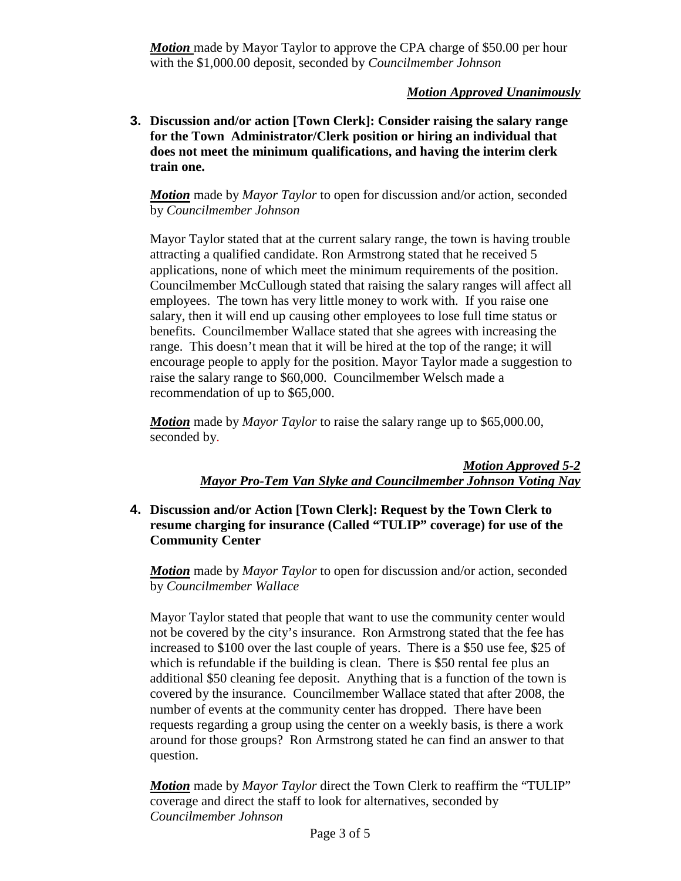***Motion*** made by Mayor Taylor to approve the CPA charge of $50.00 per hour with the $1,000.00 deposit, seconded by *Councilmember Johnson*

***Motion Approved Unanimously***

**3. Discussion and/or action [Town Clerk]: Consider raising the salary range for the Town Administrator/Clerk position or hiring an individual that does not meet the minimum qualifications, and having the interim clerk train one.**

***Motion*** made by *Mayor Taylor* to open for discussion and/or action, seconded by *Councilmember Johnson*

Mayor Taylor stated that at the current salary range, the town is having trouble attracting a qualified candidate. Ron Armstrong stated that he received 5 applications, none of which meet the minimum requirements of the position. Councilmember McCullough stated that raising the salary ranges will affect all employees. The town has very little money to work with. If you raise one salary, then it will end up causing other employees to lose full time status or benefits. Councilmember Wallace stated that she agrees with increasing the range. This doesn't mean that it will be hired at the top of the range; it will encourage people to apply for the position. Mayor Taylor made a suggestion to raise the salary range to $60,000. Councilmember Welsch made a recommendation of up to $65,000.

***Motion*** made by *Mayor Taylor* to raise the salary range up to $65,000.00, seconded by.

***Motion Approved 5-2***
***Mayor Pro-Tem Van Slyke and Councilmember Johnson Voting Nay***

**4. Discussion and/or Action [Town Clerk]: Request by the Town Clerk to resume charging for insurance (Called "TULIP" coverage) for use of the Community Center**

***Motion*** made by *Mayor Taylor* to open for discussion and/or action, seconded by *Councilmember Wallace*

Mayor Taylor stated that people that want to use the community center would not be covered by the city's insurance. Ron Armstrong stated that the fee has increased to $100 over the last couple of years. There is a $50 use fee, $25 of which is refundable if the building is clean. There is $50 rental fee plus an additional $50 cleaning fee deposit. Anything that is a function of the town is covered by the insurance. Councilmember Wallace stated that after 2008, the number of events at the community center has dropped. There have been requests regarding a group using the center on a weekly basis, is there a work around for those groups? Ron Armstrong stated he can find an answer to that question.

***Motion*** made by *Mayor Taylor* direct the Town Clerk to reaffirm the "TULIP" coverage and direct the staff to look for alternatives, seconded by *Councilmember Johnson*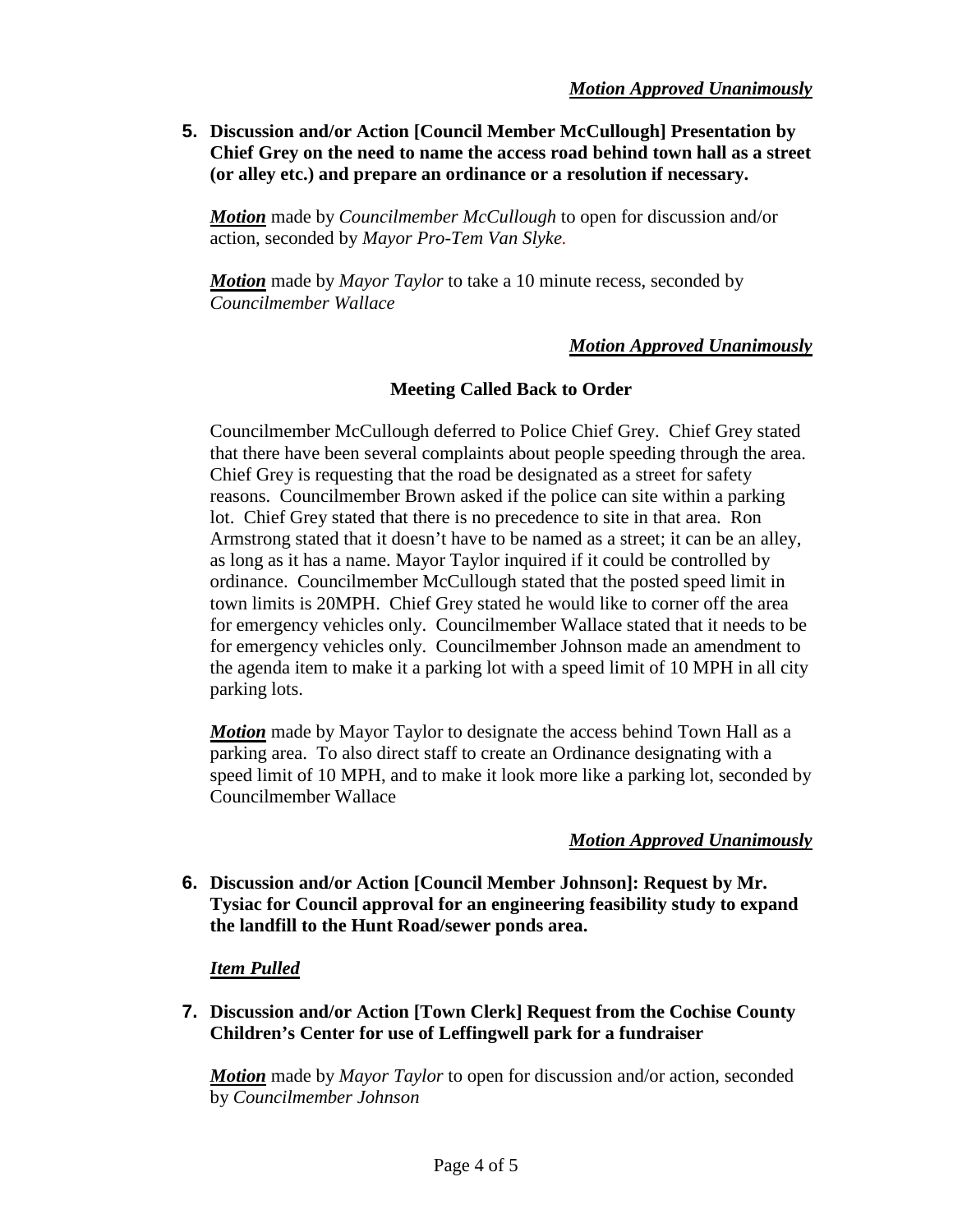***Motion Approved Unanimously***

**5. Discussion and/or Action [Council Member McCullough] Presentation by Chief Grey on the need to name the access road behind town hall as a street (or alley etc.) and prepare an ordinance or a resolution if necessary.**

***Motion*** made by *Councilmember McCullough* to open for discussion and/or action, seconded by *Mayor Pro-Tem Van Slyke.*

***Motion*** made by *Mayor Taylor* to take a 10 minute recess, seconded by *Councilmember Wallace*

***Motion Approved Unanimously***

**Meeting Called Back to Order**

Councilmember McCullough deferred to Police Chief Grey. Chief Grey stated that there have been several complaints about people speeding through the area. Chief Grey is requesting that the road be designated as a street for safety reasons. Councilmember Brown asked if the police can site within a parking lot. Chief Grey stated that there is no precedence to site in that area. Ron Armstrong stated that it doesn't have to be named as a street; it can be an alley, as long as it has a name. Mayor Taylor inquired if it could be controlled by ordinance. Councilmember McCullough stated that the posted speed limit in town limits is 20MPH. Chief Grey stated he would like to corner off the area for emergency vehicles only. Councilmember Wallace stated that it needs to be for emergency vehicles only. Councilmember Johnson made an amendment to the agenda item to make it a parking lot with a speed limit of 10 MPH in all city parking lots.

***Motion*** made by Mayor Taylor to designate the access behind Town Hall as a parking area. To also direct staff to create an Ordinance designating with a speed limit of 10 MPH, and to make it look more like a parking lot, seconded by Councilmember Wallace

***Motion Approved Unanimously***

**6. Discussion and/or Action [Council Member Johnson]: Request by Mr. Tysiac for Council approval for an engineering feasibility study to expand the landfill to the Hunt Road/sewer ponds area.**

***Item Pulled***

**7. Discussion and/or Action [Town Clerk] Request from the Cochise County Children's Center for use of Leffingwell park for a fundraiser**

***Motion*** made by *Mayor Taylor* to open for discussion and/or action, seconded by *Councilmember Johnson*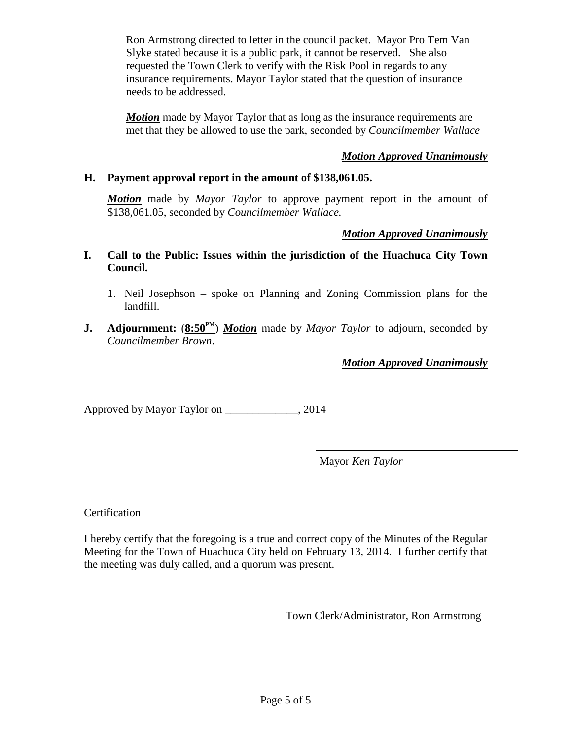Ron Armstrong directed to letter in the council packet. Mayor Pro Tem Van Slyke stated because it is a public park, it cannot be reserved. She also requested the Town Clerk to verify with the Risk Pool in regards to any insurance requirements. Mayor Taylor stated that the question of insurance needs to be addressed.

***Motion*** made by Mayor Taylor that as long as the insurance requirements are met that they be allowed to use the park, seconded by *Councilmember Wallace*

***Motion Approved Unanimously***

**H. Payment approval report in the amount of $138,061.05.**

***Motion*** made by *Mayor Taylor* to approve payment report in the amount of $138,061.05, seconded by *Councilmember Wallace.*

***Motion Approved Unanimously***

**I. Call to the Public: Issues within the jurisdiction of the Huachuca City Town Council.**

1. Neil Josephson – spoke on Planning and Zoning Commission plans for the landfill.

**J. Adjournment:** (**8:50 PM**) ***Motion*** made by *Mayor Taylor* to adjourn, seconded by *Councilmember Brown*.

***Motion Approved Unanimously***

Approved by Mayor Taylor on _____________, 2014

Mayor *Ken Taylor*

Certification

I hereby certify that the foregoing is a true and correct copy of the Minutes of the Regular Meeting for the Town of Huachuca City held on February 13, 2014. I further certify that the meeting was duly called, and a quorum was present.

Town Clerk/Administrator, Ron Armstrong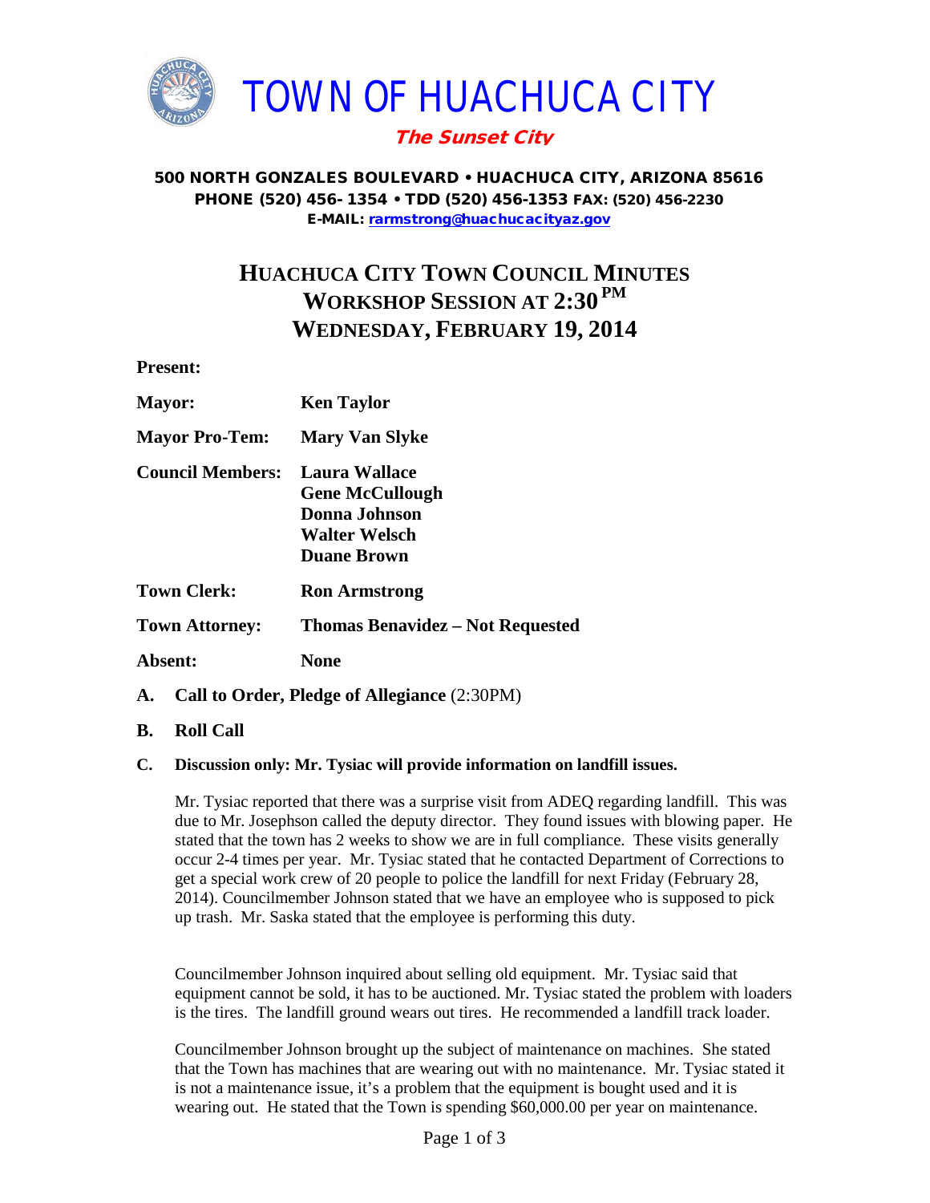# TOWN OF HUACHUCA CITY

***The Sunset City***

**500 NORTH GONZALES BOULEVARD • HUACHUCA CITY, ARIZONA 85616**
**PHONE (520) 456- 1354 • TDD (520) 456-1353 FAX: (520) 456-2230**
**E-MAIL: rarmstrong@huachucacityaz.gov**

## HUACHUCA CITY TOWN COUNCIL MINUTES
## WORKSHOP SESSION AT 2:30 PM
## WEDNESDAY, FEBRUARY 19, 2014

**Present:**

| | |
|---|---|
| **Mayor:** | **Ken Taylor** |
| **Mayor Pro-Tem:** | **Mary Van Slyke** |
| **Council Members:** | **Laura Wallace**<br>**Gene McCullough**<br>**Donna Johnson**<br>**Walter Welsch**<br>**Duane Brown** |
| **Town Clerk:** | **Ron Armstrong** |
| **Town Attorney:** | **Thomas Benavidez – Not Requested** |
| **Absent:** | **None** |

**A. Call to Order, Pledge of Allegiance** (2:30PM)

**B. Roll Call**

**C. Discussion only: Mr. Tysiac will provide information on landfill issues.**

Mr. Tysiac reported that there was a surprise visit from ADEQ regarding landfill. This was due to Mr. Josephson called the deputy director. They found issues with blowing paper. He stated that the town has 2 weeks to show we are in full compliance. These visits generally occur 2-4 times per year. Mr. Tysiac stated that he contacted Department of Corrections to get a special work crew of 20 people to police the landfill for next Friday (February 28, 2014). Councilmember Johnson stated that we have an employee who is supposed to pick up trash. Mr. Saska stated that the employee is performing this duty.

Councilmember Johnson inquired about selling old equipment. Mr. Tysiac said that equipment cannot be sold, it has to be auctioned. Mr. Tysiac stated the problem with loaders is the tires. The landfill ground wears out tires. He recommended a landfill track loader.

Councilmember Johnson brought up the subject of maintenance on machines. She stated that the Town has machines that are wearing out with no maintenance. Mr. Tysiac stated it is not a maintenance issue, it's a problem that the equipment is bought used and it is wearing out. He stated that the Town is spending $60,000.00 per year on maintenance.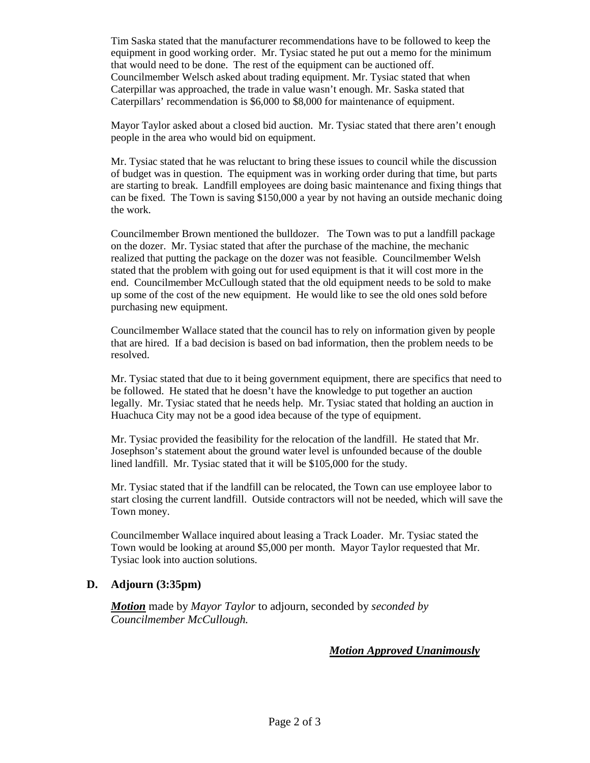Tim Saska stated that the manufacturer recommendations have to be followed to keep the equipment in good working order. Mr. Tysiac stated he put out a memo for the minimum that would need to be done. The rest of the equipment can be auctioned off. Councilmember Welsch asked about trading equipment. Mr. Tysiac stated that when Caterpillar was approached, the trade in value wasn't enough. Mr. Saska stated that Caterpillars' recommendation is $6,000 to $8,000 for maintenance of equipment.

Mayor Taylor asked about a closed bid auction. Mr. Tysiac stated that there aren't enough people in the area who would bid on equipment.

Mr. Tysiac stated that he was reluctant to bring these issues to council while the discussion of budget was in question. The equipment was in working order during that time, but parts are starting to break. Landfill employees are doing basic maintenance and fixing things that can be fixed. The Town is saving $150,000 a year by not having an outside mechanic doing the work.

Councilmember Brown mentioned the bulldozer. The Town was to put a landfill package on the dozer. Mr. Tysiac stated that after the purchase of the machine, the mechanic realized that putting the package on the dozer was not feasible. Councilmember Welsh stated that the problem with going out for used equipment is that it will cost more in the end. Councilmember McCullough stated that the old equipment needs to be sold to make up some of the cost of the new equipment. He would like to see the old ones sold before purchasing new equipment.

Councilmember Wallace stated that the council has to rely on information given by people that are hired. If a bad decision is based on bad information, then the problem needs to be resolved.

Mr. Tysiac stated that due to it being government equipment, there are specifics that need to be followed. He stated that he doesn't have the knowledge to put together an auction legally. Mr. Tysiac stated that he needs help. Mr. Tysiac stated that holding an auction in Huachuca City may not be a good idea because of the type of equipment.

Mr. Tysiac provided the feasibility for the relocation of the landfill. He stated that Mr. Josephson's statement about the ground water level is unfounded because of the double lined landfill. Mr. Tysiac stated that it will be $105,000 for the study.

Mr. Tysiac stated that if the landfill can be relocated, the Town can use employee labor to start closing the current landfill. Outside contractors will not be needed, which will save the Town money.

Councilmember Wallace inquired about leasing a Track Loader. Mr. Tysiac stated the Town would be looking at around $5,000 per month. Mayor Taylor requested that Mr. Tysiac look into auction solutions.

## D. Adjourn (3:35pm)

***Motion*** made by *Mayor Taylor* to adjourn, seconded by *seconded by Councilmember McCullough.*

***Motion Approved Unanimously***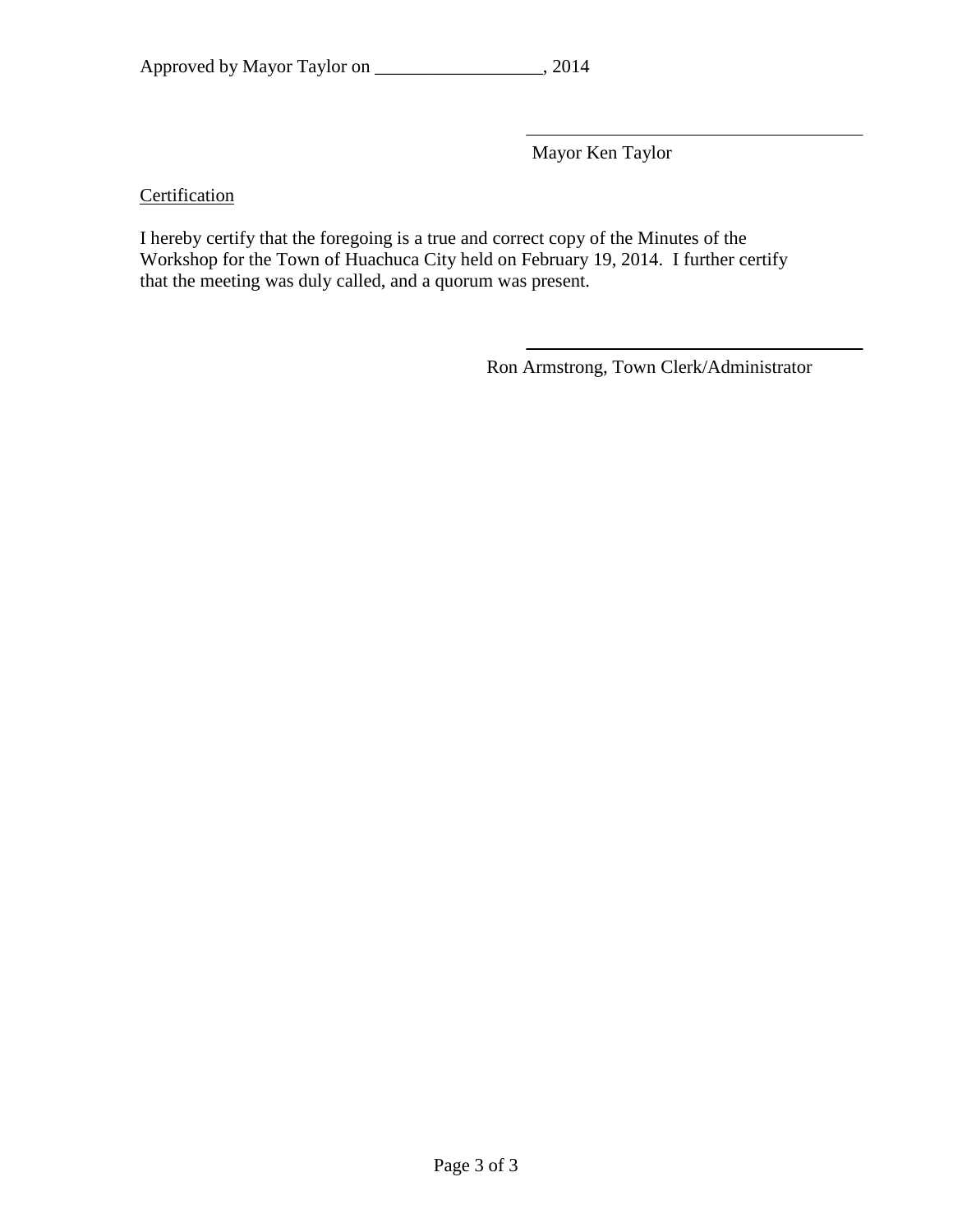Approved by Mayor Taylor on __________________, 2014

_______________________________________

Mayor Ken Taylor

Certification

I hereby certify that the foregoing is a true and correct copy of the Minutes of the Workshop for the Town of Huachuca City held on February 19, 2014. I further certify that the meeting was duly called, and a quorum was present.

_______________________________________

Ron Armstrong, Town Clerk/Administrator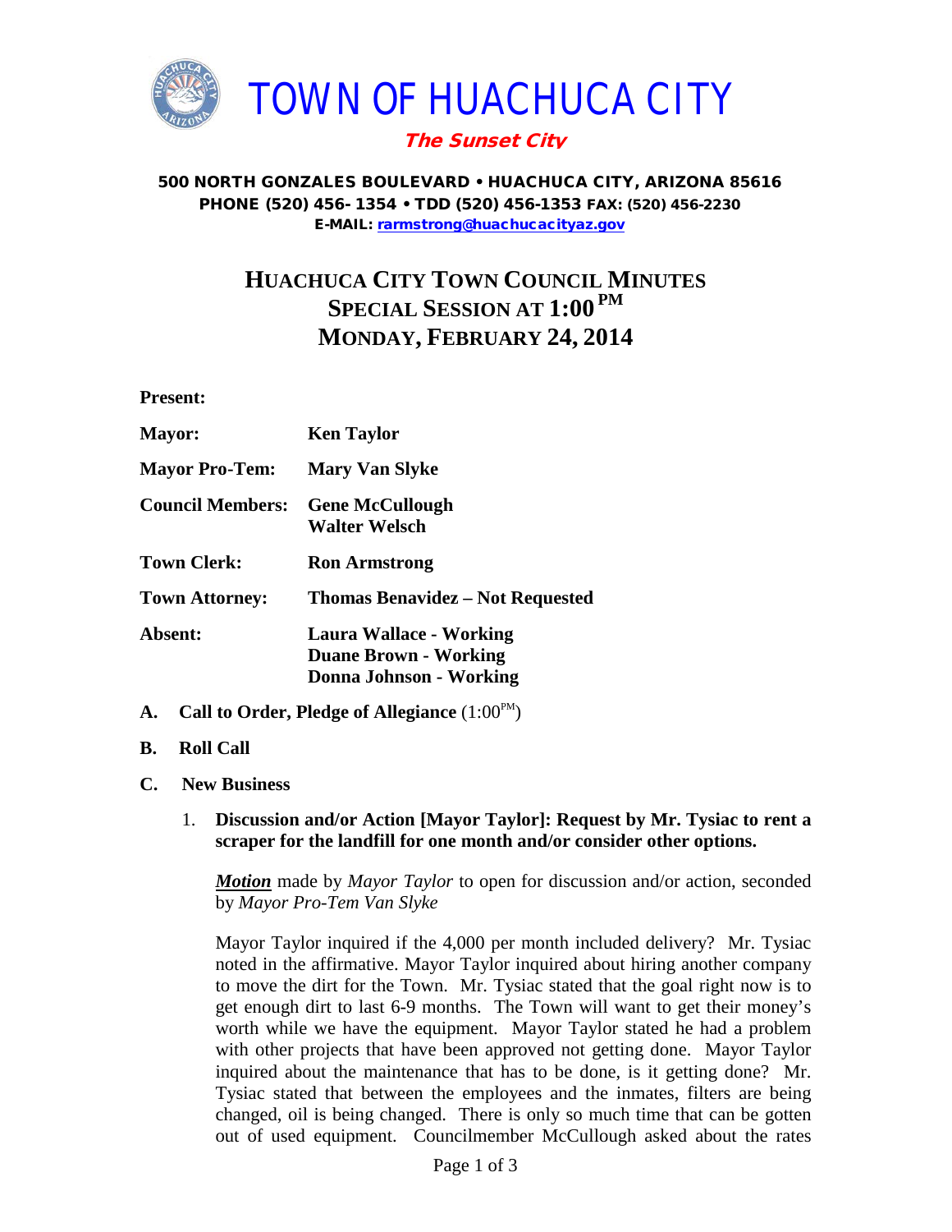# TOWN OF HUACHUCA CITY

***The Sunset City***

**500 NORTH GONZALES BOULEVARD • HUACHUCA CITY, ARIZONA 85616**
**PHONE (520) 456- 1354 • TDD (520) 456-1353 FAX: (520) 456-2230**
**E-MAIL: rarmstrong@huachucacityaz.gov**

## HUACHUCA CITY TOWN COUNCIL MINUTES
## SPECIAL SESSION AT 1:00 PM
## MONDAY, FEBRUARY 24, 2014

**Present:**

| | |
|---|---|
| **Mayor:** | **Ken Taylor** |
| **Mayor Pro-Tem:** | **Mary Van Slyke** |
| **Council Members:** | **Gene McCullough**<br>**Walter Welsch** |
| **Town Clerk:** | **Ron Armstrong** |
| **Town Attorney:** | **Thomas Benavidez – Not Requested** |
| **Absent:** | **Laura Wallace - Working**<br>**Duane Brown - Working**<br>**Donna Johnson - Working** |

**A. Call to Order, Pledge of Allegiance** (1:00PM)

**B. Roll Call**

**C. New Business**

1. **Discussion and/or Action [Mayor Taylor]: Request by Mr. Tysiac to rent a scraper for the landfill for one month and/or consider other options.**

   ***Motion*** made by *Mayor Taylor* to open for discussion and/or action, seconded by *Mayor Pro-Tem Van Slyke*

   Mayor Taylor inquired if the 4,000 per month included delivery? Mr. Tysiac noted in the affirmative. Mayor Taylor inquired about hiring another company to move the dirt for the Town. Mr. Tysiac stated that the goal right now is to get enough dirt to last 6-9 months. The Town will want to get their money's worth while we have the equipment. Mayor Taylor stated he had a problem with other projects that have been approved not getting done. Mayor Taylor inquired about the maintenance that has to be done, is it getting done? Mr. Tysiac stated that between the employees and the inmates, filters are being changed, oil is being changed. There is only so much time that can be gotten out of used equipment. Councilmember McCullough asked about the rates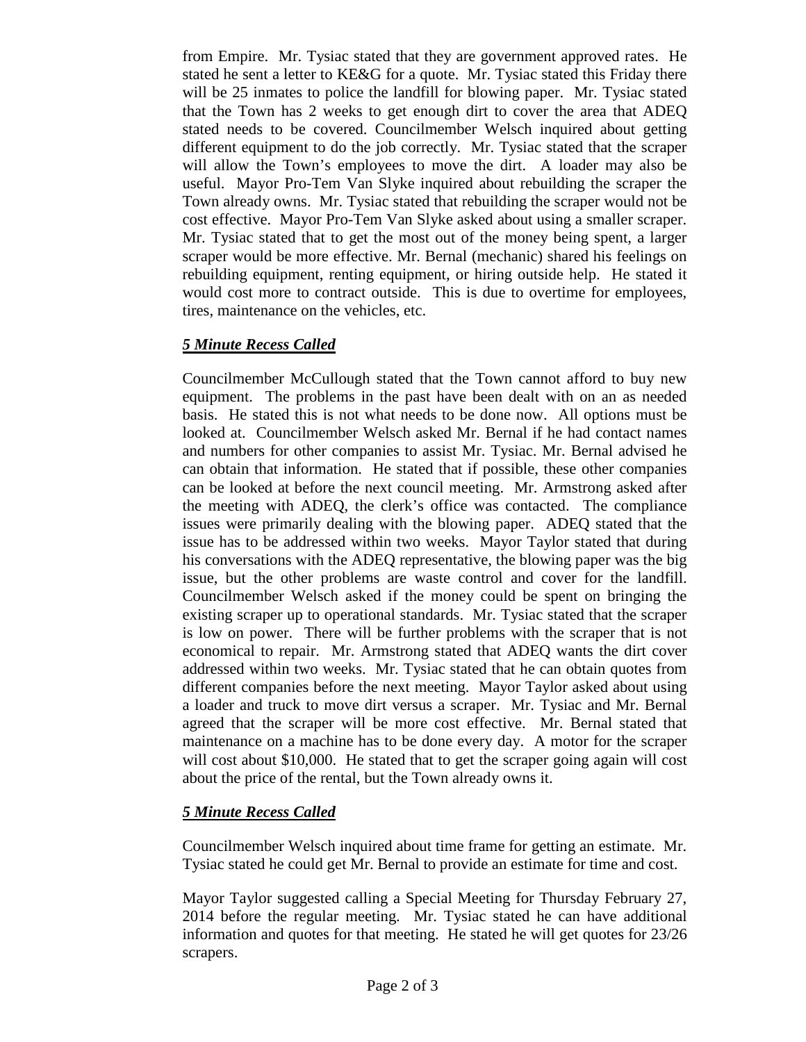from Empire. Mr. Tysiac stated that they are government approved rates. He stated he sent a letter to KE&G for a quote. Mr. Tysiac stated this Friday there will be 25 inmates to police the landfill for blowing paper. Mr. Tysiac stated that the Town has 2 weeks to get enough dirt to cover the area that ADEQ stated needs to be covered. Councilmember Welsch inquired about getting different equipment to do the job correctly. Mr. Tysiac stated that the scraper will allow the Town's employees to move the dirt. A loader may also be useful. Mayor Pro-Tem Van Slyke inquired about rebuilding the scraper the Town already owns. Mr. Tysiac stated that rebuilding the scraper would not be cost effective. Mayor Pro-Tem Van Slyke asked about using a smaller scraper. Mr. Tysiac stated that to get the most out of the money being spent, a larger scraper would be more effective. Mr. Bernal (mechanic) shared his feelings on rebuilding equipment, renting equipment, or hiring outside help. He stated it would cost more to contract outside. This is due to overtime for employees, tires, maintenance on the vehicles, etc.

***5 Minute Recess Called***

Councilmember McCullough stated that the Town cannot afford to buy new equipment. The problems in the past have been dealt with on an as needed basis. He stated this is not what needs to be done now. All options must be looked at. Councilmember Welsch asked Mr. Bernal if he had contact names and numbers for other companies to assist Mr. Tysiac. Mr. Bernal advised he can obtain that information. He stated that if possible, these other companies can be looked at before the next council meeting. Mr. Armstrong asked after the meeting with ADEQ, the clerk's office was contacted. The compliance issues were primarily dealing with the blowing paper. ADEQ stated that the issue has to be addressed within two weeks. Mayor Taylor stated that during his conversations with the ADEQ representative, the blowing paper was the big issue, but the other problems are waste control and cover for the landfill. Councilmember Welsch asked if the money could be spent on bringing the existing scraper up to operational standards. Mr. Tysiac stated that the scraper is low on power. There will be further problems with the scraper that is not economical to repair. Mr. Armstrong stated that ADEQ wants the dirt cover addressed within two weeks. Mr. Tysiac stated that he can obtain quotes from different companies before the next meeting. Mayor Taylor asked about using a loader and truck to move dirt versus a scraper. Mr. Tysiac and Mr. Bernal agreed that the scraper will be more cost effective. Mr. Bernal stated that maintenance on a machine has to be done every day. A motor for the scraper will cost about $10,000. He stated that to get the scraper going again will cost about the price of the rental, but the Town already owns it.

***5 Minute Recess Called***

Councilmember Welsch inquired about time frame for getting an estimate. Mr. Tysiac stated he could get Mr. Bernal to provide an estimate for time and cost.

Mayor Taylor suggested calling a Special Meeting for Thursday February 27, 2014 before the regular meeting. Mr. Tysiac stated he can have additional information and quotes for that meeting. He stated he will get quotes for 23/26 scrapers.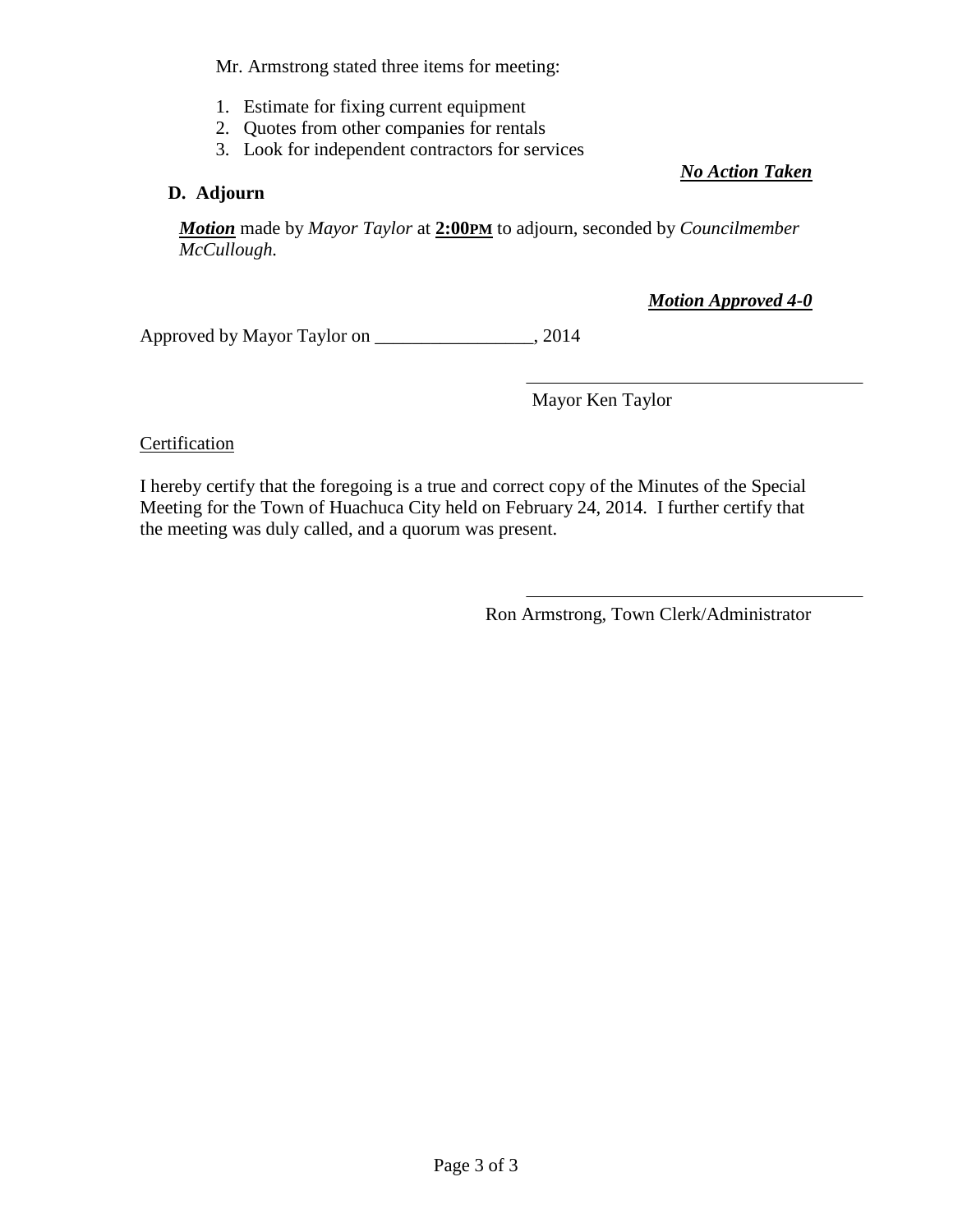Mr. Armstrong stated three items for meeting:

1. Estimate for fixing current equipment
2. Quotes from other companies for rentals
3. Look for independent contractors for services

***No Action Taken***

**D. Adjourn**

***Motion*** made by *Mayor Taylor* at **2:00PM** to adjourn, seconded by *Councilmember McCullough.*

***Motion Approved 4-0***

Approved by Mayor Taylor on _________________, 2014

_____________________________________
Mayor Ken Taylor

Certification

I hereby certify that the foregoing is a true and correct copy of the Minutes of the Special Meeting for the Town of Huachuca City held on February 24, 2014. I further certify that the meeting was duly called, and a quorum was present.

_____________________________________
Ron Armstrong, Town Clerk/Administrator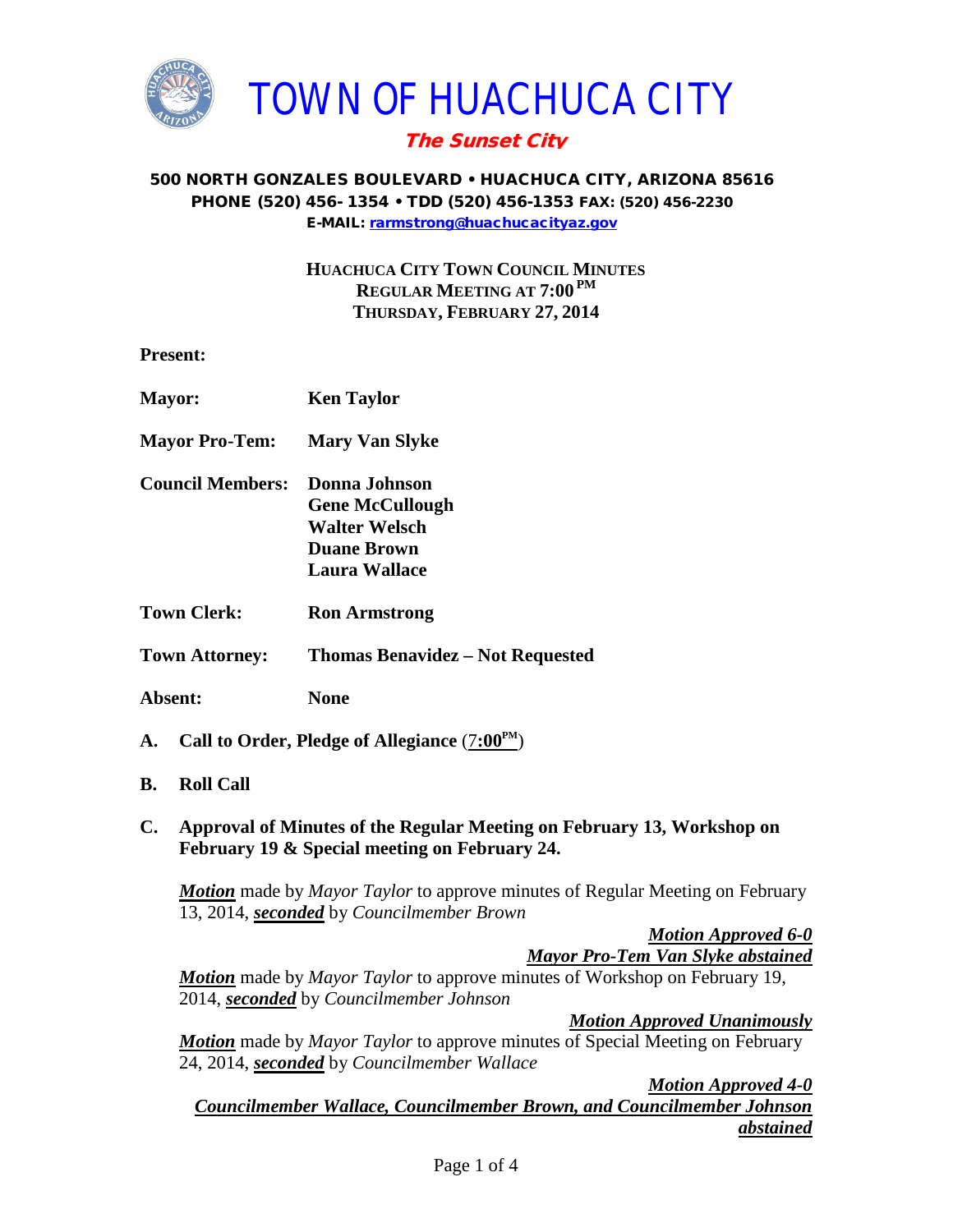# TOWN OF HUACHUCA CITY

***The Sunset City***

**500 NORTH GONZALES BOULEVARD • HUACHUCA CITY, ARIZONA 85616**
**PHONE (520) 456- 1354 • TDD (520) 456-1353 FAX: (520) 456-2230**
**E-MAIL: rarmstrong@huachucacityaz.gov**

**HUACHUCA CITY TOWN COUNCIL MINUTES**
**REGULAR MEETING AT 7:00 PM**
**THURSDAY, FEBRUARY 27, 2014**

**Present:**

**Mayor:** **Ken Taylor**

**Mayor Pro-Tem:** **Mary Van Slyke**

**Council Members:** **Donna Johnson**
**Gene McCullough**
**Walter Welsch**
**Duane Brown**
**Laura Wallace**

**Town Clerk:** **Ron Armstrong**

**Town Attorney:** **Thomas Benavidez – Not Requested**

**Absent:** **None**

**A. Call to Order, Pledge of Allegiance** (7:00PM)

**B. Roll Call**

**C. Approval of Minutes of the Regular Meeting on February 13, Workshop on February 19 & Special meeting on February 24.**

***Motion*** made by *Mayor Taylor* to approve minutes of Regular Meeting on February 13, 2014, ***seconded*** by *Councilmember Brown*

***Motion Approved 6-0***
***Mayor Pro-Tem Van Slyke abstained***

***Motion*** made by *Mayor Taylor* to approve minutes of Workshop on February 19, 2014, ***seconded*** by *Councilmember Johnson*

***Motion Approved Unanimously***

***Motion*** made by *Mayor Taylor* to approve minutes of Special Meeting on February 24, 2014, ***seconded*** by *Councilmember Wallace*

***Motion Approved 4-0***
***Councilmember Wallace, Councilmember Brown, and Councilmember Johnson abstained***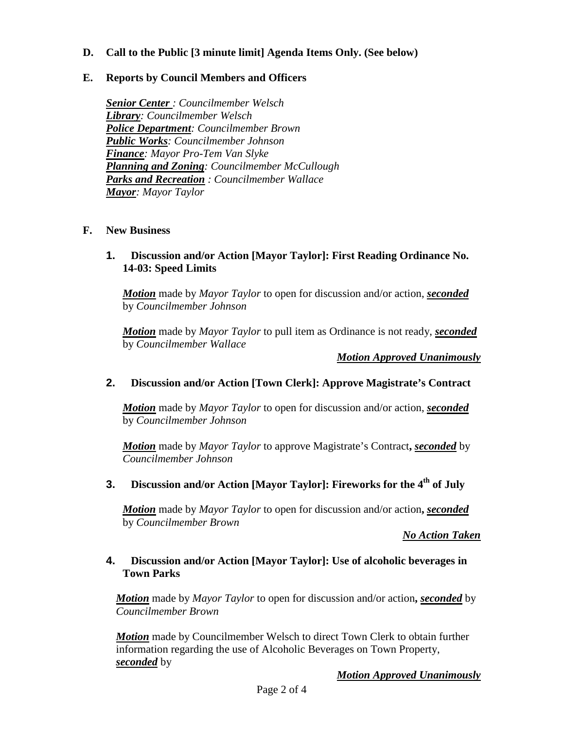**D. Call to the Public [3 minute limit] Agenda Items Only. (See below)**

**E. Reports by Council Members and Officers**

***Senior Center*** *: Councilmember Welsch*
***Library****: Councilmember Welsch*
***Police Department****: Councilmember Brown*
***Public Works****: Councilmember Johnson*
***Finance****: Mayor Pro-Tem Van Slyke*
***Planning and Zoning****: Councilmember McCullough*
***Parks and Recreation*** *: Councilmember Wallace*
***Mayor****: Mayor Taylor*

**F. New Business**

**1. Discussion and/or Action [Mayor Taylor]: First Reading Ordinance No. 14-03: Speed Limits**

***Motion*** made by *Mayor Taylor* to open for discussion and/or action, ***seconded*** by *Councilmember Johnson*

***Motion*** made by *Mayor Taylor* to pull item as Ordinance is not ready, ***seconded*** by *Councilmember Wallace*

***Motion Approved Unanimously***

**2. Discussion and/or Action [Town Clerk]: Approve Magistrate's Contract**

***Motion*** made by *Mayor Taylor* to open for discussion and/or action, ***seconded*** by *Councilmember Johnson*

***Motion*** made by *Mayor Taylor* to approve Magistrate's Contract**,** ***seconded*** by *Councilmember Johnson*

**3. Discussion and/or Action [Mayor Taylor]: Fireworks for the 4th of July**

***Motion*** made by *Mayor Taylor* to open for discussion and/or action**,** ***seconded*** by *Councilmember Brown*

***No Action Taken***

**4. Discussion and/or Action [Mayor Taylor]: Use of alcoholic beverages in Town Parks**

***Motion*** made by *Mayor Taylor* to open for discussion and/or action**,** ***seconded*** by *Councilmember Brown*

***Motion*** made by Councilmember Welsch to direct Town Clerk to obtain further information regarding the use of Alcoholic Beverages on Town Property, ***seconded*** by

***Motion Approved Unanimously***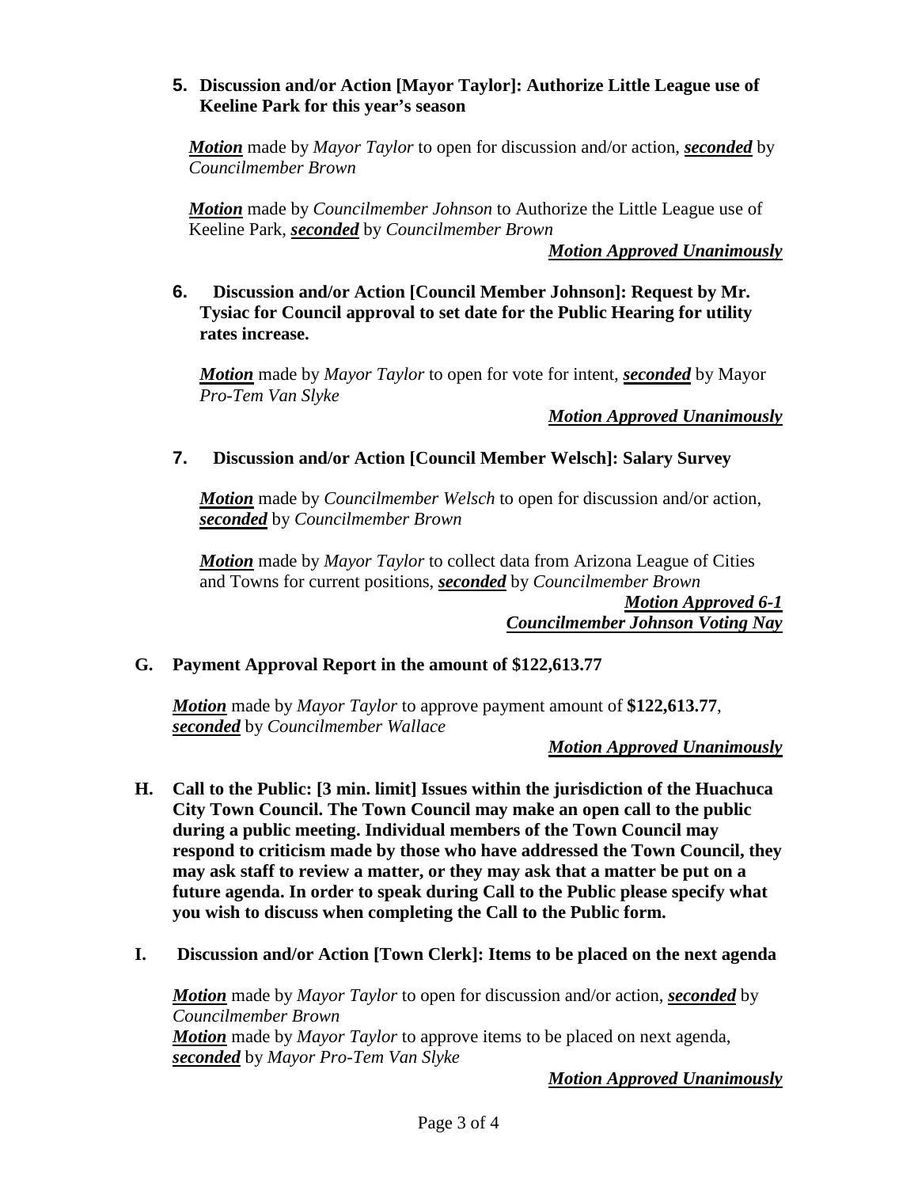**5. Discussion and/or Action [Mayor Taylor]: Authorize Little League use of Keeline Park for this year's season**

***Motion*** made by *Mayor Taylor* to open for discussion and/or action, ***seconded*** by *Councilmember Brown*

***Motion*** made by *Councilmember Johnson* to Authorize the Little League use of Keeline Park, ***seconded*** by *Councilmember Brown*

***Motion Approved Unanimously***

**6. Discussion and/or Action [Council Member Johnson]: Request by Mr. Tysiac for Council approval to set date for the Public Hearing for utility rates increase.**

***Motion*** made by *Mayor Taylor* to open for vote for intent, ***seconded*** by Mayor *Pro-Tem Van Slyke*

***Motion Approved Unanimously***

**7. Discussion and/or Action [Council Member Welsch]: Salary Survey**

***Motion*** made by *Councilmember Welsch* to open for discussion and/or action, ***seconded*** by *Councilmember Brown*

***Motion*** made by *Mayor Taylor* to collect data from Arizona League of Cities and Towns for current positions, ***seconded*** by *Councilmember Brown*

***Motion Approved 6-1***
***Councilmember Johnson Voting Nay***

**G. Payment Approval Report in the amount of $122,613.77**

***Motion*** made by *Mayor Taylor* to approve payment amount of **$122,613.77**, ***seconded*** by *Councilmember Wallace*

***Motion Approved Unanimously***

**H. Call to the Public: [3 min. limit] Issues within the jurisdiction of the Huachuca City Town Council. The Town Council may make an open call to the public during a public meeting. Individual members of the Town Council may respond to criticism made by those who have addressed the Town Council, they may ask staff to review a matter, or they may ask that a matter be put on a future agenda. In order to speak during Call to the Public please specify what you wish to discuss when completing the Call to the Public form.**

**I. Discussion and/or Action [Town Clerk]: Items to be placed on the next agenda**

***Motion*** made by *Mayor Taylor* to open for discussion and/or action, ***seconded*** by *Councilmember Brown*
***Motion*** made by *Mayor Taylor* to approve items to be placed on next agenda, ***seconded*** by *Mayor Pro-Tem Van Slyke*

***Motion Approved Unanimously***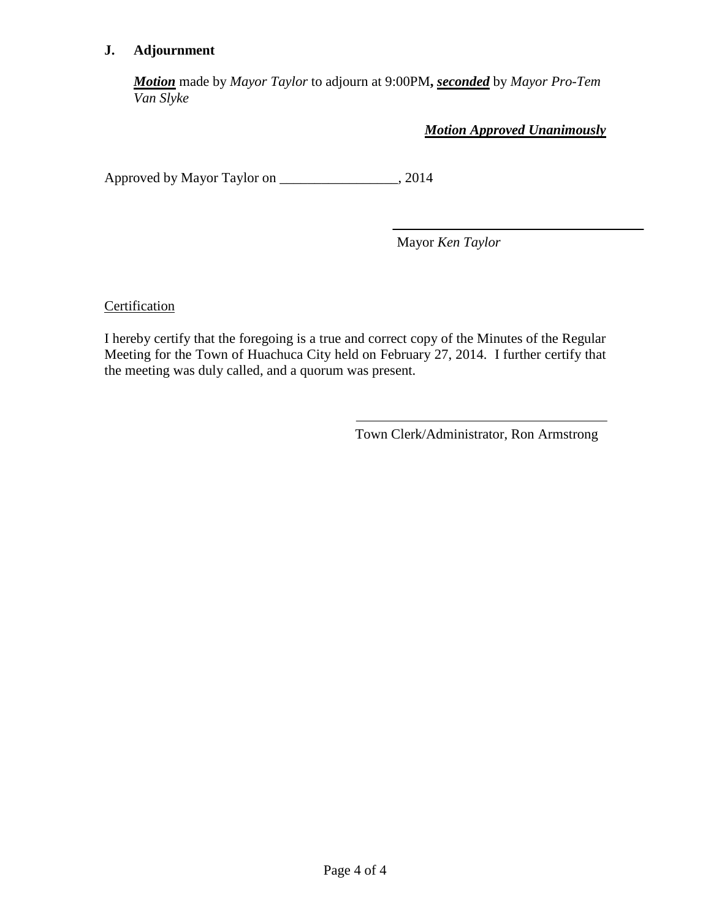## J. Adjournment

***Motion*** made by *Mayor Taylor* to adjourn at 9:00PM**,** ***seconded*** by *Mayor Pro-Tem Van Slyke*

***Motion Approved Unanimously***

Approved by Mayor Taylor on _________________, 2014

_____________________________________

Mayor *Ken Taylor*

Certification

I hereby certify that the foregoing is a true and correct copy of the Minutes of the Regular Meeting for the Town of Huachuca City held on February 27, 2014. I further certify that the meeting was duly called, and a quorum was present.

_____________________________________

Town Clerk/Administrator, Ron Armstrong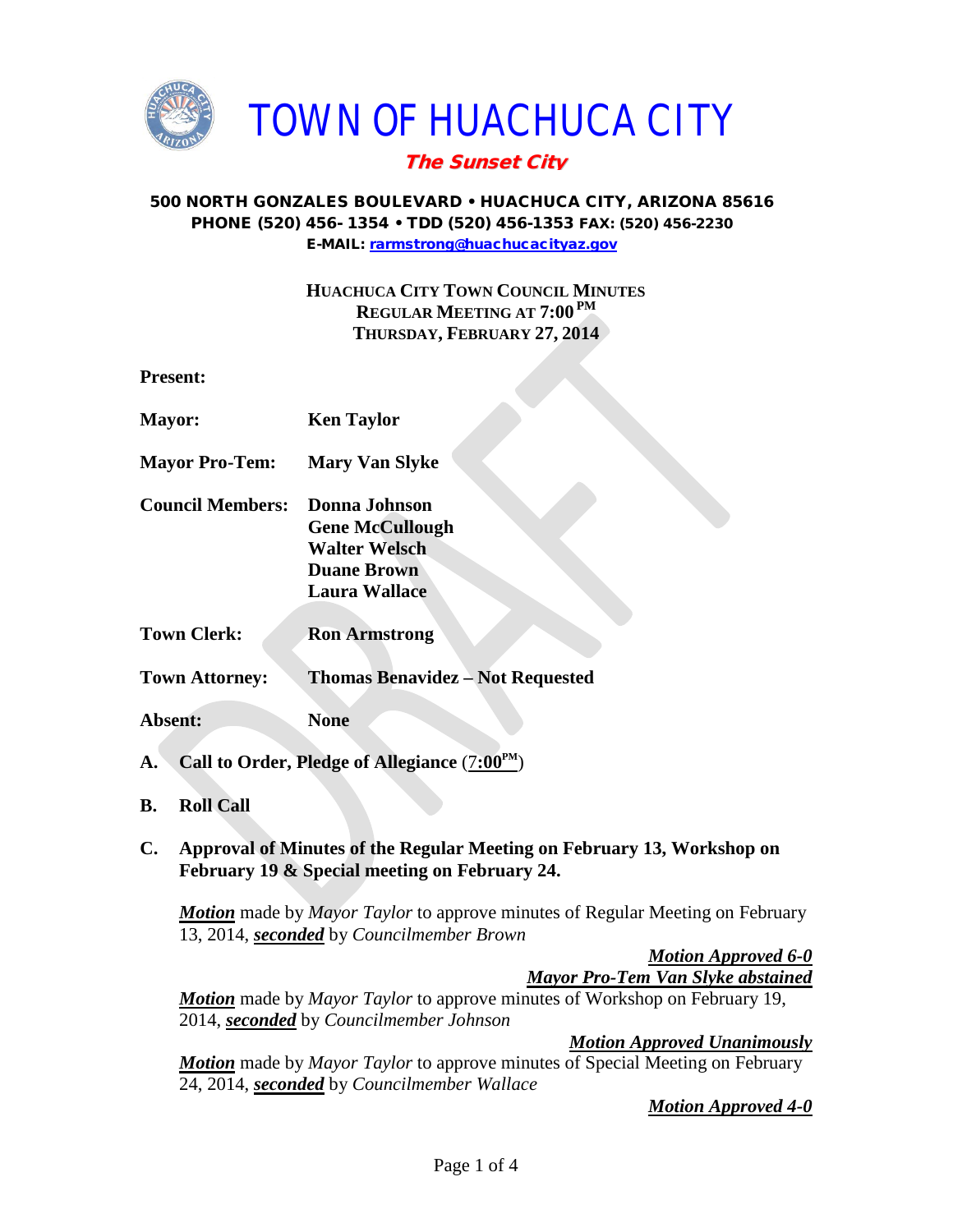# TOWN OF HUACHUCA CITY

***The Sunset City***

**500 NORTH GONZALES BOULEVARD • HUACHUCA CITY, ARIZONA 85616**
**PHONE (520) 456- 1354 • TDD (520) 456-1353 FAX: (520) 456-2230**
**E-MAIL: rarmstrong@huachucacityaz.gov**

**HUACHUCA CITY TOWN COUNCIL MINUTES**
**REGULAR MEETING AT 7:00 PM**
**THURSDAY, FEBRUARY 27, 2014**

**Present:**

| | |
|---|---|
| **Mayor:** | **Ken Taylor** |
| **Mayor Pro-Tem:** | **Mary Van Slyke** |
| **Council Members:** | **Donna Johnson**<br>**Gene McCullough**<br>**Walter Welsch**<br>**Duane Brown**<br>**Laura Wallace** |
| **Town Clerk:** | **Ron Armstrong** |
| **Town Attorney:** | **Thomas Benavidez – Not Requested** |
| **Absent:** | **None** |

**A. Call to Order, Pledge of Allegiance** (7:00PM)

**B. Roll Call**

**C. Approval of Minutes of the Regular Meeting on February 13, Workshop on February 19 & Special meeting on February 24.**

***Motion*** made by *Mayor Taylor* to approve minutes of Regular Meeting on February 13, 2014, ***seconded*** by *Councilmember Brown*

***Motion Approved 6-0***
***Mayor Pro-Tem Van Slyke abstained***

***Motion*** made by *Mayor Taylor* to approve minutes of Workshop on February 19, 2014, ***seconded*** by *Councilmember Johnson*

***Motion Approved Unanimously***

***Motion*** made by *Mayor Taylor* to approve minutes of Special Meeting on February 24, 2014, ***seconded*** by *Councilmember Wallace*

***Motion Approved 4-0***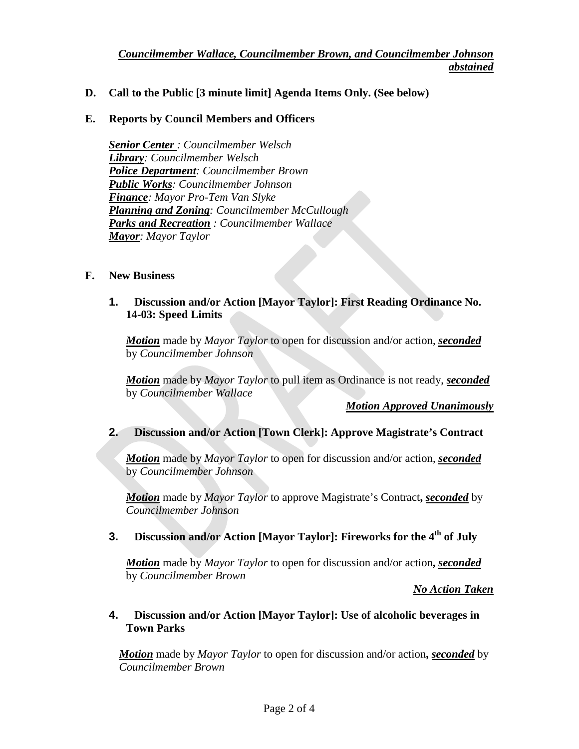***Councilmember Wallace, Councilmember Brown, and Councilmember Johnson abstained***

**D. Call to the Public [3 minute limit] Agenda Items Only. (See below)**

**E. Reports by Council Members and Officers**

***Senior Center*** *: Councilmember Welsch*
***Library****: Councilmember Welsch*
***Police Department****: Councilmember Brown*
***Public Works****: Councilmember Johnson*
***Finance****: Mayor Pro-Tem Van Slyke*
***Planning and Zoning****: Councilmember McCullough*
***Parks and Recreation*** *: Councilmember Wallace*
***Mayor****: Mayor Taylor*

**F. New Business**

**1. Discussion and/or Action [Mayor Taylor]: First Reading Ordinance No. 14-03: Speed Limits**

***Motion*** made by *Mayor Taylor* to open for discussion and/or action, ***seconded*** by *Councilmember Johnson*

***Motion*** made by *Mayor Taylor* to pull item as Ordinance is not ready, ***seconded*** by *Councilmember Wallace*

***Motion Approved Unanimously***

**2. Discussion and/or Action [Town Clerk]: Approve Magistrate's Contract**

***Motion*** made by *Mayor Taylor* to open for discussion and/or action, ***seconded*** by *Councilmember Johnson*

***Motion*** made by *Mayor Taylor* to approve Magistrate's Contract**,** ***seconded*** by *Councilmember Johnson*

**3. Discussion and/or Action [Mayor Taylor]: Fireworks for the 4th of July**

***Motion*** made by *Mayor Taylor* to open for discussion and/or action**,** ***seconded*** by *Councilmember Brown*

***No Action Taken***

**4. Discussion and/or Action [Mayor Taylor]: Use of alcoholic beverages in Town Parks**

***Motion*** made by *Mayor Taylor* to open for discussion and/or action**,** ***seconded*** by *Councilmember Brown*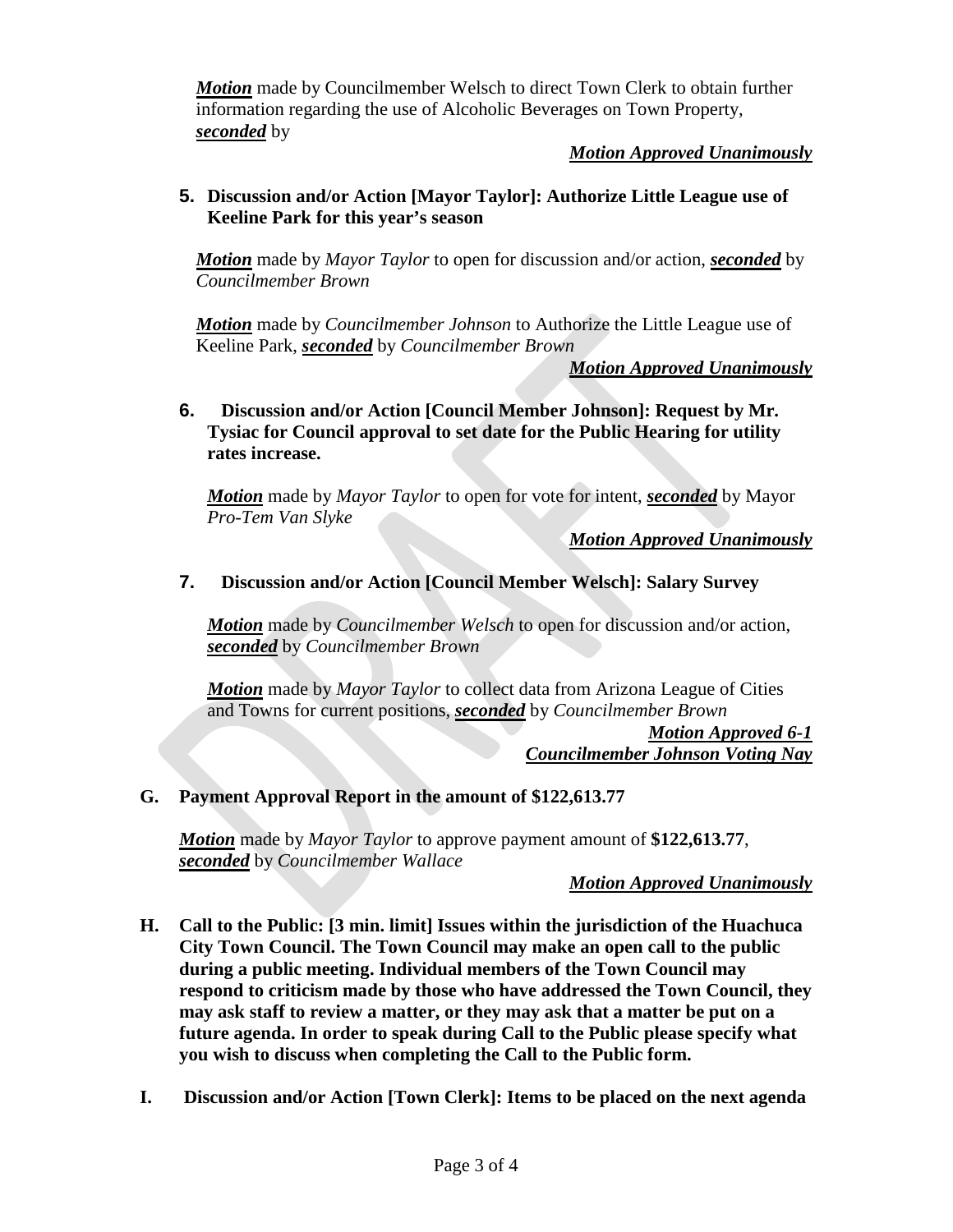***Motion*** made by Councilmember Welsch to direct Town Clerk to obtain further information regarding the use of Alcoholic Beverages on Town Property, ***seconded*** by

***Motion Approved Unanimously***

**5. Discussion and/or Action [Mayor Taylor]: Authorize Little League use of Keeline Park for this year's season**

***Motion*** made by *Mayor Taylor* to open for discussion and/or action, ***seconded*** by *Councilmember Brown*

***Motion*** made by *Councilmember Johnson* to Authorize the Little League use of Keeline Park, ***seconded*** by *Councilmember Brown*

***Motion Approved Unanimously***

**6. Discussion and/or Action [Council Member Johnson]: Request by Mr. Tysiac for Council approval to set date for the Public Hearing for utility rates increase.**

***Motion*** made by *Mayor Taylor* to open for vote for intent, ***seconded*** by Mayor *Pro-Tem Van Slyke*

***Motion Approved Unanimously***

**7. Discussion and/or Action [Council Member Welsch]: Salary Survey**

***Motion*** made by *Councilmember Welsch* to open for discussion and/or action, ***seconded*** by *Councilmember Brown*

***Motion*** made by *Mayor Taylor* to collect data from Arizona League of Cities and Towns for current positions, ***seconded*** by *Councilmember Brown*

***Motion Approved 6-1***
***Councilmember Johnson Voting Nay***

**G. Payment Approval Report in the amount of $122,613.77**

***Motion*** made by *Mayor Taylor* to approve payment amount of **$122,613.77**, ***seconded*** by *Councilmember Wallace*

***Motion Approved Unanimously***

**H. Call to the Public: [3 min. limit] Issues within the jurisdiction of the Huachuca City Town Council. The Town Council may make an open call to the public during a public meeting. Individual members of the Town Council may respond to criticism made by those who have addressed the Town Council, they may ask staff to review a matter, or they may ask that a matter be put on a future agenda. In order to speak during Call to the Public please specify what you wish to discuss when completing the Call to the Public form.**

**I. Discussion and/or Action [Town Clerk]: Items to be placed on the next agenda**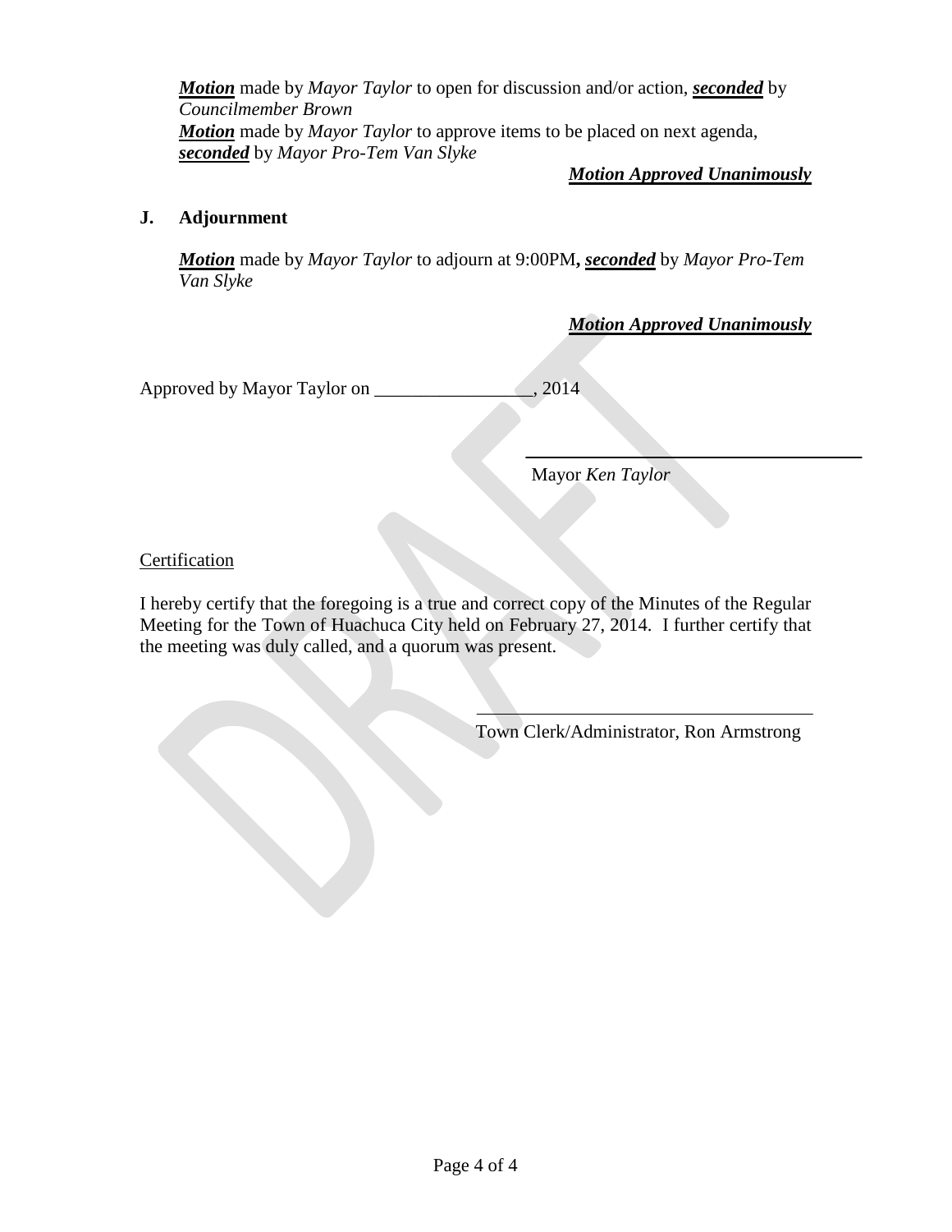***Motion*** made by *Mayor Taylor* to open for discussion and/or action, ***seconded*** by *Councilmember Brown*
***Motion*** made by *Mayor Taylor* to approve items to be placed on next agenda, ***seconded*** by *Mayor Pro-Tem Van Slyke*

***Motion Approved Unanimously***

**J. Adjournment**

***Motion*** made by *Mayor Taylor* to adjourn at 9:00PM**,** ***seconded*** by *Mayor Pro-Tem Van Slyke*

***Motion Approved Unanimously***

Approved by Mayor Taylor on _________________, 2014

_______________________________________
Mayor *Ken Taylor*

Certification

I hereby certify that the foregoing is a true and correct copy of the Minutes of the Regular Meeting for the Town of Huachuca City held on February 27, 2014. I further certify that the meeting was duly called, and a quorum was present.

_______________________________________
Town Clerk/Administrator, Ron Armstrong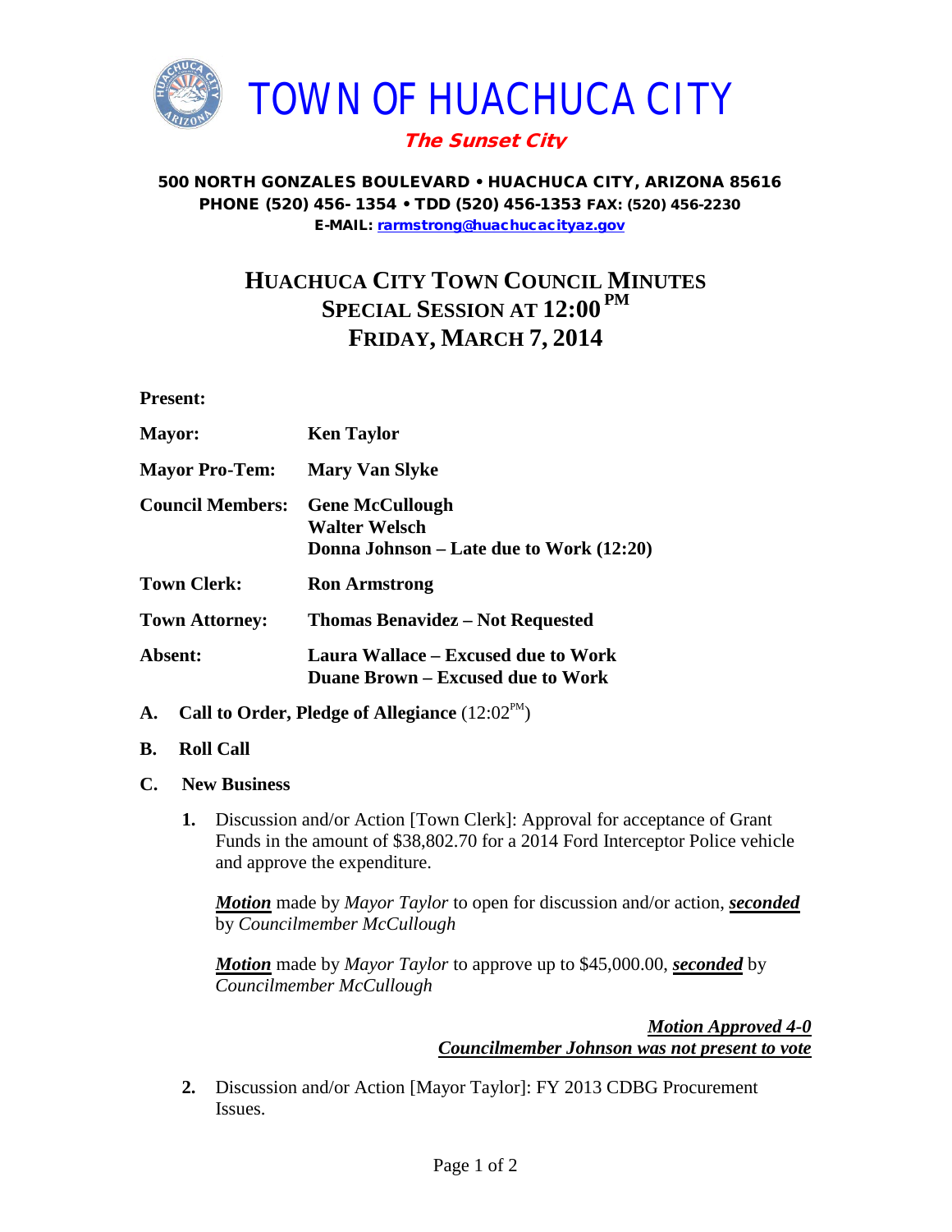# TOWN OF HUACHUCA CITY

**The Sunset City**

**500 NORTH GONZALES BOULEVARD • HUACHUCA CITY, ARIZONA 85616**
**PHONE (520) 456- 1354 • TDD (520) 456-1353 FAX: (520) 456-2230**
**E-MAIL: rarmstrong@huachucacityaz.gov**

## HUACHUCA CITY TOWN COUNCIL MINUTES
## SPECIAL SESSION AT 12:00 PM
## FRIDAY, MARCH 7, 2014

**Present:**

| | |
|---|---|
| **Mayor:** | **Ken Taylor** |
| **Mayor Pro-Tem:** | **Mary Van Slyke** |
| **Council Members:** | **Gene McCullough**<br>**Walter Welsch**<br>**Donna Johnson – Late due to Work (12:20)** |
| **Town Clerk:** | **Ron Armstrong** |
| **Town Attorney:** | **Thomas Benavidez – Not Requested** |
| **Absent:** | **Laura Wallace – Excused due to Work**<br>**Duane Brown – Excused due to Work** |

**A. Call to Order, Pledge of Allegiance** (12:02 PM)

**B. Roll Call**

**C. New Business**

**1.** Discussion and/or Action [Town Clerk]: Approval for acceptance of Grant Funds in the amount of $38,802.70 for a 2014 Ford Interceptor Police vehicle and approve the expenditure.

***Motion*** made by *Mayor Taylor* to open for discussion and/or action, ***seconded*** by *Councilmember McCullough*

***Motion*** made by *Mayor Taylor* to approve up to $45,000.00, ***seconded*** by *Councilmember McCullough*

***Motion Approved 4-0***
***Councilmember Johnson was not present to vote***

**2.** Discussion and/or Action [Mayor Taylor]: FY 2013 CDBG Procurement Issues.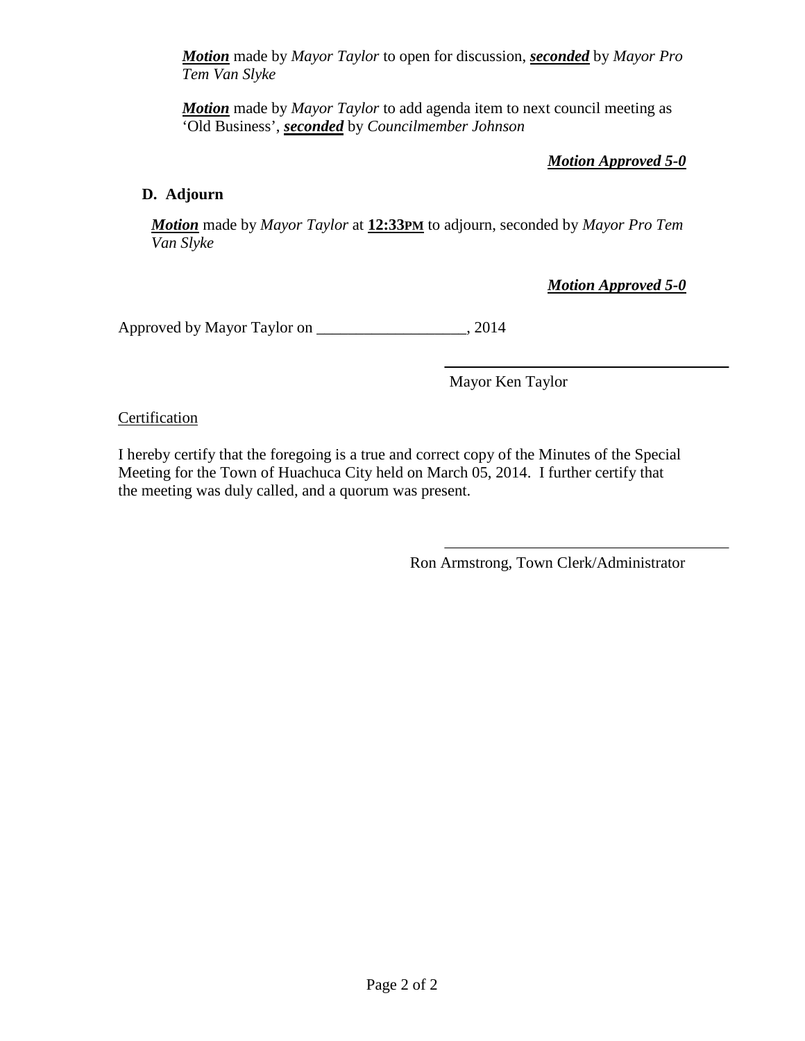***Motion*** made by *Mayor Taylor* to open for discussion, ***seconded*** by *Mayor Pro Tem Van Slyke*

***Motion*** made by *Mayor Taylor* to add agenda item to next council meeting as 'Old Business', ***seconded*** by *Councilmember Johnson*

***Motion Approved 5-0***

**D. Adjourn**

***Motion*** made by *Mayor Taylor* at **12:33PM** to adjourn, seconded by *Mayor Pro Tem Van Slyke*

***Motion Approved 5-0***

Approved by Mayor Taylor on ___________________, 2014

______________________________________

Mayor Ken Taylor

Certification

I hereby certify that the foregoing is a true and correct copy of the Minutes of the Special Meeting for the Town of Huachuca City held on March 05, 2014. I further certify that the meeting was duly called, and a quorum was present.

______________________________________

Ron Armstrong, Town Clerk/Administrator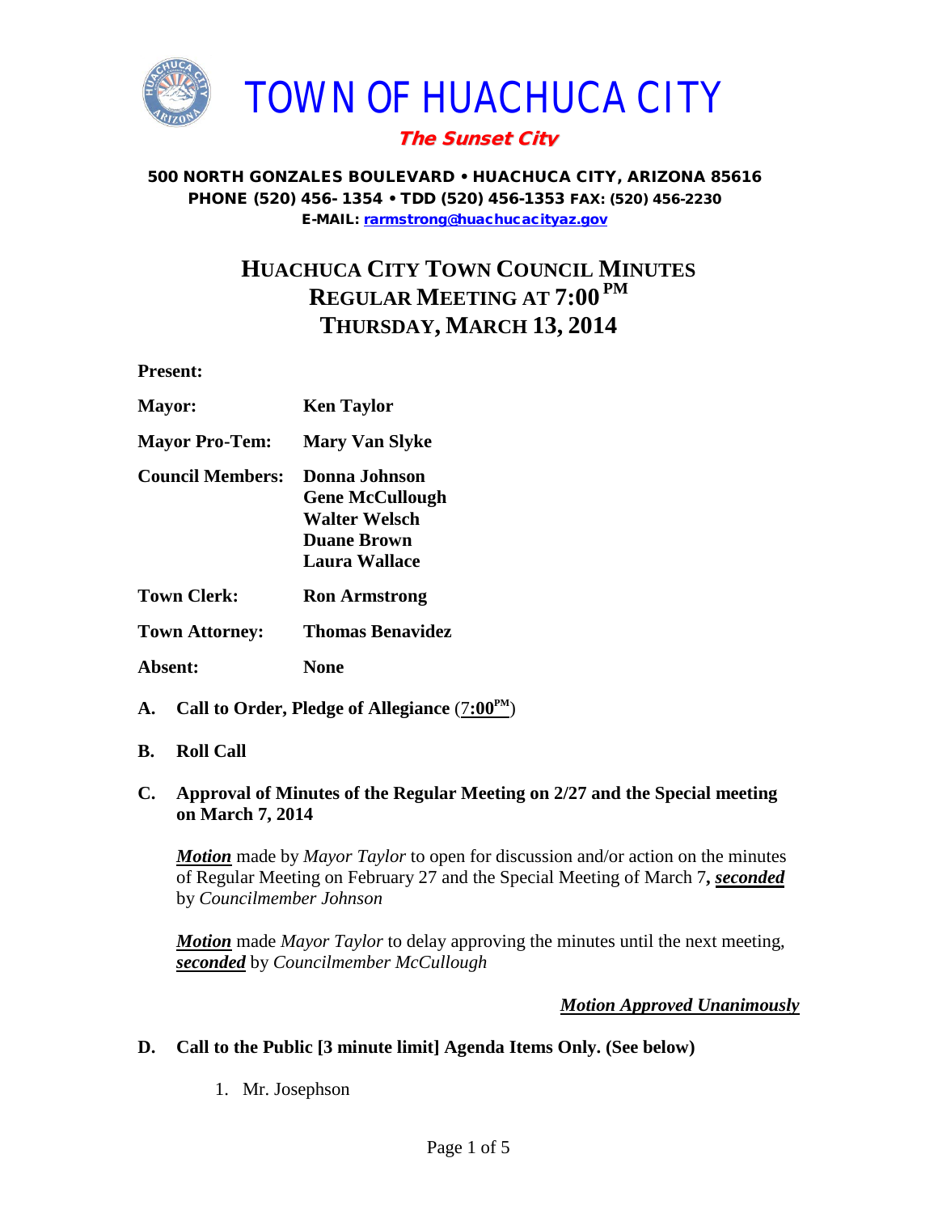# TOWN OF HUACHUCA CITY

***The Sunset City***

**500 NORTH GONZALES BOULEVARD • HUACHUCA CITY, ARIZONA 85616**
**PHONE (520) 456- 1354 • TDD (520) 456-1353 FAX: (520) 456-2230**
**E-MAIL: rarmstrong@huachucacityaz.gov**

## HUACHUCA CITY TOWN COUNCIL MINUTES
## REGULAR MEETING AT 7:00 PM
## THURSDAY, MARCH 13, 2014

**Present:**

**Mayor:** **Ken Taylor**

**Mayor Pro-Tem:** **Mary Van Slyke**

**Council Members:** **Donna Johnson**
**Gene McCullough**
**Walter Welsch**
**Duane Brown**
**Laura Wallace**

**Town Clerk:** **Ron Armstrong**

**Town Attorney:** **Thomas Benavidez**

**Absent:** **None**

**A. Call to Order, Pledge of Allegiance** (7:00PM)

**B. Roll Call**

**C. Approval of Minutes of the Regular Meeting on 2/27 and the Special meeting on March 7, 2014**

***Motion*** made by *Mayor Taylor* to open for discussion and/or action on the minutes of Regular Meeting on February 27 and the Special Meeting of March 7***, seconded*** by *Councilmember Johnson*

***Motion*** made *Mayor Taylor* to delay approving the minutes until the next meeting, ***seconded*** by *Councilmember McCullough*

***Motion Approved Unanimously***

**D. Call to the Public [3 minute limit] Agenda Items Only. (See below)**

1. Mr. Josephson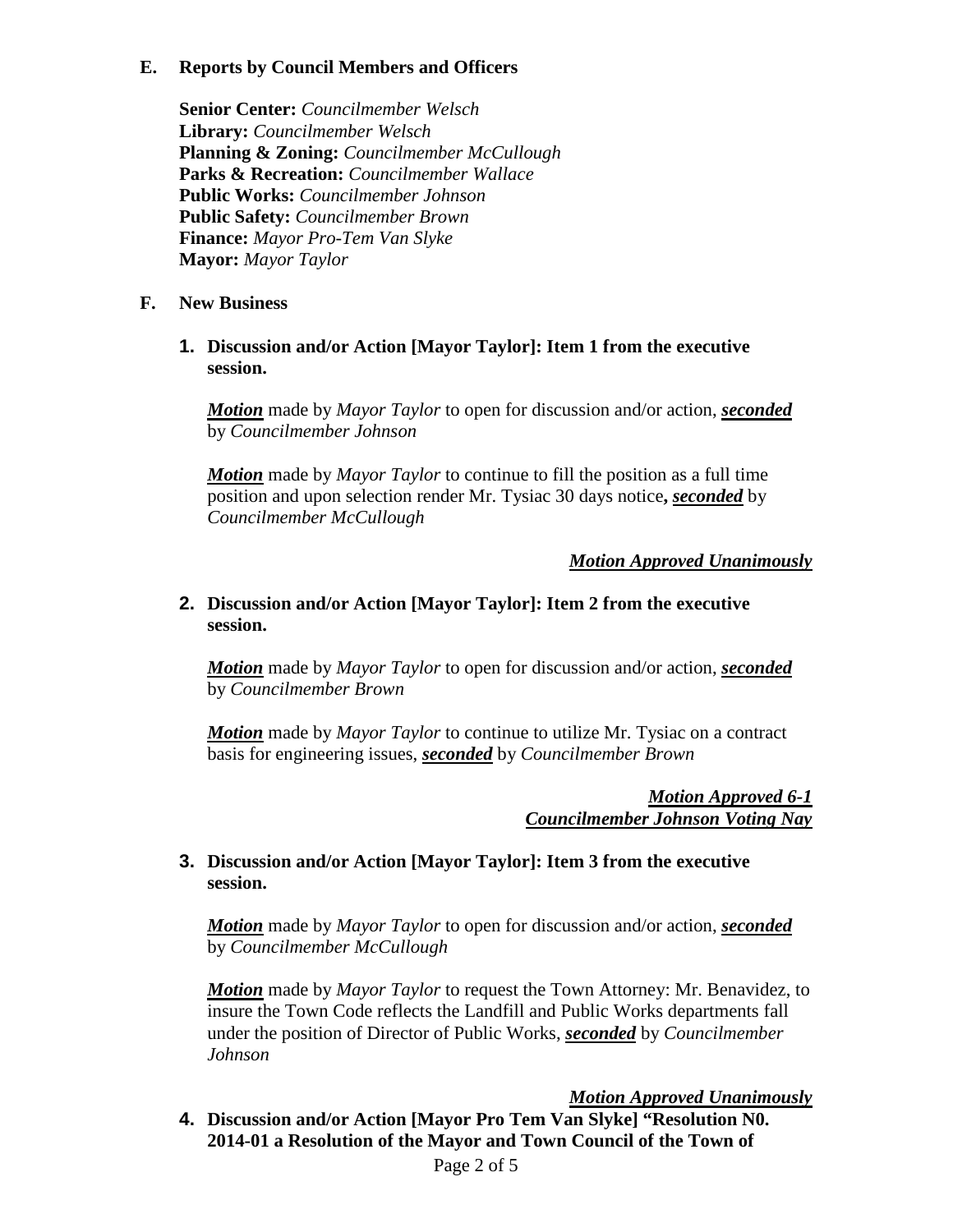## E. Reports by Council Members and Officers

**Senior Center:** *Councilmember Welsch*
**Library:** *Councilmember Welsch*
**Planning & Zoning:** *Councilmember McCullough*
**Parks & Recreation:** *Councilmember Wallace*
**Public Works:** *Councilmember Johnson*
**Public Safety:** *Councilmember Brown*
**Finance:** *Mayor Pro-Tem Van Slyke*
**Mayor:** *Mayor Taylor*

## F. New Business

**1. Discussion and/or Action [Mayor Taylor]: Item 1 from the executive session.**

***Motion*** made by *Mayor Taylor* to open for discussion and/or action, ***seconded*** by *Councilmember Johnson*

***Motion*** made by *Mayor Taylor* to continue to fill the position as a full time position and upon selection render Mr. Tysiac 30 days notice**,** ***seconded*** by *Councilmember McCullough*

***Motion Approved Unanimously***

**2. Discussion and/or Action [Mayor Taylor]: Item 2 from the executive session.**

***Motion*** made by *Mayor Taylor* to open for discussion and/or action, ***seconded*** by *Councilmember Brown*

***Motion*** made by *Mayor Taylor* to continue to utilize Mr. Tysiac on a contract basis for engineering issues, ***seconded*** by *Councilmember Brown*

***Motion Approved 6-1***
***Councilmember Johnson Voting Nay***

**3. Discussion and/or Action [Mayor Taylor]: Item 3 from the executive session.**

***Motion*** made by *Mayor Taylor* to open for discussion and/or action, ***seconded*** by *Councilmember McCullough*

***Motion*** made by *Mayor Taylor* to request the Town Attorney: Mr. Benavidez, to insure the Town Code reflects the Landfill and Public Works departments fall under the position of Director of Public Works, ***seconded*** by *Councilmember Johnson*

***Motion Approved Unanimously***

**4. Discussion and/or Action [Mayor Pro Tem Van Slyke] "Resolution N0. 2014-01 a Resolution of the Mayor and Town Council of the Town of**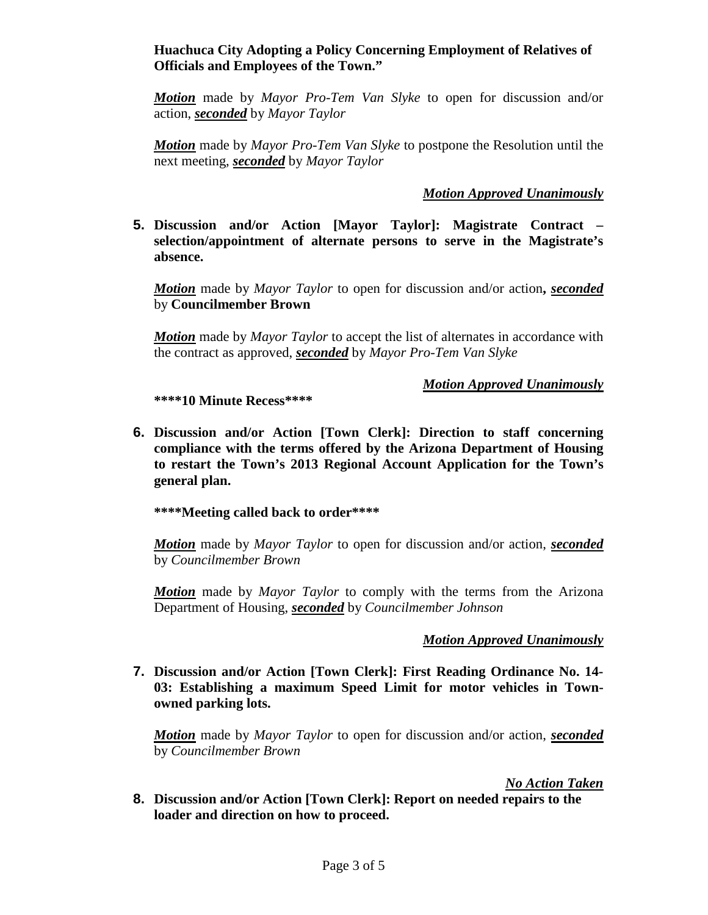**Huachuca City Adopting a Policy Concerning Employment of Relatives of Officials and Employees of the Town."**

***Motion*** made by *Mayor Pro-Tem Van Slyke* to open for discussion and/or action, ***seconded*** by *Mayor Taylor*

***Motion*** made by *Mayor Pro-Tem Van Slyke* to postpone the Resolution until the next meeting, ***seconded*** by *Mayor Taylor*

***Motion Approved Unanimously***

**5. Discussion and/or Action [Mayor Taylor]: Magistrate Contract – selection/appointment of alternate persons to serve in the Magistrate's absence.**

***Motion*** made by *Mayor Taylor* to open for discussion and/or action**,** ***seconded*** by **Councilmember Brown**

***Motion*** made by *Mayor Taylor* to accept the list of alternates in accordance with the contract as approved, ***seconded*** by *Mayor Pro-Tem Van Slyke*

***Motion Approved Unanimously***

**\*\*\*\*10 Minute Recess\*\*\*\***

**6. Discussion and/or Action [Town Clerk]: Direction to staff concerning compliance with the terms offered by the Arizona Department of Housing to restart the Town's 2013 Regional Account Application for the Town's general plan.**

**\*\*\*\*Meeting called back to order\*\*\*\***

***Motion*** made by *Mayor Taylor* to open for discussion and/or action, ***seconded*** by *Councilmember Brown*

***Motion*** made by *Mayor Taylor* to comply with the terms from the Arizona Department of Housing, ***seconded*** by *Councilmember Johnson*

***Motion Approved Unanimously***

**7. Discussion and/or Action [Town Clerk]: First Reading Ordinance No. 14-03: Establishing a maximum Speed Limit for motor vehicles in Town-owned parking lots.**

***Motion*** made by *Mayor Taylor* to open for discussion and/or action, ***seconded*** by *Councilmember Brown*

***No Action Taken***

**8. Discussion and/or Action [Town Clerk]: Report on needed repairs to the loader and direction on how to proceed.**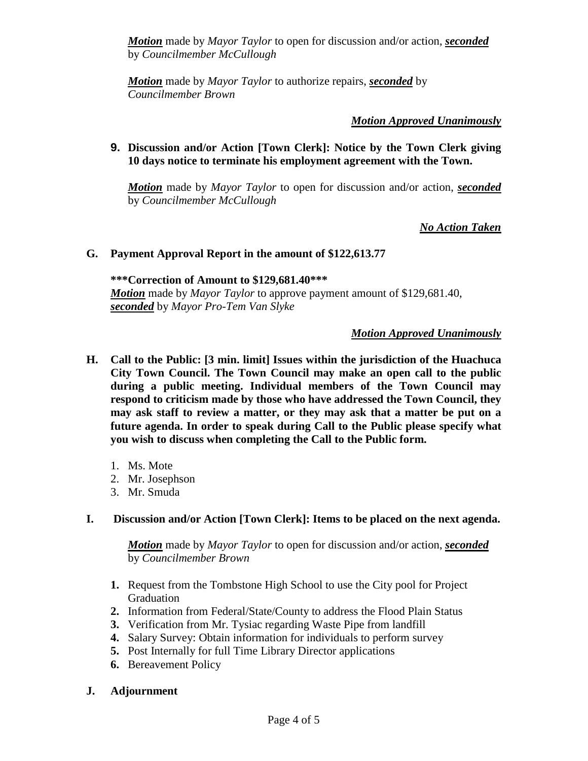***Motion*** made by *Mayor Taylor* to open for discussion and/or action, ***seconded*** by *Councilmember McCullough*

***Motion*** made by *Mayor Taylor* to authorize repairs, ***seconded*** by *Councilmember Brown*

***Motion Approved Unanimously***

**9. Discussion and/or Action [Town Clerk]: Notice by the Town Clerk giving 10 days notice to terminate his employment agreement with the Town.**

***Motion*** made by *Mayor Taylor* to open for discussion and/or action, ***seconded*** by *Councilmember McCullough*

***No Action Taken***

**G. Payment Approval Report in the amount of $122,613.77**

**\*\*\*Correction of Amount to $129,681.40\*\*\***
***Motion*** made by *Mayor Taylor* to approve payment amount of $129,681.40, ***seconded*** by *Mayor Pro-Tem Van Slyke*

***Motion Approved Unanimously***

**H. Call to the Public: [3 min. limit] Issues within the jurisdiction of the Huachuca City Town Council. The Town Council may make an open call to the public during a public meeting. Individual members of the Town Council may respond to criticism made by those who have addressed the Town Council, they may ask staff to review a matter, or they may ask that a matter be put on a future agenda. In order to speak during Call to the Public please specify what you wish to discuss when completing the Call to the Public form.**

1. Ms. Mote
2. Mr. Josephson
3. Mr. Smuda

**I. Discussion and/or Action [Town Clerk]: Items to be placed on the next agenda.**

***Motion*** made by *Mayor Taylor* to open for discussion and/or action, ***seconded*** by *Councilmember Brown*

1. Request from the Tombstone High School to use the City pool for Project Graduation
2. Information from Federal/State/County to address the Flood Plain Status
3. Verification from Mr. Tysiac regarding Waste Pipe from landfill
4. Salary Survey: Obtain information for individuals to perform survey
5. Post Internally for full Time Library Director applications
6. Bereavement Policy

**J. Adjournment**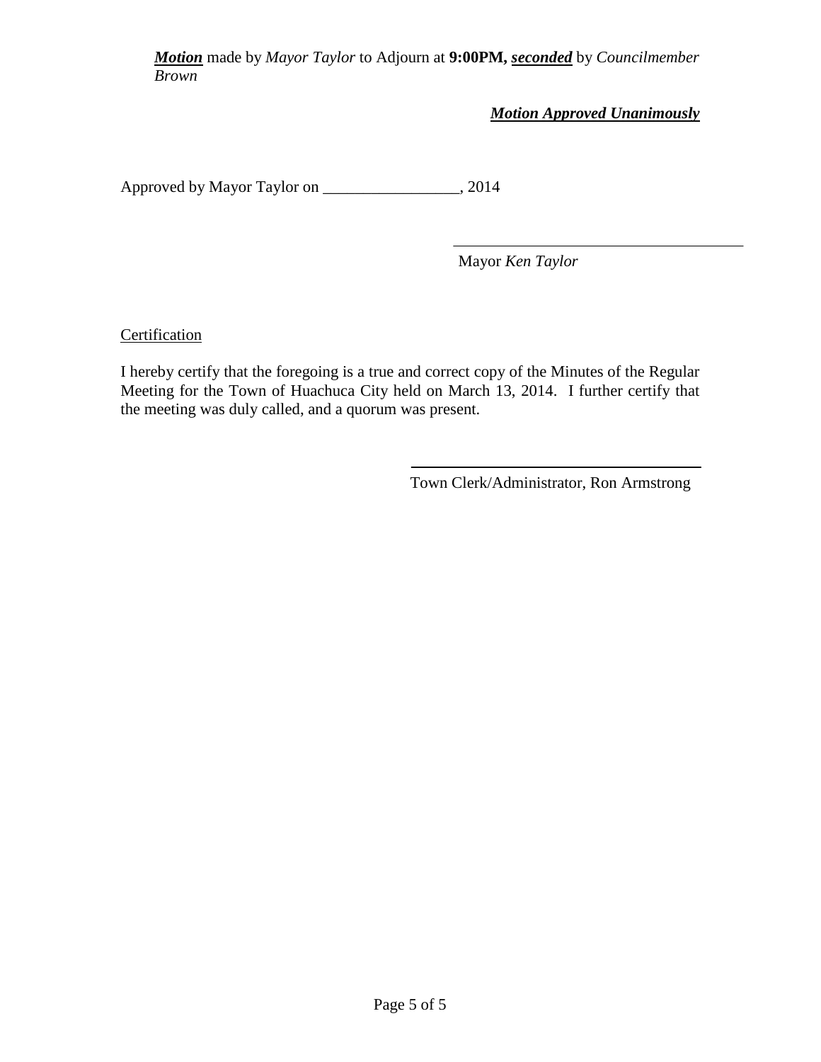***Motion*** made by *Mayor Taylor* to Adjourn at **9:00PM,** ***seconded*** by *Councilmember Brown*

***Motion Approved Unanimously***

Approved by Mayor Taylor on _________________, 2014

______________________________________

Mayor *Ken Taylor*

Certification

I hereby certify that the foregoing is a true and correct copy of the Minutes of the Regular Meeting for the Town of Huachuca City held on March 13, 2014. I further certify that the meeting was duly called, and a quorum was present.

______________________________________

Town Clerk/Administrator, Ron Armstrong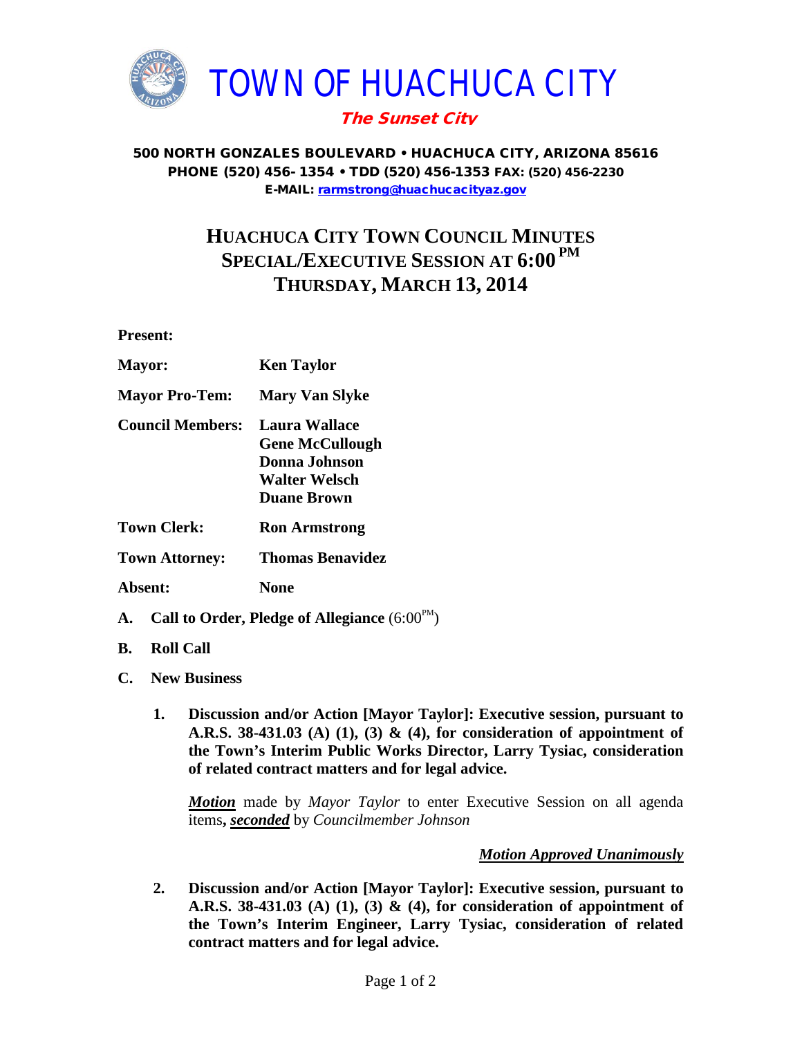# TOWN OF HUACHUCA CITY

***The Sunset City***

**500 NORTH GONZALES BOULEVARD • HUACHUCA CITY, ARIZONA 85616**
**PHONE (520) 456- 1354 • TDD (520) 456-1353 FAX: (520) 456-2230**
**E-MAIL: rarmstrong@huachucacityaz.gov**

## HUACHUCA CITY TOWN COUNCIL MINUTES
## SPECIAL/EXECUTIVE SESSION AT 6:00 PM
## THURSDAY, MARCH 13, 2014

**Present:**

| | |
|---|---|
| **Mayor:** | **Ken Taylor** |
| **Mayor Pro-Tem:** | **Mary Van Slyke** |
| **Council Members:** | **Laura Wallace**<br>**Gene McCullough**<br>**Donna Johnson**<br>**Walter Welsch**<br>**Duane Brown** |
| **Town Clerk:** | **Ron Armstrong** |
| **Town Attorney:** | **Thomas Benavidez** |
| **Absent:** | **None** |

**A. Call to Order, Pledge of Allegiance** (6:00 PM)

**B. Roll Call**

**C. New Business**

1. **Discussion and/or Action [Mayor Taylor]: Executive session, pursuant to A.R.S. 38-431.03 (A) (1), (3) & (4), for consideration of appointment of the Town's Interim Public Works Director, Larry Tysiac, consideration of related contract matters and for legal advice.**

   ***Motion*** made by *Mayor Taylor* to enter Executive Session on all agenda items**,** ***seconded*** by *Councilmember Johnson*

   ***Motion Approved Unanimously***

2. **Discussion and/or Action [Mayor Taylor]: Executive session, pursuant to A.R.S. 38-431.03 (A) (1), (3) & (4), for consideration of appointment of the Town's Interim Engineer, Larry Tysiac, consideration of related contract matters and for legal advice.**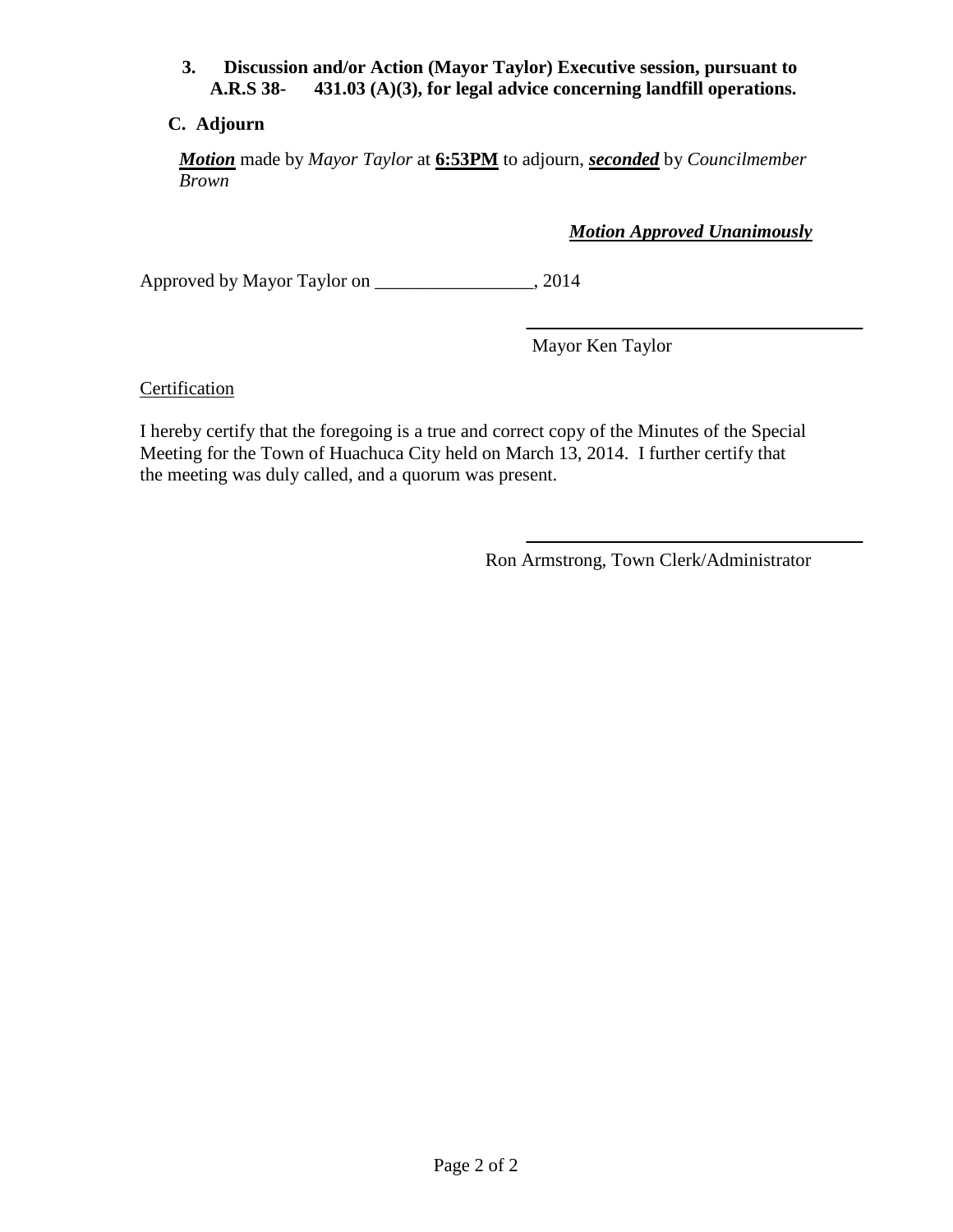**3. Discussion and/or Action (Mayor Taylor) Executive session, pursuant to A.R.S 38- 431.03 (A)(3), for legal advice concerning landfill operations.**

**C. Adjourn**

***Motion*** made by *Mayor Taylor* at **6:53PM** to adjourn, ***seconded*** by *Councilmember Brown*

***Motion Approved Unanimously***

Approved by Mayor Taylor on _________________, 2014

_________________________________

Mayor Ken Taylor

Certification

I hereby certify that the foregoing is a true and correct copy of the Minutes of the Special Meeting for the Town of Huachuca City held on March 13, 2014. I further certify that the meeting was duly called, and a quorum was present.

_________________________________

Ron Armstrong, Town Clerk/Administrator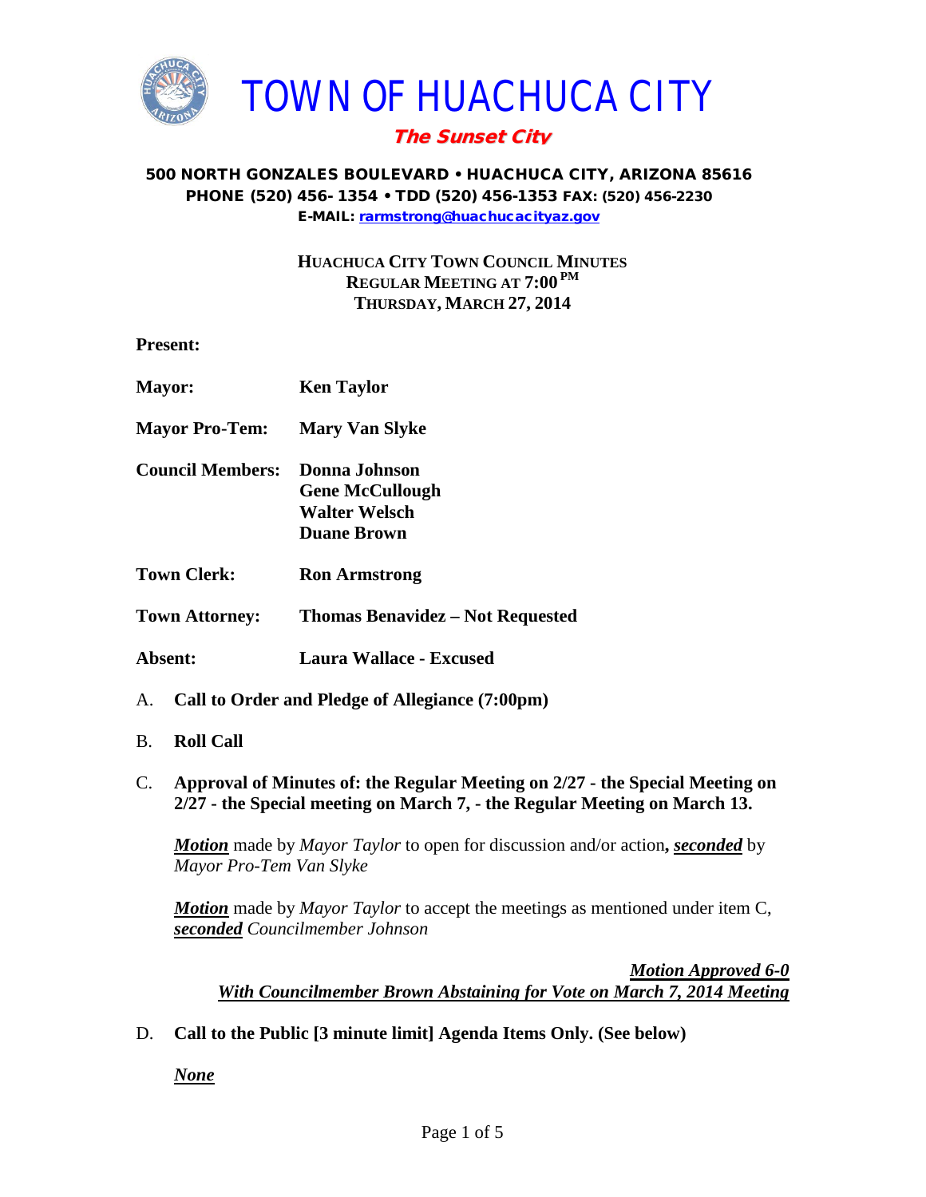# TOWN OF HUACHUCA CITY

***The Sunset City***

**500 NORTH GONZALES BOULEVARD • HUACHUCA CITY, ARIZONA 85616**
**PHONE (520) 456- 1354 • TDD (520) 456-1353 FAX: (520) 456-2230**
**E-MAIL: rarmstrong@huachucacityaz.gov**

**HUACHUCA CITY TOWN COUNCIL MINUTES**
**REGULAR MEETING AT 7:00 PM**
**THURSDAY, MARCH 27, 2014**

**Present:**

**Mayor:** **Ken Taylor**

**Mayor Pro-Tem:** **Mary Van Slyke**

**Council Members:** **Donna Johnson**
**Gene McCullough**
**Walter Welsch**
**Duane Brown**

**Town Clerk:** **Ron Armstrong**

**Town Attorney:** **Thomas Benavidez – Not Requested**

**Absent:** **Laura Wallace - Excused**

A. **Call to Order and Pledge of Allegiance (7:00pm)**

B. **Roll Call**

C. **Approval of Minutes of: the Regular Meeting on 2/27 - the Special Meeting on 2/27 - the Special meeting on March 7, - the Regular Meeting on March 13.**

***Motion*** made by *Mayor Taylor* to open for discussion and/or action**,** ***seconded*** by *Mayor Pro-Tem Van Slyke*

***Motion*** made by *Mayor Taylor* to accept the meetings as mentioned under item C, ***seconded*** *Councilmember Johnson*

***Motion Approved 6-0***
***With Councilmember Brown Abstaining for Vote on March 7, 2014 Meeting***

D. **Call to the Public [3 minute limit] Agenda Items Only. (See below)**

***None***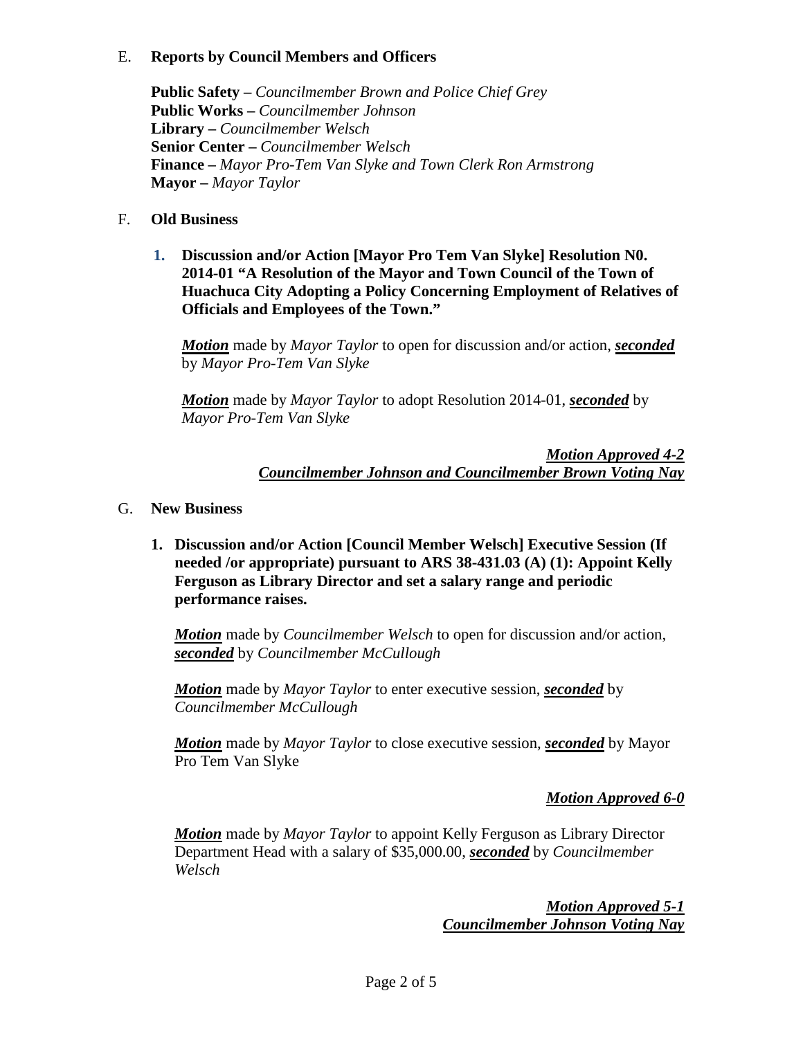E. **Reports by Council Members and Officers**

**Public Safety –** *Councilmember Brown and Police Chief Grey*
**Public Works –** *Councilmember Johnson*
**Library –** *Councilmember Welsch*
**Senior Center –** *Councilmember Welsch*
**Finance –** *Mayor Pro-Tem Van Slyke and Town Clerk Ron Armstrong*
**Mayor –** *Mayor Taylor*

F. **Old Business**

1. **Discussion and/or Action [Mayor Pro Tem Van Slyke] Resolution N0. 2014-01 "A Resolution of the Mayor and Town Council of the Town of Huachuca City Adopting a Policy Concerning Employment of Relatives of Officials and Employees of the Town."**

   ***Motion*** made by *Mayor Taylor* to open for discussion and/or action, ***seconded*** by *Mayor Pro-Tem Van Slyke*

   ***Motion*** made by *Mayor Taylor* to adopt Resolution 2014-01, ***seconded*** by *Mayor Pro-Tem Van Slyke*

   ***Motion Approved 4-2***
   ***Councilmember Johnson and Councilmember Brown Voting Nay***

G. **New Business**

1. **Discussion and/or Action [Council Member Welsch] Executive Session (If needed /or appropriate) pursuant to ARS 38-431.03 (A) (1): Appoint Kelly Ferguson as Library Director and set a salary range and periodic performance raises.**

   ***Motion*** made by *Councilmember Welsch* to open for discussion and/or action, ***seconded*** by *Councilmember McCullough*

   ***Motion*** made by *Mayor Taylor* to enter executive session, ***seconded*** by *Councilmember McCullough*

   ***Motion*** made by *Mayor Taylor* to close executive session, ***seconded*** by Mayor Pro Tem Van Slyke

   ***Motion Approved 6-0***

   ***Motion*** made by *Mayor Taylor* to appoint Kelly Ferguson as Library Director Department Head with a salary of $35,000.00, ***seconded*** by *Councilmember Welsch*

   ***Motion Approved 5-1***
   ***Councilmember Johnson Voting Nay***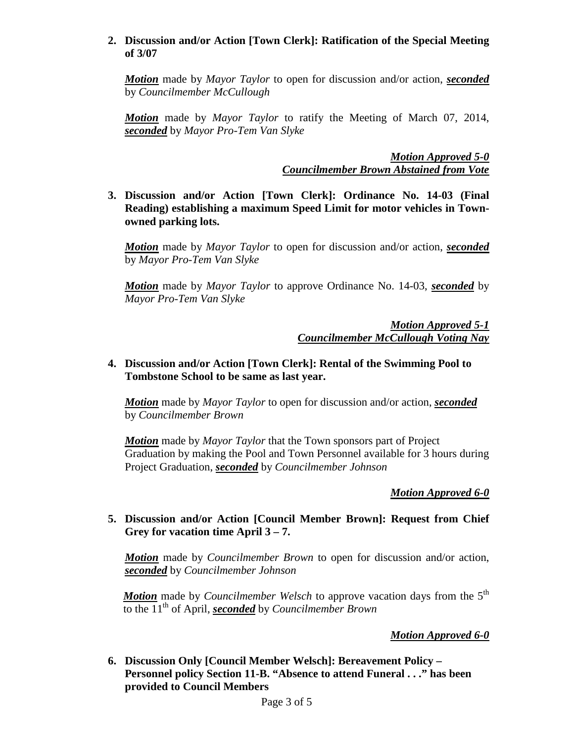**2. Discussion and/or Action [Town Clerk]: Ratification of the Special Meeting of 3/07**

***Motion*** made by *Mayor Taylor* to open for discussion and/or action, ***seconded*** by *Councilmember McCullough*

***Motion*** made by *Mayor Taylor* to ratify the Meeting of March 07, 2014, ***seconded*** by *Mayor Pro-Tem Van Slyke*

***Motion Approved 5-0***
***Councilmember Brown Abstained from Vote***

**3. Discussion and/or Action [Town Clerk]: Ordinance No. 14-03 (Final Reading) establishing a maximum Speed Limit for motor vehicles in Town-owned parking lots.**

***Motion*** made by *Mayor Taylor* to open for discussion and/or action, ***seconded*** by *Mayor Pro-Tem Van Slyke*

***Motion*** made by *Mayor Taylor* to approve Ordinance No. 14-03, ***seconded*** by *Mayor Pro-Tem Van Slyke*

***Motion Approved 5-1***
***Councilmember McCullough Voting Nay***

**4. Discussion and/or Action [Town Clerk]: Rental of the Swimming Pool to Tombstone School to be same as last year.**

***Motion*** made by *Mayor Taylor* to open for discussion and/or action, ***seconded*** by *Councilmember Brown*

***Motion*** made by *Mayor Taylor* that the Town sponsors part of Project Graduation by making the Pool and Town Personnel available for 3 hours during Project Graduation, ***seconded*** by *Councilmember Johnson*

***Motion Approved 6-0***

**5. Discussion and/or Action [Council Member Brown]: Request from Chief Grey for vacation time April 3 – 7.**

***Motion*** made by *Councilmember Brown* to open for discussion and/or action, ***seconded*** by *Councilmember Johnson*

***Motion*** made by *Councilmember Welsch* to approve vacation days from the 5th to the 11th of April, ***seconded*** by *Councilmember Brown*

***Motion Approved 6-0***

**6. Discussion Only [Council Member Welsch]: Bereavement Policy – Personnel policy Section 11-B. "Absence to attend Funeral . . ." has been provided to Council Members**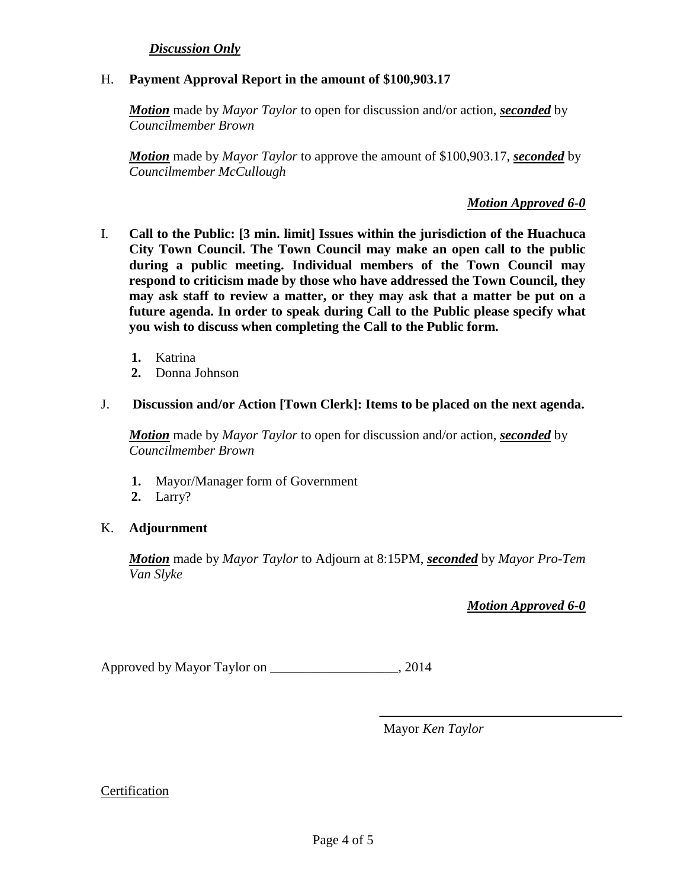***Discussion Only***

H. **Payment Approval Report in the amount of $100,903.17**

***Motion*** made by *Mayor Taylor* to open for discussion and/or action, ***seconded*** by *Councilmember Brown*

***Motion*** made by *Mayor Taylor* to approve the amount of $100,903.17, ***seconded*** by *Councilmember McCullough*

***Motion Approved 6-0***

I. **Call to the Public: [3 min. limit] Issues within the jurisdiction of the Huachuca City Town Council. The Town Council may make an open call to the public during a public meeting. Individual members of the Town Council may respond to criticism made by those who have addressed the Town Council, they may ask staff to review a matter, or they may ask that a matter be put on a future agenda. In order to speak during Call to the Public please specify what you wish to discuss when completing the Call to the Public form.**

1. Katrina
2. Donna Johnson

J. **Discussion and/or Action [Town Clerk]: Items to be placed on the next agenda.**

***Motion*** made by *Mayor Taylor* to open for discussion and/or action, ***seconded*** by *Councilmember Brown*

1. Mayor/Manager form of Government
2. Larry?

K. **Adjournment**

***Motion*** made by *Mayor Taylor* to Adjourn at 8:15PM, ***seconded*** by *Mayor Pro-Tem Van Slyke*

***Motion Approved 6-0***

Approved by Mayor Taylor on ___________________, 2014

_________________________________

Mayor *Ken Taylor*

Certification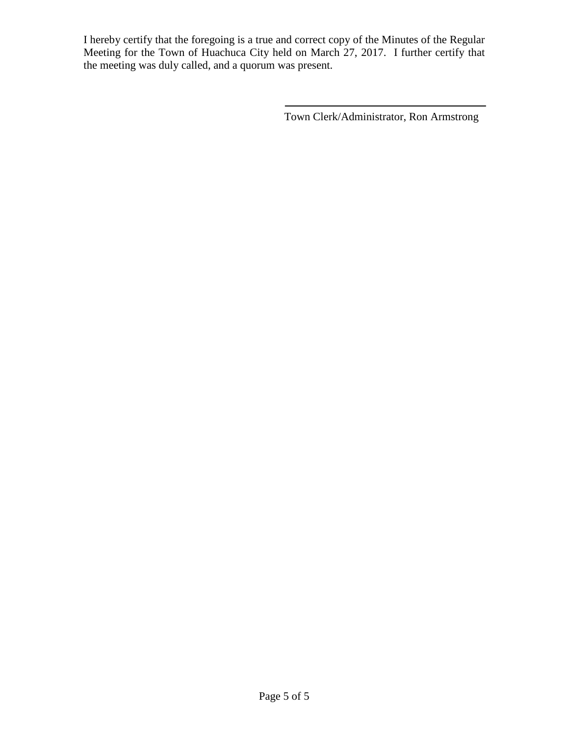I hereby certify that the foregoing is a true and correct copy of the Minutes of the Regular Meeting for the Town of Huachuca City held on March 27, 2017. I further certify that the meeting was duly called, and a quorum was present.

Town Clerk/Administrator, Ron Armstrong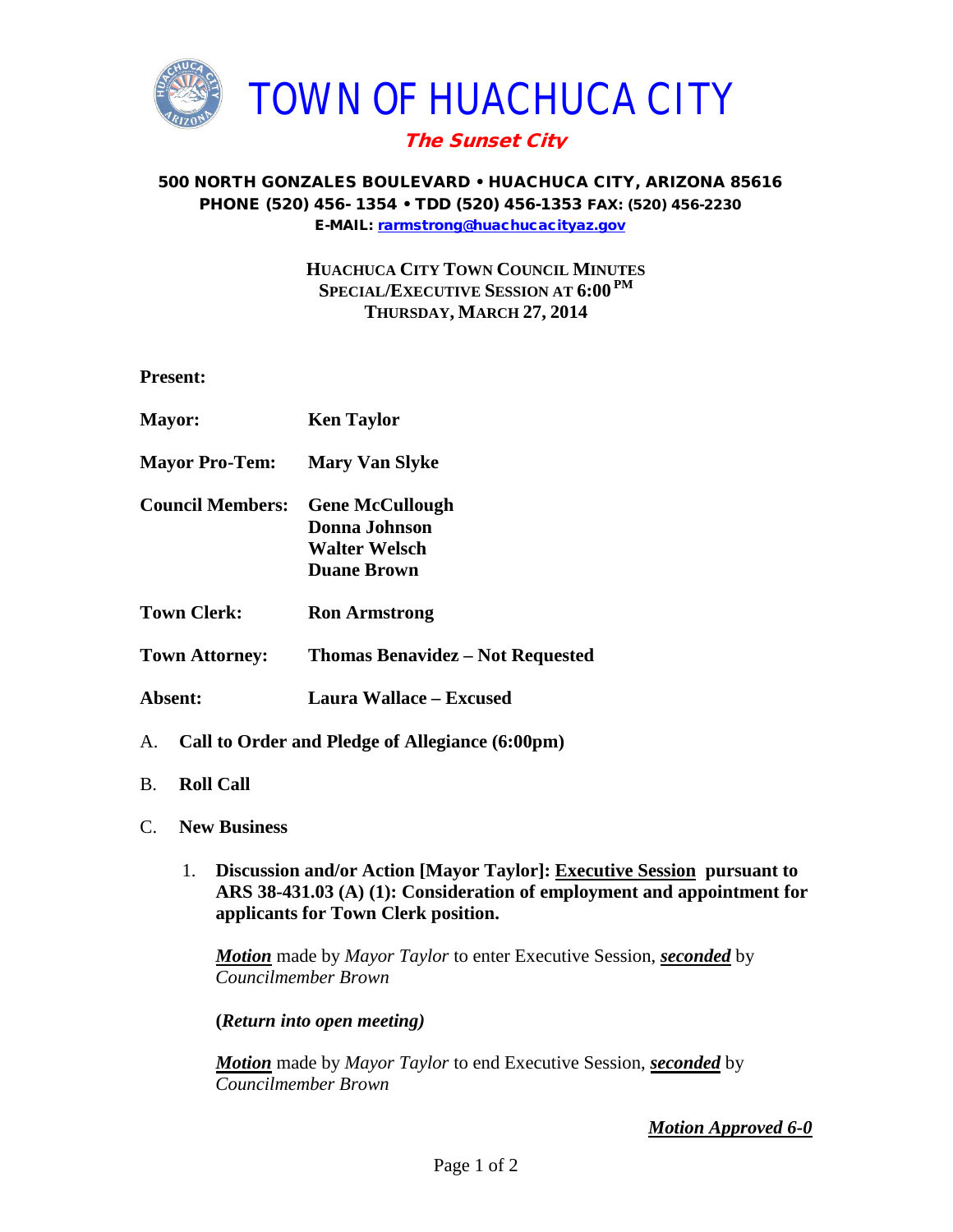# TOWN OF HUACHUCA CITY

***The Sunset City***

**500 NORTH GONZALES BOULEVARD • HUACHUCA CITY, ARIZONA 85616**
**PHONE (520) 456- 1354 • TDD (520) 456-1353 FAX: (520) 456-2230**
**E-MAIL: rarmstrong@huachucacityaz.gov**

**HUACHUCA CITY TOWN COUNCIL MINUTES**
**SPECIAL/EXECUTIVE SESSION AT 6:00 PM**
**THURSDAY, MARCH 27, 2014**

**Present:**

**Mayor:** **Ken Taylor**

**Mayor Pro-Tem:** **Mary Van Slyke**

**Council Members:** **Gene McCullough**
**Donna Johnson**
**Walter Welsch**
**Duane Brown**

**Town Clerk:** **Ron Armstrong**

**Town Attorney:** **Thomas Benavidez – Not Requested**

**Absent:** **Laura Wallace – Excused**

A. **Call to Order and Pledge of Allegiance (6:00pm)**

B. **Roll Call**

C. **New Business**

1. **Discussion and/or Action [Mayor Taylor]: Executive Session pursuant to ARS 38-431.03 (A) (1): Consideration of employment and appointment for applicants for Town Clerk position.**

   ***Motion*** made by *Mayor Taylor* to enter Executive Session, ***seconded*** by *Councilmember Brown*

   **(*Return into open meeting)***

   ***Motion*** made by *Mayor Taylor* to end Executive Session, ***seconded*** by *Councilmember Brown*

   ***Motion Approved 6-0***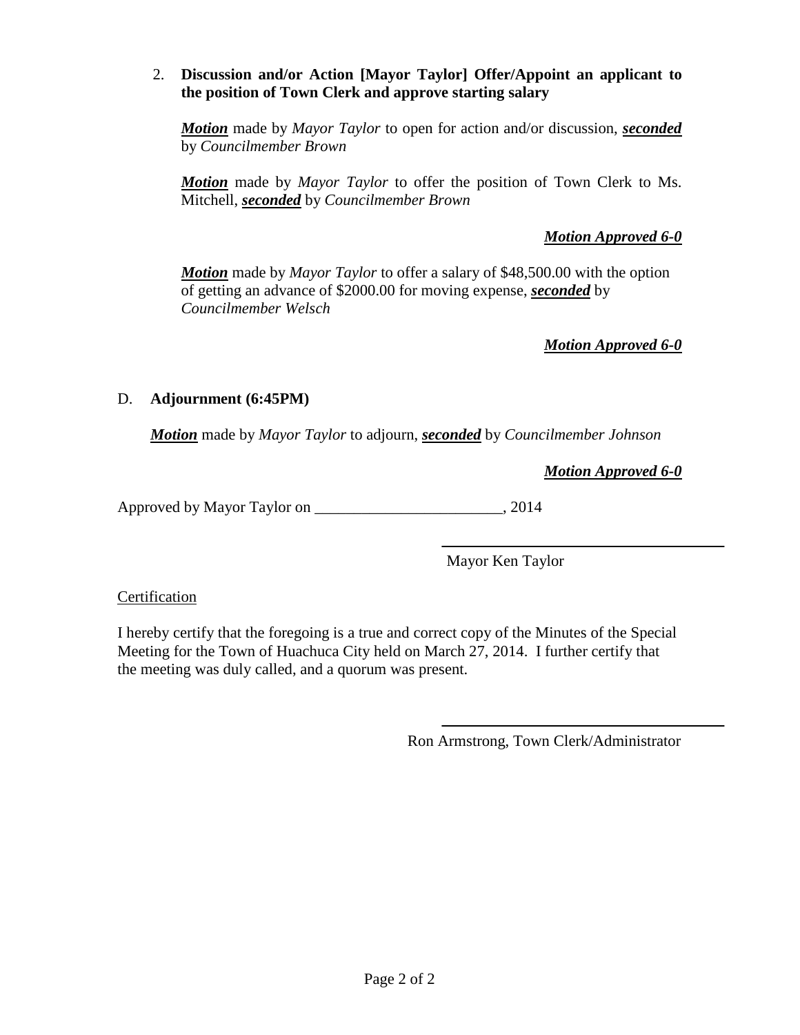2. **Discussion and/or Action [Mayor Taylor] Offer/Appoint an applicant to the position of Town Clerk and approve starting salary**

   ***Motion*** made by *Mayor Taylor* to open for action and/or discussion, ***seconded*** by *Councilmember Brown*

   ***Motion*** made by *Mayor Taylor* to offer the position of Town Clerk to Ms. Mitchell, ***seconded*** by *Councilmember Brown*

   ***Motion Approved 6-0***

   ***Motion*** made by *Mayor Taylor* to offer a salary of $48,500.00 with the option of getting an advance of $2000.00 for moving expense, ***seconded*** by *Councilmember Welsch*

   ***Motion Approved 6-0***

D. **Adjournment (6:45PM)**

***Motion*** made by *Mayor Taylor* to adjourn, ***seconded*** by *Councilmember Johnson*

***Motion Approved 6-0***

Approved by Mayor Taylor on ________________________, 2014

\_\_\_\_\_\_\_\_\_\_\_\_\_\_\_\_\_\_\_\_\_\_\_\_\_\_\_\_\_\_\_\_

Mayor Ken Taylor

Certification

I hereby certify that the foregoing is a true and correct copy of the Minutes of the Special Meeting for the Town of Huachuca City held on March 27, 2014. I further certify that the meeting was duly called, and a quorum was present.

\_\_\_\_\_\_\_\_\_\_\_\_\_\_\_\_\_\_\_\_\_\_\_\_\_\_\_\_\_\_\_\_

Ron Armstrong, Town Clerk/Administrator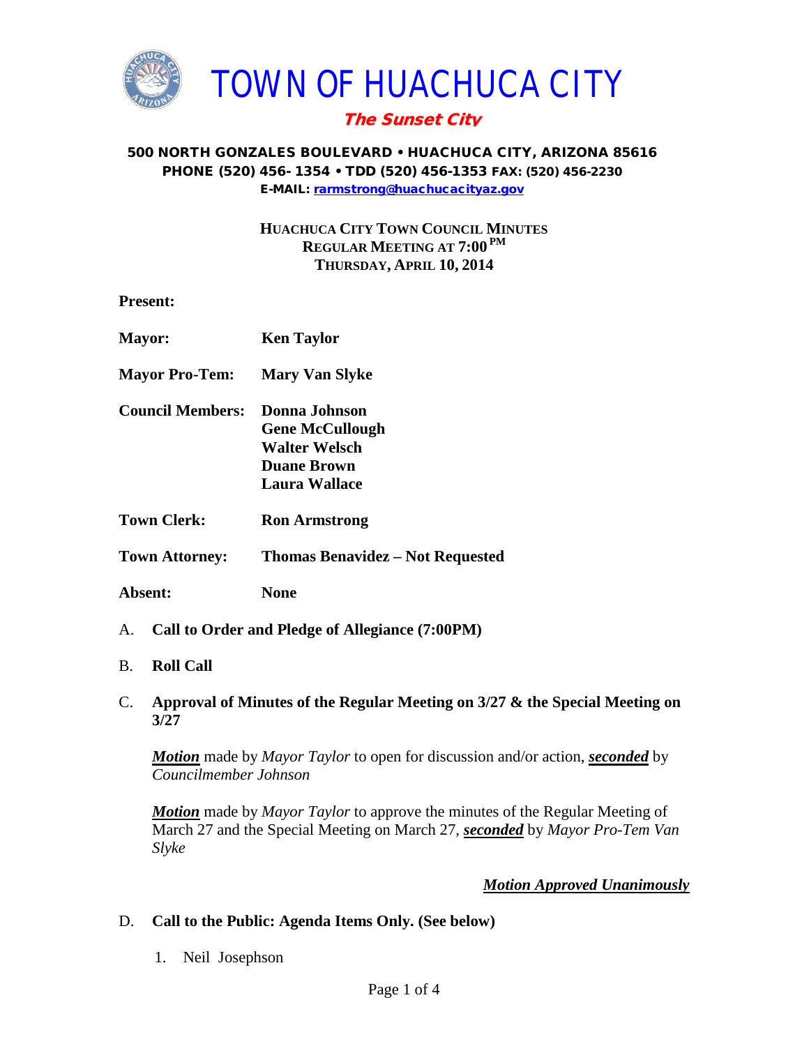# TOWN OF HUACHUCA CITY

***The Sunset City***

**500 NORTH GONZALES BOULEVARD • HUACHUCA CITY, ARIZONA 85616**
**PHONE (520) 456-1354 • TDD (520) 456-1353 FAX: (520) 456-2230**
**E-MAIL: rarmstrong@huachucacityaz.gov**

**HUACHUCA CITY TOWN COUNCIL MINUTES**
**REGULAR MEETING AT 7:00 PM**
**THURSDAY, APRIL 10, 2014**

**Present:**

**Mayor:** **Ken Taylor**

**Mayor Pro-Tem:** **Mary Van Slyke**

**Council Members:** **Donna Johnson**
**Gene McCullough**
**Walter Welsch**
**Duane Brown**
**Laura Wallace**

**Town Clerk:** **Ron Armstrong**

**Town Attorney:** **Thomas Benavidez – Not Requested**

**Absent:** **None**

A. **Call to Order and Pledge of Allegiance (7:00PM)**

B. **Roll Call**

C. **Approval of Minutes of the Regular Meeting on 3/27 & the Special Meeting on 3/27**

***Motion*** made by *Mayor Taylor* to open for discussion and/or action, ***seconded*** by *Councilmember Johnson*

***Motion*** made by *Mayor Taylor* to approve the minutes of the Regular Meeting of March 27 and the Special Meeting on March 27, ***seconded*** by *Mayor Pro-Tem Van Slyke*

***Motion Approved Unanimously***

D. **Call to the Public: Agenda Items Only. (See below)**

1. Neil Josephson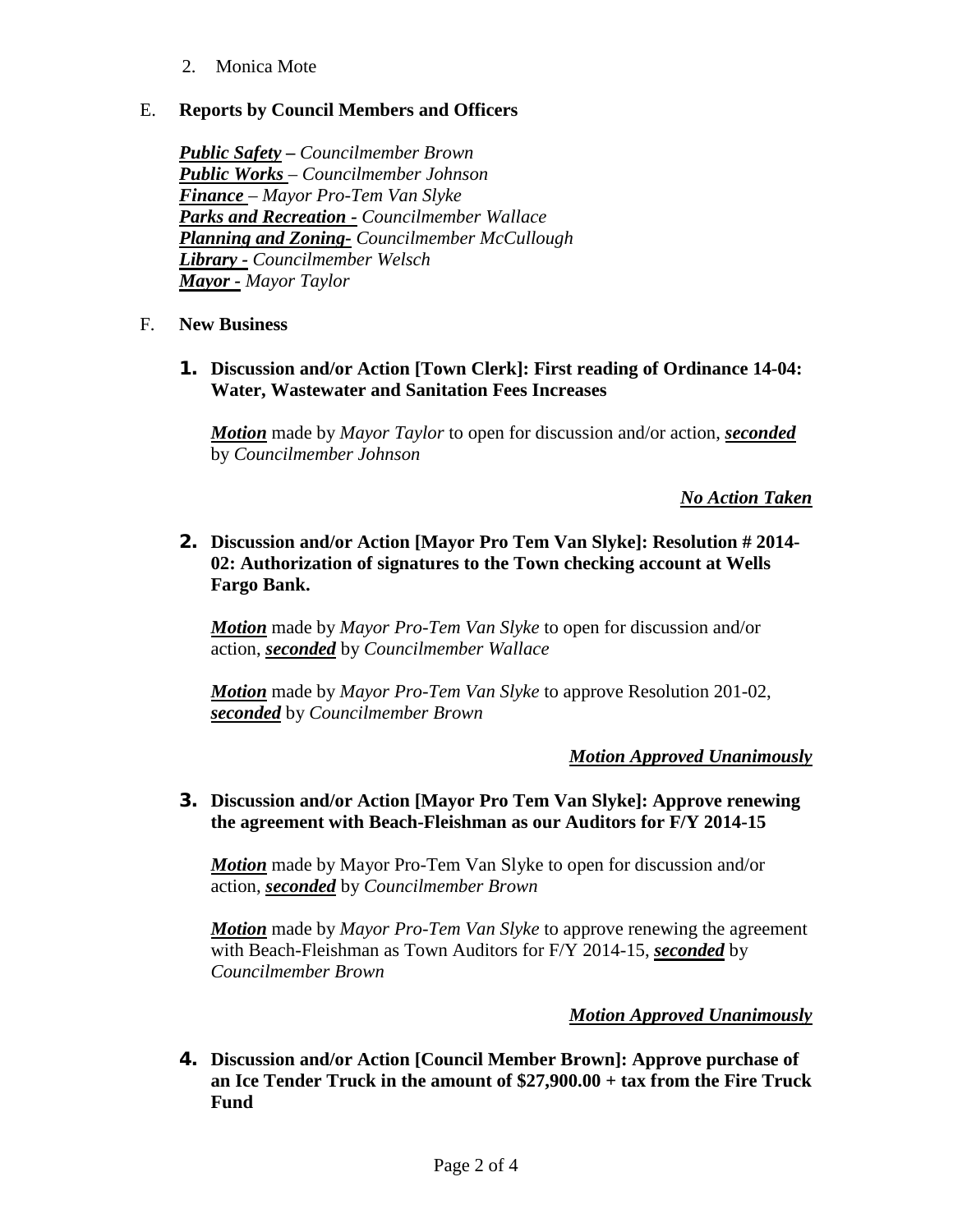2. Monica Mote

E. **Reports by Council Members and Officers**

***Public Safety** – Councilmember Brown*
***Public Works** – Councilmember Johnson*
***Finance** – Mayor Pro-Tem Van Slyke*
***Parks and Recreation** - Councilmember Wallace*
***Planning and Zoning**- Councilmember McCullough*
***Library** - Councilmember Welsch*
***Mayor** - Mayor Taylor*

F. **New Business**

**1. Discussion and/or Action [Town Clerk]: First reading of Ordinance 14-04: Water, Wastewater and Sanitation Fees Increases**

***Motion*** made by *Mayor Taylor* to open for discussion and/or action, ***seconded*** by *Councilmember Johnson*

***No Action Taken***

**2. Discussion and/or Action [Mayor Pro Tem Van Slyke]: Resolution # 2014-02: Authorization of signatures to the Town checking account at Wells Fargo Bank.**

***Motion*** made by *Mayor Pro-Tem Van Slyke* to open for discussion and/or action, ***seconded*** by *Councilmember Wallace*

***Motion*** made by *Mayor Pro-Tem Van Slyke* to approve Resolution 201-02, ***seconded*** by *Councilmember Brown*

***Motion Approved Unanimously***

**3. Discussion and/or Action [Mayor Pro Tem Van Slyke]: Approve renewing the agreement with Beach-Fleishman as our Auditors for F/Y 2014-15**

***Motion*** made by Mayor Pro-Tem Van Slyke to open for discussion and/or action, ***seconded*** by *Councilmember Brown*

***Motion*** made by *Mayor Pro-Tem Van Slyke* to approve renewing the agreement with Beach-Fleishman as Town Auditors for F/Y 2014-15, ***seconded*** by *Councilmember Brown*

***Motion Approved Unanimously***

**4. Discussion and/or Action [Council Member Brown]: Approve purchase of an Ice Tender Truck in the amount of $27,900.00 + tax from the Fire Truck Fund**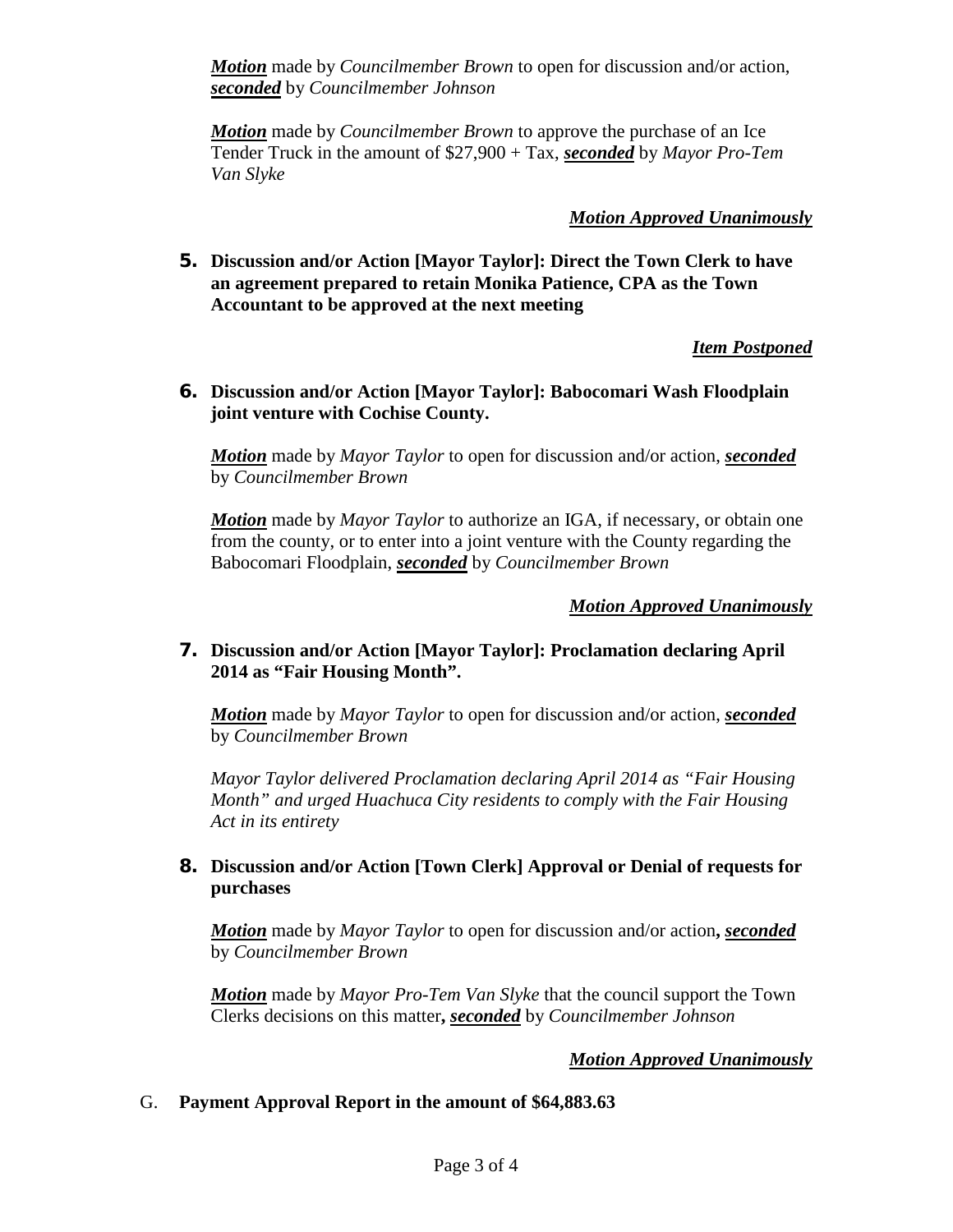***Motion*** made by *Councilmember Brown* to open for discussion and/or action, ***seconded*** by *Councilmember Johnson*

***Motion*** made by *Councilmember Brown* to approve the purchase of an Ice Tender Truck in the amount of $27,900 + Tax, ***seconded*** by *Mayor Pro-Tem Van Slyke*

***Motion Approved Unanimously***

**5. Discussion and/or Action [Mayor Taylor]: Direct the Town Clerk to have an agreement prepared to retain Monika Patience, CPA as the Town Accountant to be approved at the next meeting**

***Item Postponed***

**6. Discussion and/or Action [Mayor Taylor]: Babocomari Wash Floodplain joint venture with Cochise County.**

***Motion*** made by *Mayor Taylor* to open for discussion and/or action, ***seconded*** by *Councilmember Brown*

***Motion*** made by *Mayor Taylor* to authorize an IGA, if necessary, or obtain one from the county, or to enter into a joint venture with the County regarding the Babocomari Floodplain, ***seconded*** by *Councilmember Brown*

***Motion Approved Unanimously***

**7. Discussion and/or Action [Mayor Taylor]: Proclamation declaring April 2014 as "Fair Housing Month".**

***Motion*** made by *Mayor Taylor* to open for discussion and/or action, ***seconded*** by *Councilmember Brown*

*Mayor Taylor delivered Proclamation declaring April 2014 as "Fair Housing Month" and urged Huachuca City residents to comply with the Fair Housing Act in its entirety*

**8. Discussion and/or Action [Town Clerk] Approval or Denial of requests for purchases**

***Motion*** made by *Mayor Taylor* to open for discussion and/or action**,** ***seconded*** by *Councilmember Brown*

***Motion*** made by *Mayor Pro-Tem Van Slyke* that the council support the Town Clerks decisions on this matter**,** ***seconded*** by *Councilmember Johnson*

***Motion Approved Unanimously***

G. **Payment Approval Report in the amount of $64,883.63**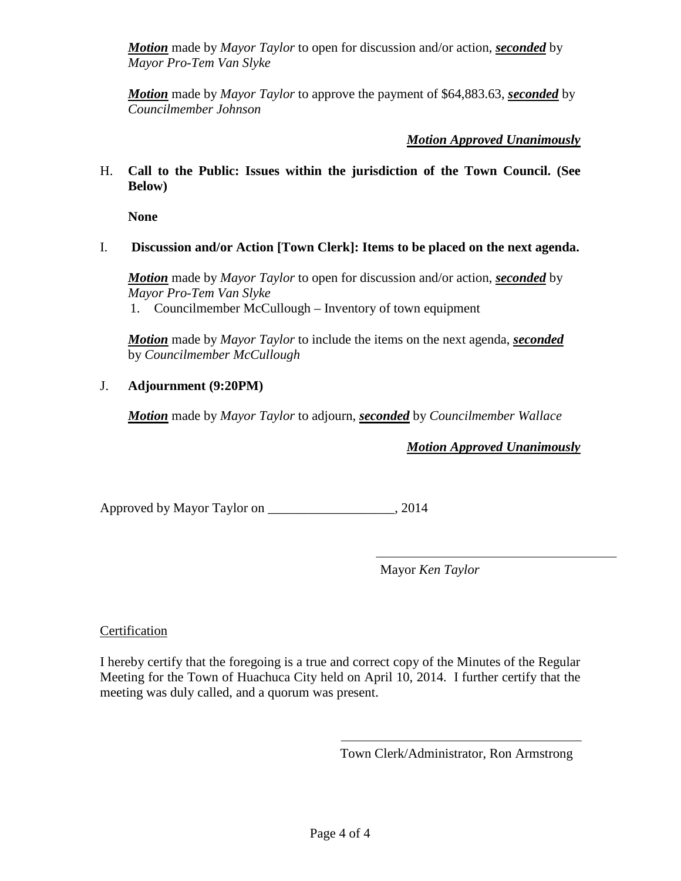***Motion*** made by *Mayor Taylor* to open for discussion and/or action, ***seconded*** by *Mayor Pro-Tem Van Slyke*

***Motion*** made by *Mayor Taylor* to approve the payment of $64,883.63, ***seconded*** by *Councilmember Johnson*

***Motion Approved Unanimously***

H. **Call to the Public: Issues within the jurisdiction of the Town Council. (See Below)**

**None**

I. **Discussion and/or Action [Town Clerk]: Items to be placed on the next agenda.**

***Motion*** made by *Mayor Taylor* to open for discussion and/or action, ***seconded*** by *Mayor Pro-Tem Van Slyke*

1. Councilmember McCullough – Inventory of town equipment

***Motion*** made by *Mayor Taylor* to include the items on the next agenda, ***seconded*** by *Councilmember McCullough*

J. **Adjournment (9:20PM)**

***Motion*** made by *Mayor Taylor* to adjourn, ***seconded*** by *Councilmember Wallace*

***Motion Approved Unanimously***

Approved by Mayor Taylor on ___________________, 2014

_____________________________________

Mayor *Ken Taylor*

Certification

I hereby certify that the foregoing is a true and correct copy of the Minutes of the Regular Meeting for the Town of Huachuca City held on April 10, 2014. I further certify that the meeting was duly called, and a quorum was present.

_____________________________________

Town Clerk/Administrator, Ron Armstrong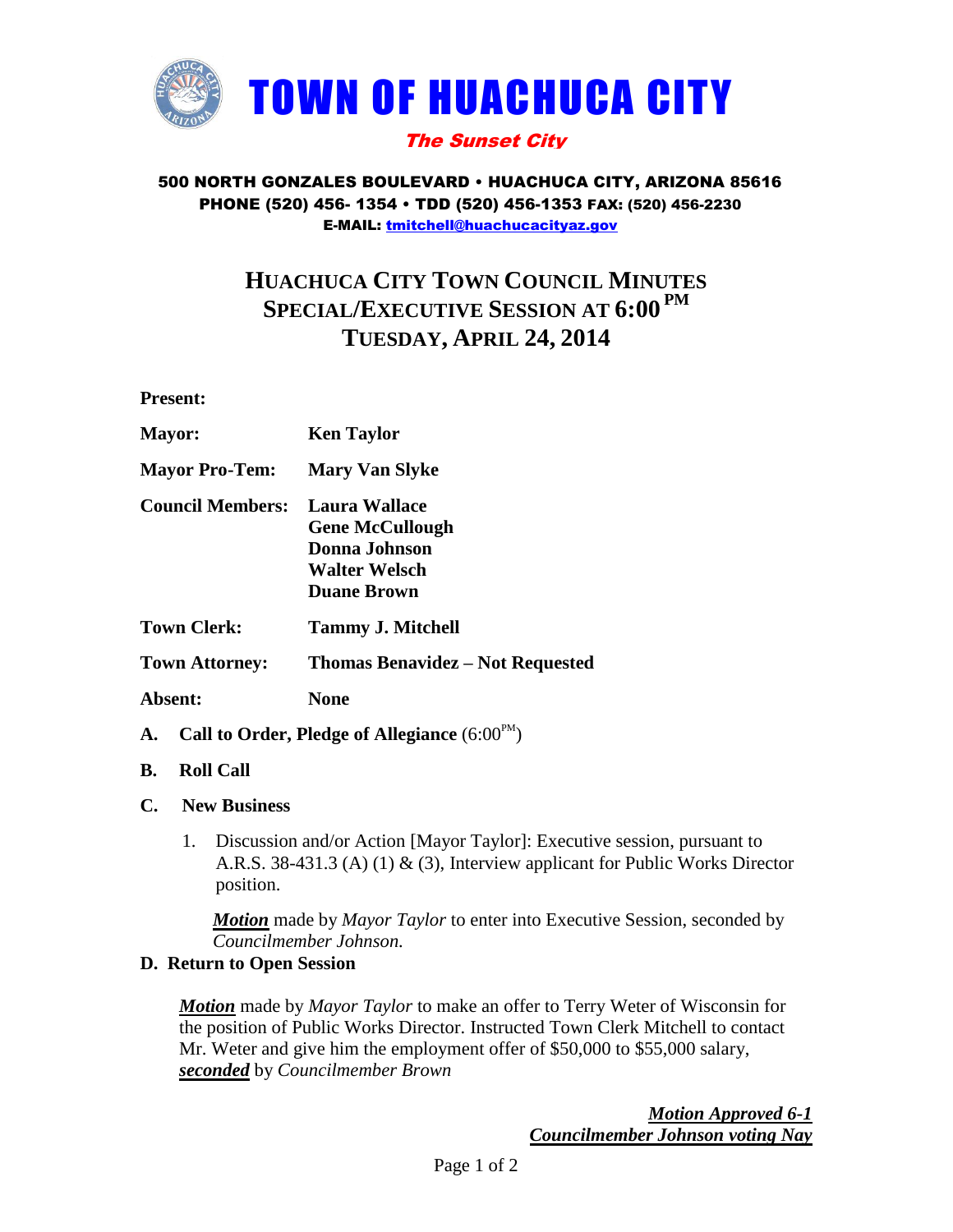# TOWN OF HUACHUCA CITY

*The Sunset City*

**500 NORTH GONZALES BOULEVARD • HUACHUCA CITY, ARIZONA 85616**
**PHONE (520) 456- 1354 • TDD (520) 456-1353 FAX: (520) 456-2230**
**E-MAIL: tmitchell@huachucacityaz.gov**

## HUACHUCA CITY TOWN COUNCIL MINUTES
## SPECIAL/EXECUTIVE SESSION AT 6:00 PM
## TUESDAY, APRIL 24, 2014

**Present:**

| | |
|---|---|
| **Mayor:** | **Ken Taylor** |
| **Mayor Pro-Tem:** | **Mary Van Slyke** |
| **Council Members:** | **Laura Wallace**<br>**Gene McCullough**<br>**Donna Johnson**<br>**Walter Welsch**<br>**Duane Brown** |
| **Town Clerk:** | **Tammy J. Mitchell** |
| **Town Attorney:** | **Thomas Benavidez – Not Requested** |
| **Absent:** | **None** |

**A. Call to Order, Pledge of Allegiance** (6:00 PM)

**B. Roll Call**

**C. New Business**

1. Discussion and/or Action [Mayor Taylor]: Executive session, pursuant to A.R.S. 38-431.3 (A) (1) & (3), Interview applicant for Public Works Director position.

   ***Motion*** made by *Mayor Taylor* to enter into Executive Session, seconded by *Councilmember Johnson.*

**D. Return to Open Session**

***Motion*** made by *Mayor Taylor* to make an offer to Terry Weter of Wisconsin for the position of Public Works Director. Instructed Town Clerk Mitchell to contact Mr. Weter and give him the employment offer of $50,000 to $55,000 salary, ***seconded*** by *Councilmember Brown*

***Motion Approved 6-1***
***Councilmember Johnson voting Nay***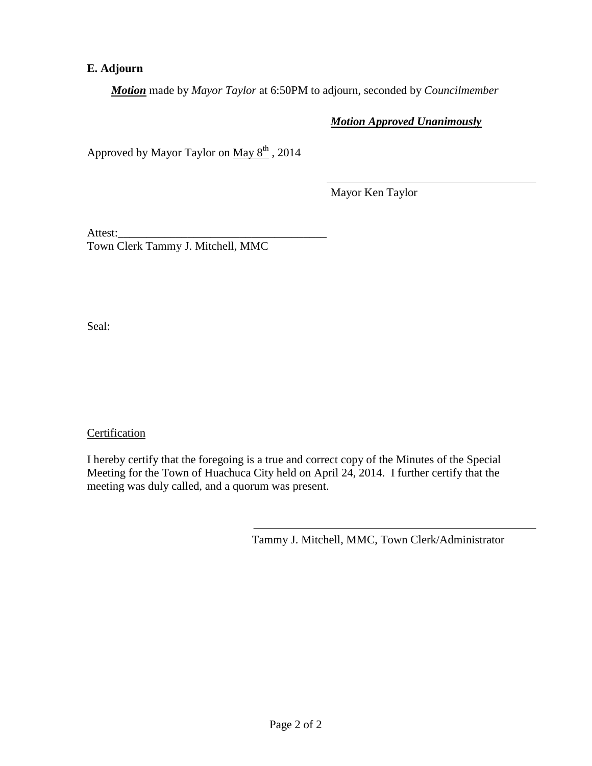**E. Adjourn**

***Motion*** made by *Mayor Taylor* at 6:50PM to adjourn, seconded by *Councilmember*

***Motion Approved Unanimously***

Approved by Mayor Taylor on May 8th , 2014

\_\_\_\_\_\_\_\_\_\_\_\_\_\_\_\_\_\_\_\_\_\_\_\_\_\_\_\_\_\_\_\_\_\_\_\_\_
Mayor Ken Taylor

Attest:\_\_\_\_\_\_\_\_\_\_\_\_\_\_\_\_\_\_\_\_\_\_\_\_\_\_\_\_\_\_\_\_\_\_\_\_\_
Town Clerk Tammy J. Mitchell, MMC

Seal:

Certification

I hereby certify that the foregoing is a true and correct copy of the Minutes of the Special Meeting for the Town of Huachuca City held on April 24, 2014. I further certify that the meeting was duly called, and a quorum was present.

\_\_\_\_\_\_\_\_\_\_\_\_\_\_\_\_\_\_\_\_\_\_\_\_\_\_\_\_\_\_\_\_\_\_\_\_\_\_\_\_\_\_\_\_\_\_\_\_
Tammy J. Mitchell, MMC, Town Clerk/Administrator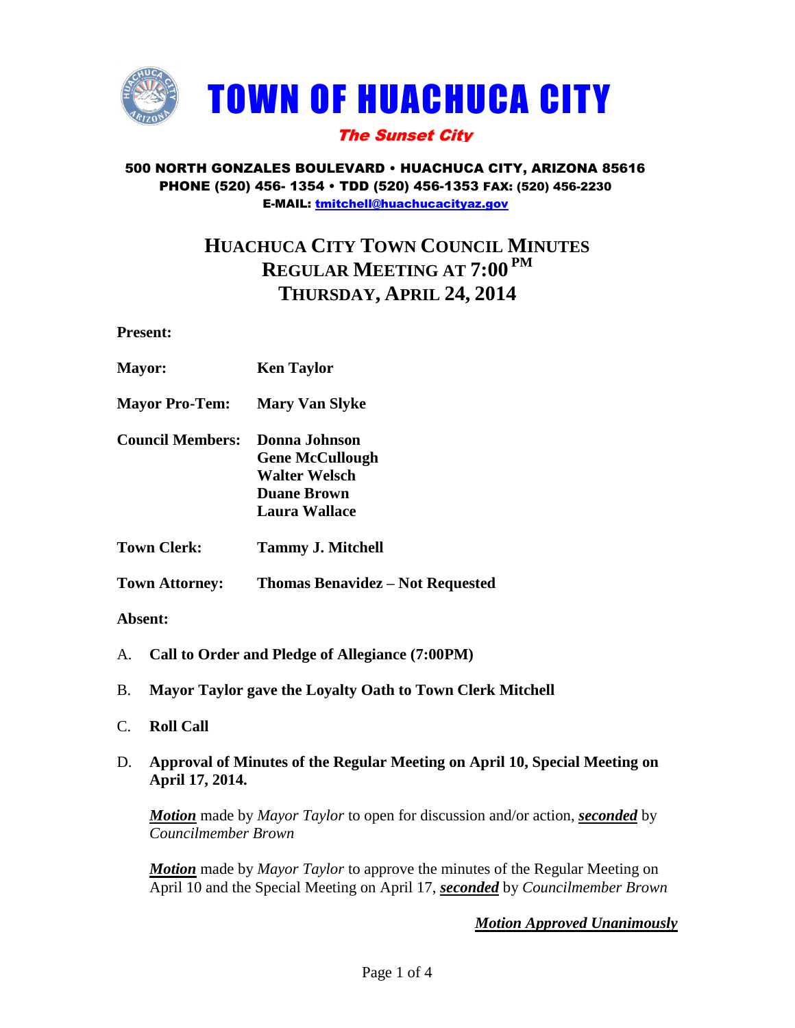# TOWN OF HUACHUCA CITY

***The Sunset City***

**500 NORTH GONZALES BOULEVARD • HUACHUCA CITY, ARIZONA 85616**
**PHONE (520) 456- 1354 • TDD (520) 456-1353 FAX: (520) 456-2230**
**E-MAIL: tmitchell@huachucacityaz.gov**

## HUACHUCA CITY TOWN COUNCIL MINUTES
## REGULAR MEETING AT 7:00 PM
## THURSDAY, APRIL 24, 2014

**Present:**

**Mayor:** **Ken Taylor**

**Mayor Pro-Tem:** **Mary Van Slyke**

**Council Members:** **Donna Johnson**
**Gene McCullough**
**Walter Welsch**
**Duane Brown**
**Laura Wallace**

**Town Clerk:** **Tammy J. Mitchell**

**Town Attorney:** **Thomas Benavidez – Not Requested**

**Absent:**

A. **Call to Order and Pledge of Allegiance (7:00PM)**

B. **Mayor Taylor gave the Loyalty Oath to Town Clerk Mitchell**

C. **Roll Call**

D. **Approval of Minutes of the Regular Meeting on April 10, Special Meeting on April 17, 2014.**

***Motion*** made by *Mayor Taylor* to open for discussion and/or action, ***seconded*** by *Councilmember Brown*

***Motion*** made by *Mayor Taylor* to approve the minutes of the Regular Meeting on April 10 and the Special Meeting on April 17, ***seconded*** by *Councilmember Brown*

***Motion Approved Unanimously***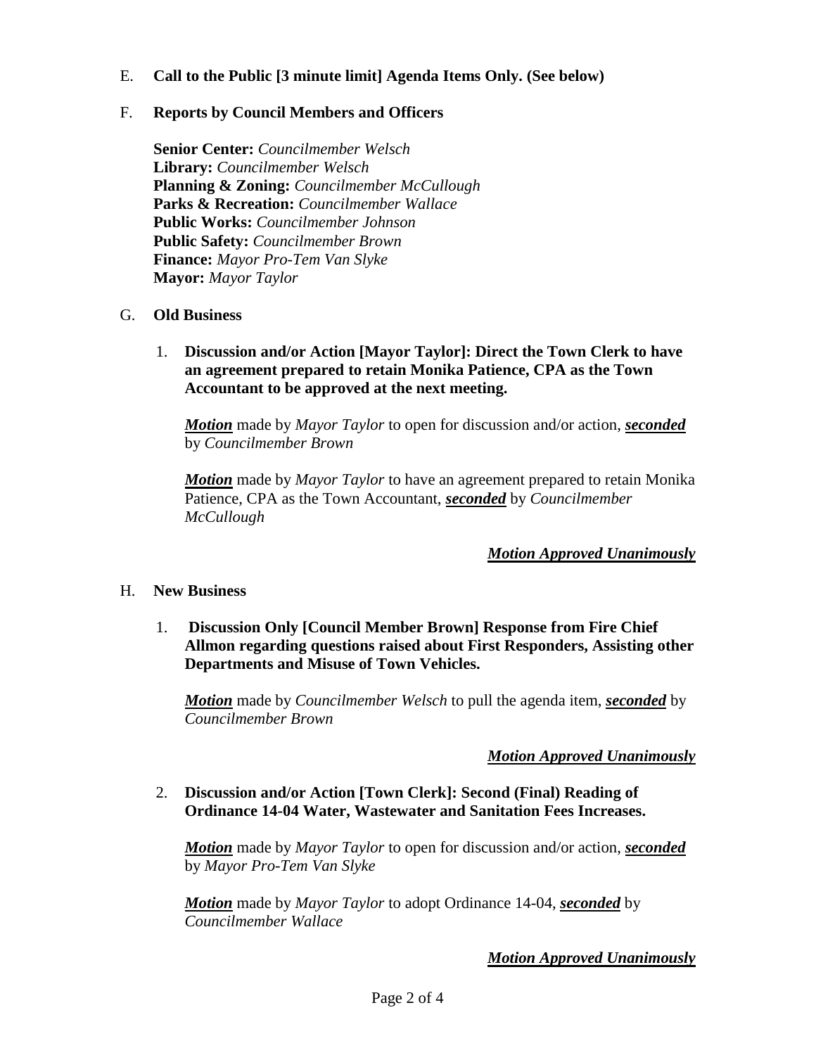E. **Call to the Public [3 minute limit] Agenda Items Only. (See below)**

F. **Reports by Council Members and Officers**

**Senior Center:** *Councilmember Welsch*
**Library:** *Councilmember Welsch*
**Planning & Zoning:** *Councilmember McCullough*
**Parks & Recreation:** *Councilmember Wallace*
**Public Works:** *Councilmember Johnson*
**Public Safety:** *Councilmember Brown*
**Finance:** *Mayor Pro-Tem Van Slyke*
**Mayor:** *Mayor Taylor*

G. **Old Business**

1. **Discussion and/or Action [Mayor Taylor]: Direct the Town Clerk to have an agreement prepared to retain Monika Patience, CPA as the Town Accountant to be approved at the next meeting.**

   ***Motion*** made by *Mayor Taylor* to open for discussion and/or action, ***seconded*** by *Councilmember Brown*

   ***Motion*** made by *Mayor Taylor* to have an agreement prepared to retain Monika Patience, CPA as the Town Accountant, ***seconded*** by *Councilmember McCullough*

   ***Motion Approved Unanimously***

H. **New Business**

1. **Discussion Only [Council Member Brown] Response from Fire Chief Allmon regarding questions raised about First Responders, Assisting other Departments and Misuse of Town Vehicles.**

   ***Motion*** made by *Councilmember Welsch* to pull the agenda item, ***seconded*** by *Councilmember Brown*

   ***Motion Approved Unanimously***

2. **Discussion and/or Action [Town Clerk]: Second (Final) Reading of Ordinance 14-04 Water, Wastewater and Sanitation Fees Increases.**

   ***Motion*** made by *Mayor Taylor* to open for discussion and/or action, ***seconded*** by *Mayor Pro-Tem Van Slyke*

   ***Motion*** made by *Mayor Taylor* to adopt Ordinance 14-04, ***seconded*** by *Councilmember Wallace*

   ***Motion Approved Unanimously***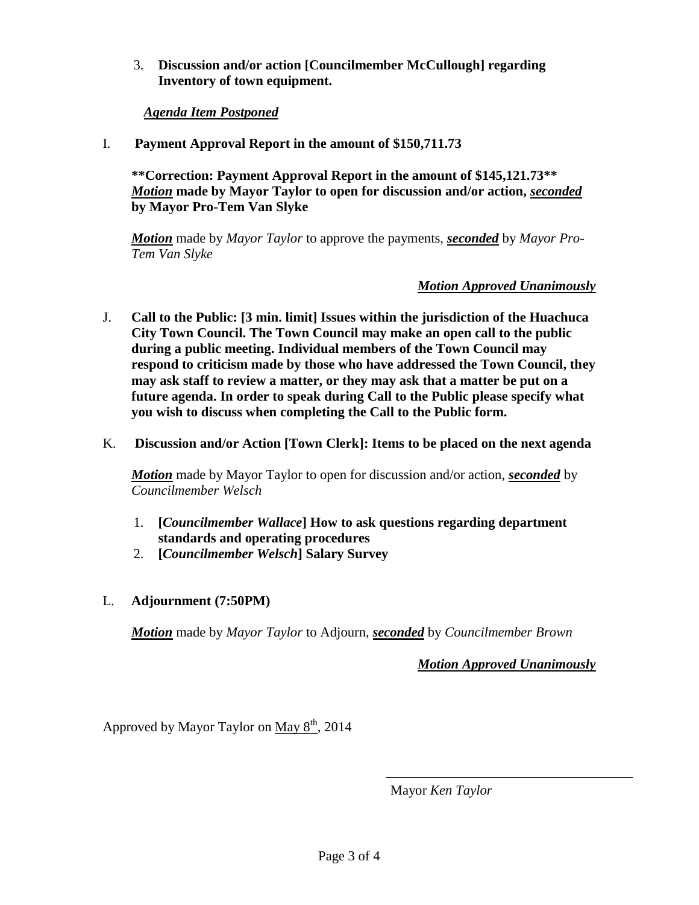3. **Discussion and/or action [Councilmember McCullough] regarding Inventory of town equipment.**

   ***Agenda Item Postponed***

I. **Payment Approval Report in the amount of $150,711.73**

   **\*\*Correction: Payment Approval Report in the amount of $145,121.73\*\***
   ***Motion* made by Mayor Taylor to open for discussion and/or action, *seconded* by Mayor Pro-Tem Van Slyke**

   ***Motion*** made by *Mayor Taylor* to approve the payments, ***seconded*** by *Mayor Pro-Tem Van Slyke*

   ***Motion Approved Unanimously***

J. **Call to the Public: [3 min. limit] Issues within the jurisdiction of the Huachuca City Town Council. The Town Council may make an open call to the public during a public meeting. Individual members of the Town Council may respond to criticism made by those who have addressed the Town Council, they may ask staff to review a matter, or they may ask that a matter be put on a future agenda. In order to speak during Call to the Public please specify what you wish to discuss when completing the Call to the Public form.**

K. **Discussion and/or Action [Town Clerk]: Items to be placed on the next agenda**

   ***Motion*** made by Mayor Taylor to open for discussion and/or action, ***seconded*** by *Councilmember Welsch*

   1. **[*Councilmember Wallace*] How to ask questions regarding department standards and operating procedures**
   2. **[*Councilmember Welsch*] Salary Survey**

L. **Adjournment (7:50PM)**

   ***Motion*** made by *Mayor Taylor* to Adjourn, ***seconded*** by *Councilmember Brown*

   ***Motion Approved Unanimously***

Approved by Mayor Taylor on May 8th, 2014

Mayor *Ken Taylor*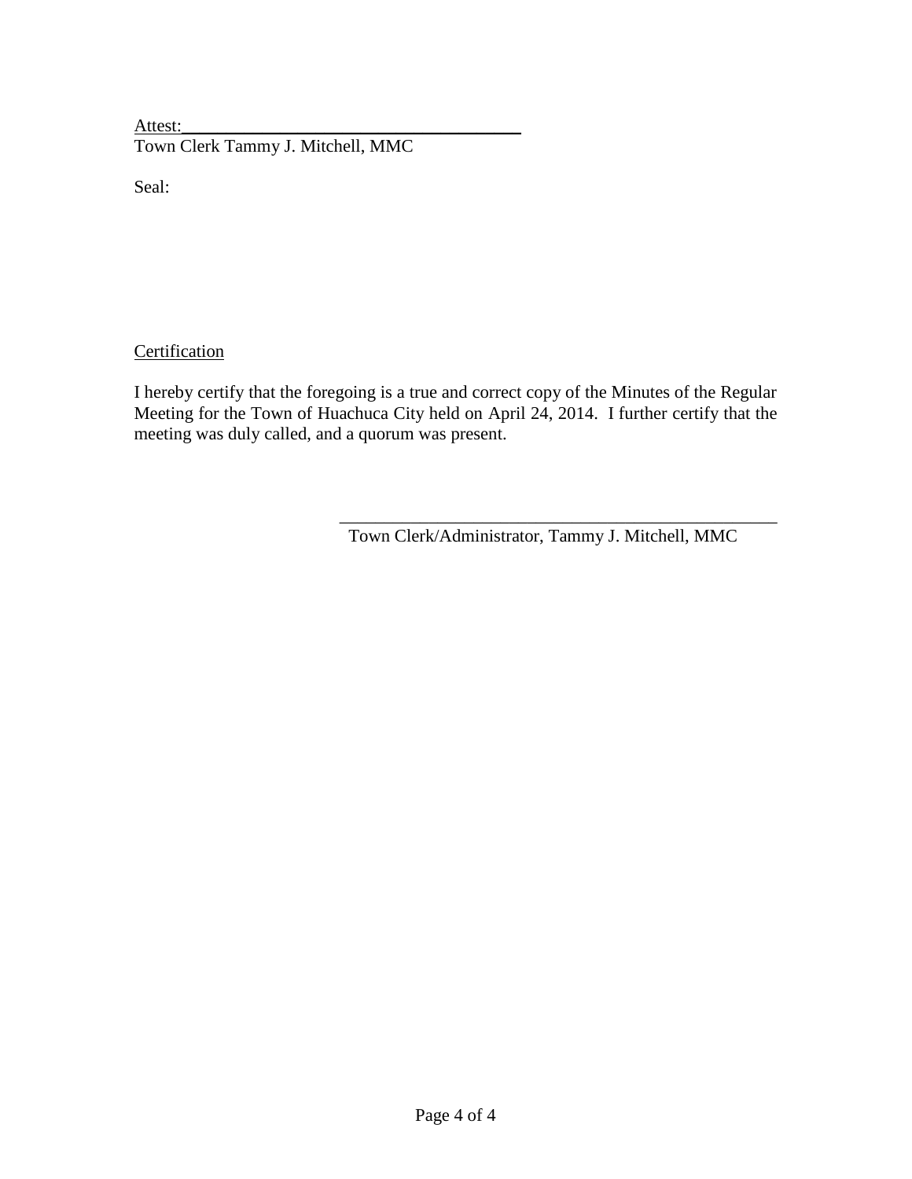Attest:______________________________________
Town Clerk Tammy J. Mitchell, MMC

Seal:

Certification

I hereby certify that the foregoing is a true and correct copy of the Minutes of the Regular Meeting for the Town of Huachuca City held on April 24, 2014. I further certify that the meeting was duly called, and a quorum was present.

_______________________________________________
Town Clerk/Administrator, Tammy J. Mitchell, MMC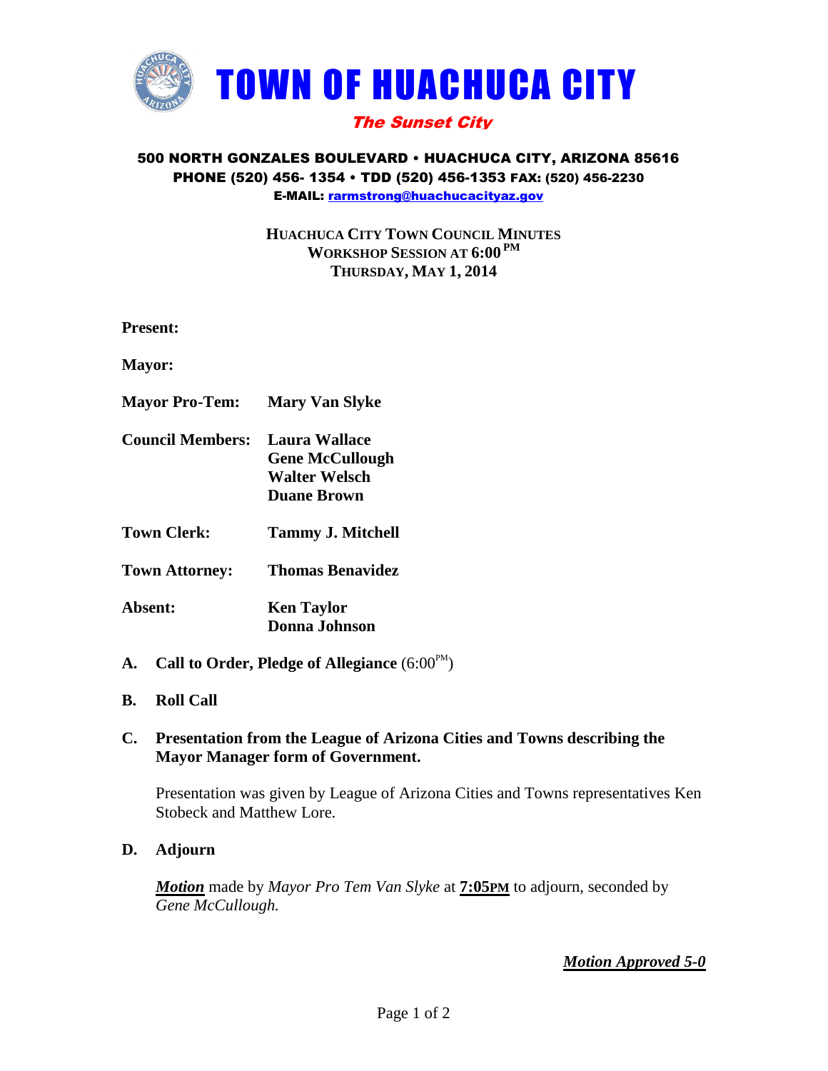# TOWN OF HUACHUCA CITY

*The Sunset City*

**500 NORTH GONZALES BOULEVARD • HUACHUCA CITY, ARIZONA 85616**
**PHONE (520) 456- 1354 • TDD (520) 456-1353 FAX: (520) 456-2230**
**E-MAIL: rarmstrong@huachucacityaz.gov**

**HUACHUCA CITY TOWN COUNCIL MINUTES**
**WORKSHOP SESSION AT 6:00 PM**
**THURSDAY, MAY 1, 2014**

**Present:**

**Mayor:**

**Mayor Pro-Tem:** **Mary Van Slyke**

**Council Members:** **Laura Wallace**
**Gene McCullough**
**Walter Welsch**
**Duane Brown**

**Town Clerk:** **Tammy J. Mitchell**

**Town Attorney:** **Thomas Benavidez**

**Absent:** **Ken Taylor**
**Donna Johnson**

**A. Call to Order, Pledge of Allegiance** (6:00PM)

**B. Roll Call**

**C. Presentation from the League of Arizona Cities and Towns describing the Mayor Manager form of Government.**

Presentation was given by League of Arizona Cities and Towns representatives Ken Stobeck and Matthew Lore.

**D. Adjourn**

***Motion*** made by *Mayor Pro Tem Van Slyke* at **7:05PM** to adjourn, seconded by *Gene McCullough.*

***Motion Approved 5-0***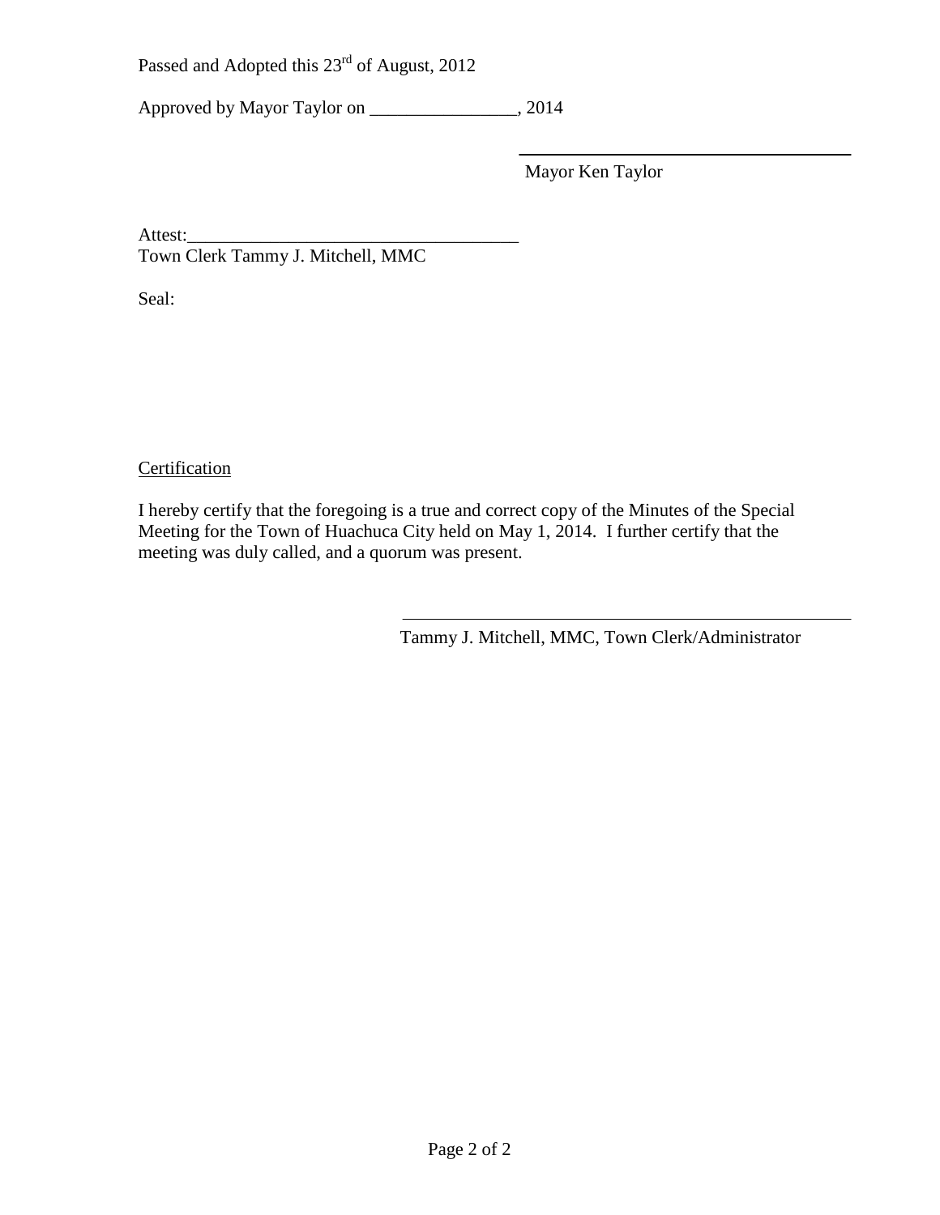Passed and Adopted this 23rd of August, 2012

Approved by Mayor Taylor on ________________, 2014

_________________________________
Mayor Ken Taylor

Attest:____________________________________
Town Clerk Tammy J. Mitchell, MMC

Seal:

Certification

I hereby certify that the foregoing is a true and correct copy of the Minutes of the Special Meeting for the Town of Huachuca City held on May 1, 2014. I further certify that the meeting was duly called, and a quorum was present.

_________________________________________________
Tammy J. Mitchell, MMC, Town Clerk/Administrator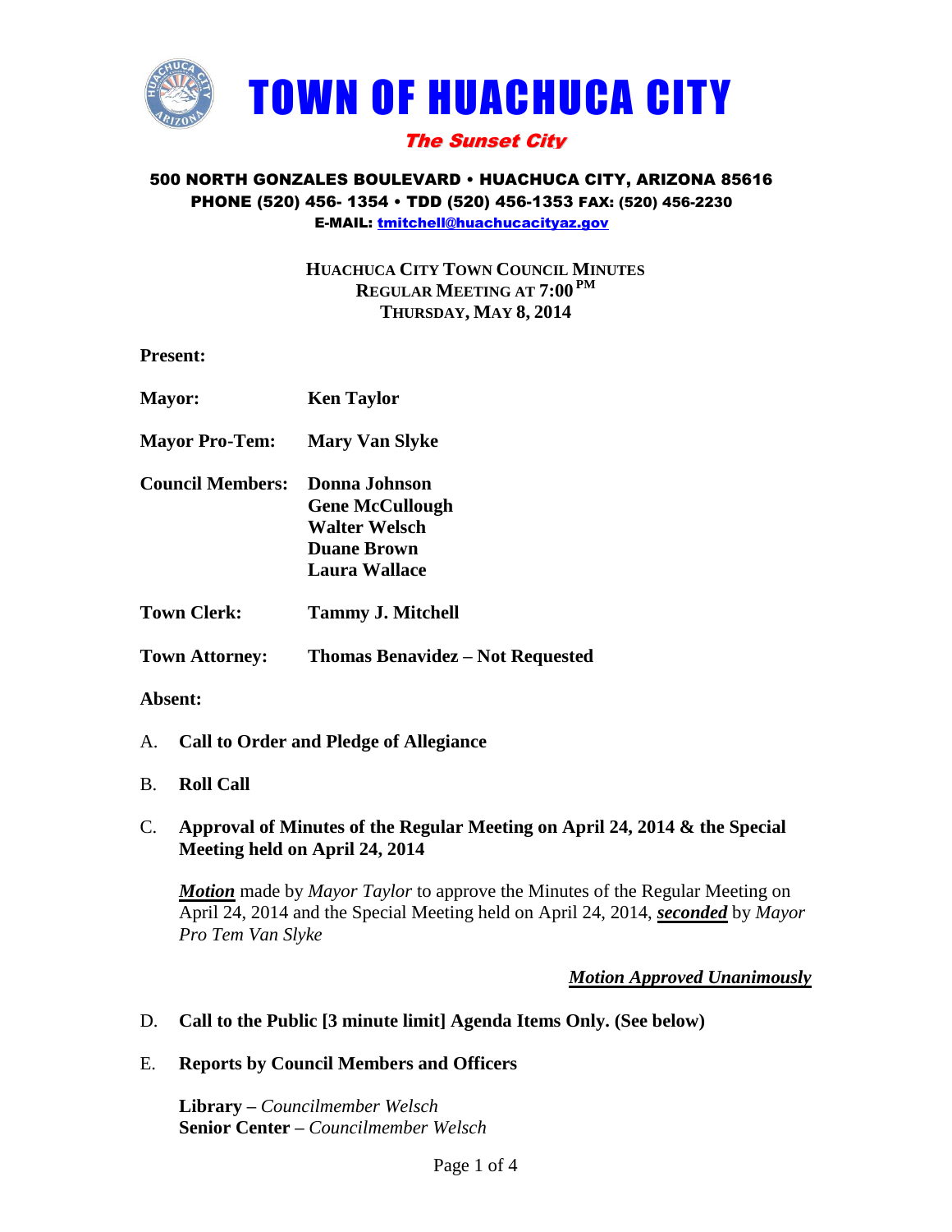# TOWN OF HUACHUCA CITY

*The Sunset City*

**500 NORTH GONZALES BOULEVARD • HUACHUCA CITY, ARIZONA 85616**
**PHONE (520) 456- 1354 • TDD (520) 456-1353 FAX: (520) 456-2230**
**E-MAIL: tmitchell@huachucacityaz.gov**

**HUACHUCA CITY TOWN COUNCIL MINUTES**
**REGULAR MEETING AT 7:00 PM**
**THURSDAY, MAY 8, 2014**

**Present:**

**Mayor:** **Ken Taylor**

**Mayor Pro-Tem:** **Mary Van Slyke**

**Council Members:** **Donna Johnson**
**Gene McCullough**
**Walter Welsch**
**Duane Brown**
**Laura Wallace**

**Town Clerk:** **Tammy J. Mitchell**

**Town Attorney:** **Thomas Benavidez – Not Requested**

**Absent:**

A. **Call to Order and Pledge of Allegiance**

B. **Roll Call**

C. **Approval of Minutes of the Regular Meeting on April 24, 2014 & the Special Meeting held on April 24, 2014**

***Motion*** made by *Mayor Taylor* to approve the Minutes of the Regular Meeting on April 24, 2014 and the Special Meeting held on April 24, 2014, ***seconded*** by *Mayor Pro Tem Van Slyke*

***Motion Approved Unanimously***

D. **Call to the Public [3 minute limit] Agenda Items Only. (See below)**

E. **Reports by Council Members and Officers**

**Library –** *Councilmember Welsch*
**Senior Center –** *Councilmember Welsch*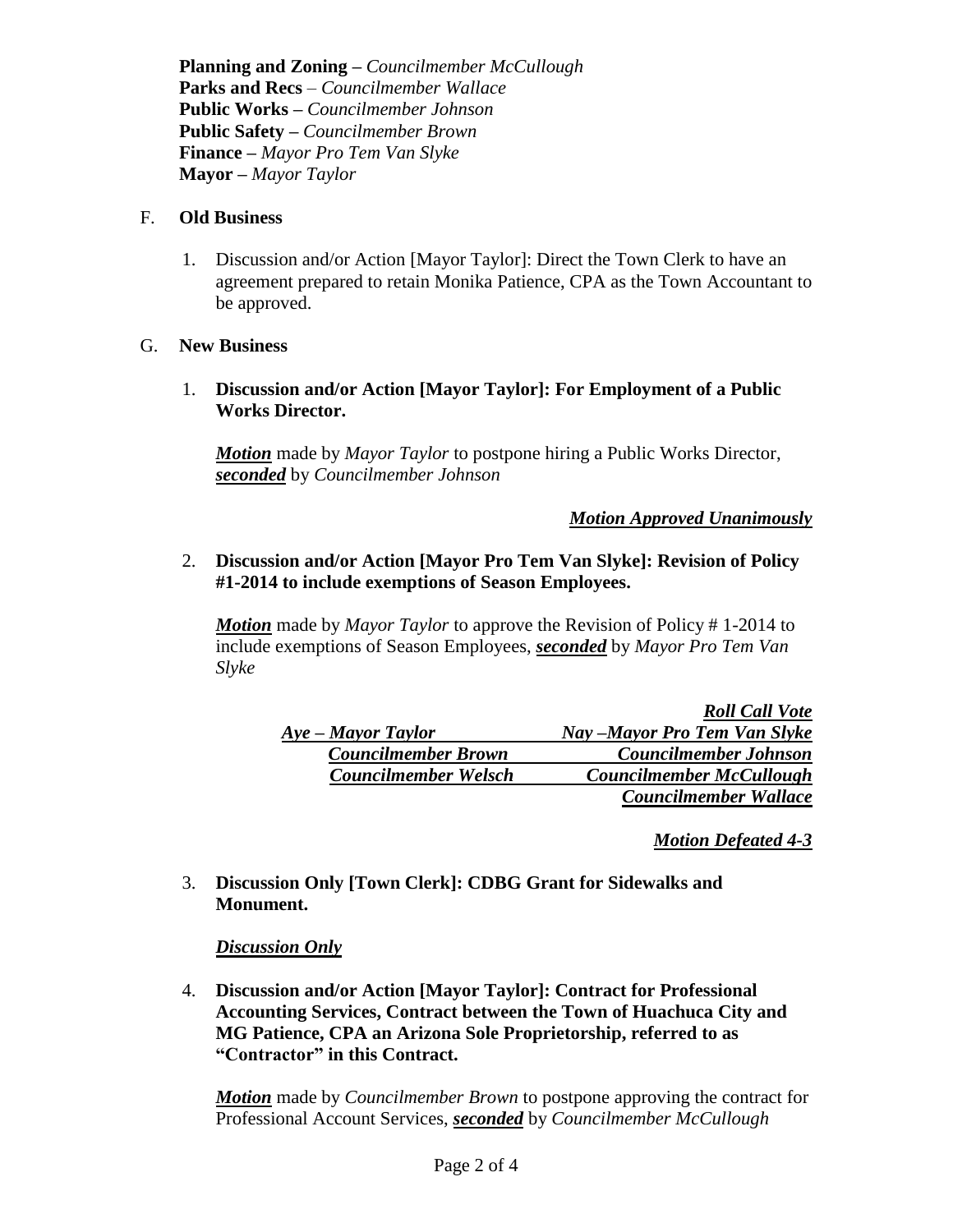**Planning and Zoning –** *Councilmember McCullough*
**Parks and Recs** – *Councilmember Wallace*
**Public Works –** *Councilmember Johnson*
**Public Safety –** *Councilmember Brown*
**Finance –** *Mayor Pro Tem Van Slyke*
**Mayor –** *Mayor Taylor*

F. **Old Business**

1. Discussion and/or Action [Mayor Taylor]: Direct the Town Clerk to have an agreement prepared to retain Monika Patience, CPA as the Town Accountant to be approved.

G. **New Business**

1. **Discussion and/or Action [Mayor Taylor]: For Employment of a Public Works Director.**

   ***Motion*** made by *Mayor Taylor* to postpone hiring a Public Works Director, ***seconded*** by *Councilmember Johnson*

   ***Motion Approved Unanimously***

2. **Discussion and/or Action [Mayor Pro Tem Van Slyke]: Revision of Policy #1-2014 to include exemptions of Season Employees.**

   ***Motion*** made by *Mayor Taylor* to approve the Revision of Policy # 1-2014 to include exemptions of Season Employees, ***seconded*** by *Mayor Pro Tem Van Slyke*

   ***Roll Call Vote***

   | Aye | Nay |
   |---|---|
   | ***Mayor Taylor*** | ***Mayor Pro Tem Van Slyke*** |
   | ***Councilmember Brown*** | ***Councilmember Johnson*** |
   | ***Councilmember Welsch*** | ***Councilmember McCullough*** |
   | | ***Councilmember Wallace*** |

   ***Motion Defeated 4-3***

3. **Discussion Only [Town Clerk]: CDBG Grant for Sidewalks and Monument.**

   ***Discussion Only***

4. **Discussion and/or Action [Mayor Taylor]: Contract for Professional Accounting Services, Contract between the Town of Huachuca City and MG Patience, CPA an Arizona Sole Proprietorship, referred to as "Contractor" in this Contract.**

   ***Motion*** made by *Councilmember Brown* to postpone approving the contract for Professional Account Services, ***seconded*** by *Councilmember McCullough*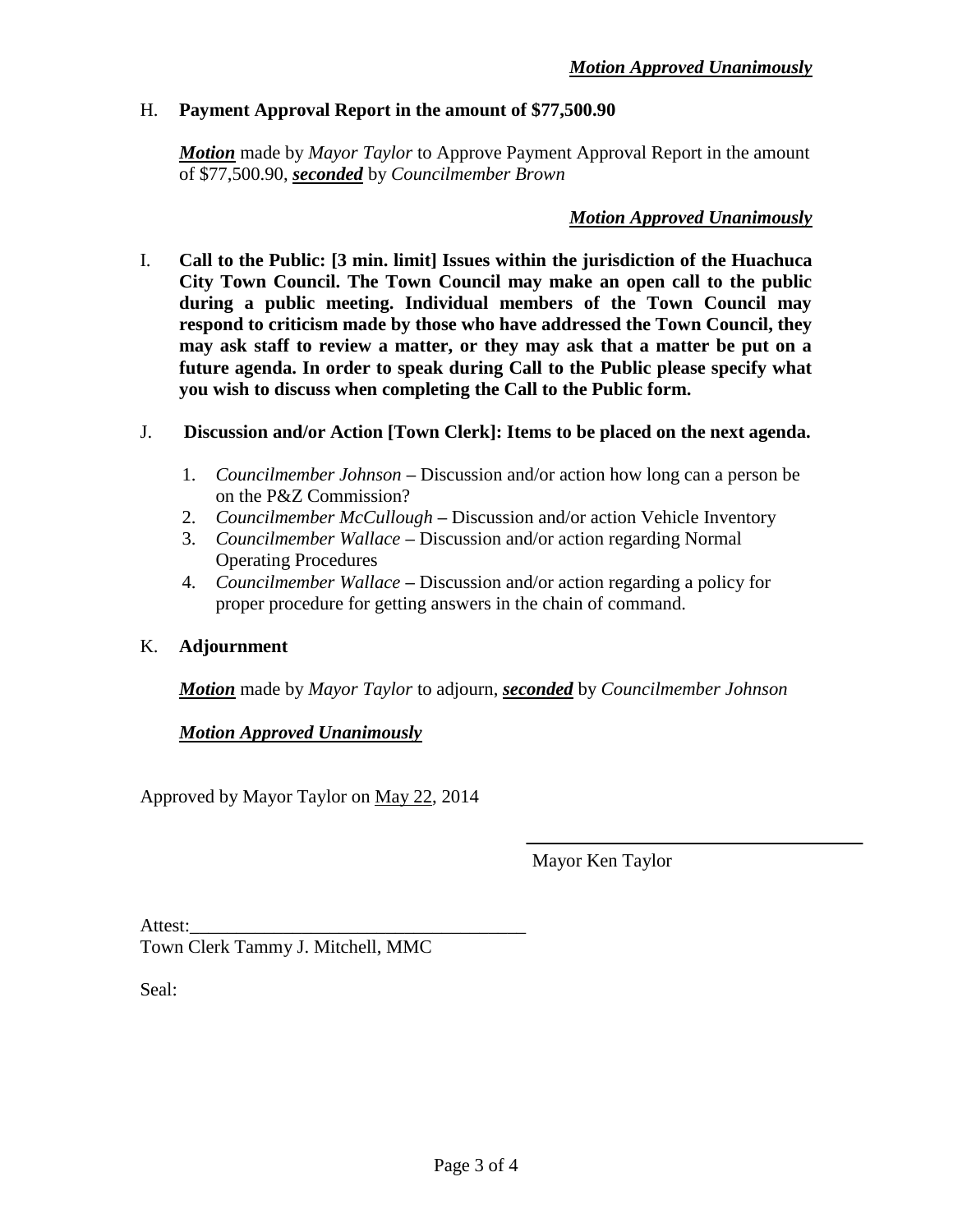***Motion Approved Unanimously***

H. **Payment Approval Report in the amount of $77,500.90**

***Motion*** made by *Mayor Taylor* to Approve Payment Approval Report in the amount of $77,500.90, ***seconded*** by *Councilmember Brown*

***Motion Approved Unanimously***

I. **Call to the Public: [3 min. limit] Issues within the jurisdiction of the Huachuca City Town Council. The Town Council may make an open call to the public during a public meeting. Individual members of the Town Council may respond to criticism made by those who have addressed the Town Council, they may ask staff to review a matter, or they may ask that a matter be put on a future agenda. In order to speak during Call to the Public please specify what you wish to discuss when completing the Call to the Public form.**

J. **Discussion and/or Action [Town Clerk]: Items to be placed on the next agenda.**

1. *Councilmember Johnson* – Discussion and/or action how long can a person be on the P&Z Commission?
2. *Councilmember McCullough* – Discussion and/or action Vehicle Inventory
3. *Councilmember Wallace* – Discussion and/or action regarding Normal Operating Procedures
4. *Councilmember Wallace* – Discussion and/or action regarding a policy for proper procedure for getting answers in the chain of command.

K. **Adjournment**

***Motion*** made by *Mayor Taylor* to adjourn, ***seconded*** by *Councilmember Johnson*

***Motion Approved Unanimously***

Approved by Mayor Taylor on May 22, 2014

\_\_\_\_\_\_\_\_\_\_\_\_\_\_\_\_\_\_\_\_\_\_\_\_\_\_\_\_\_\_\_\_\_\_\_\_
Mayor Ken Taylor

Attest:\_\_\_\_\_\_\_\_\_\_\_\_\_\_\_\_\_\_\_\_\_\_\_\_\_\_\_\_\_\_\_\_\_\_\_\_
Town Clerk Tammy J. Mitchell, MMC

Seal: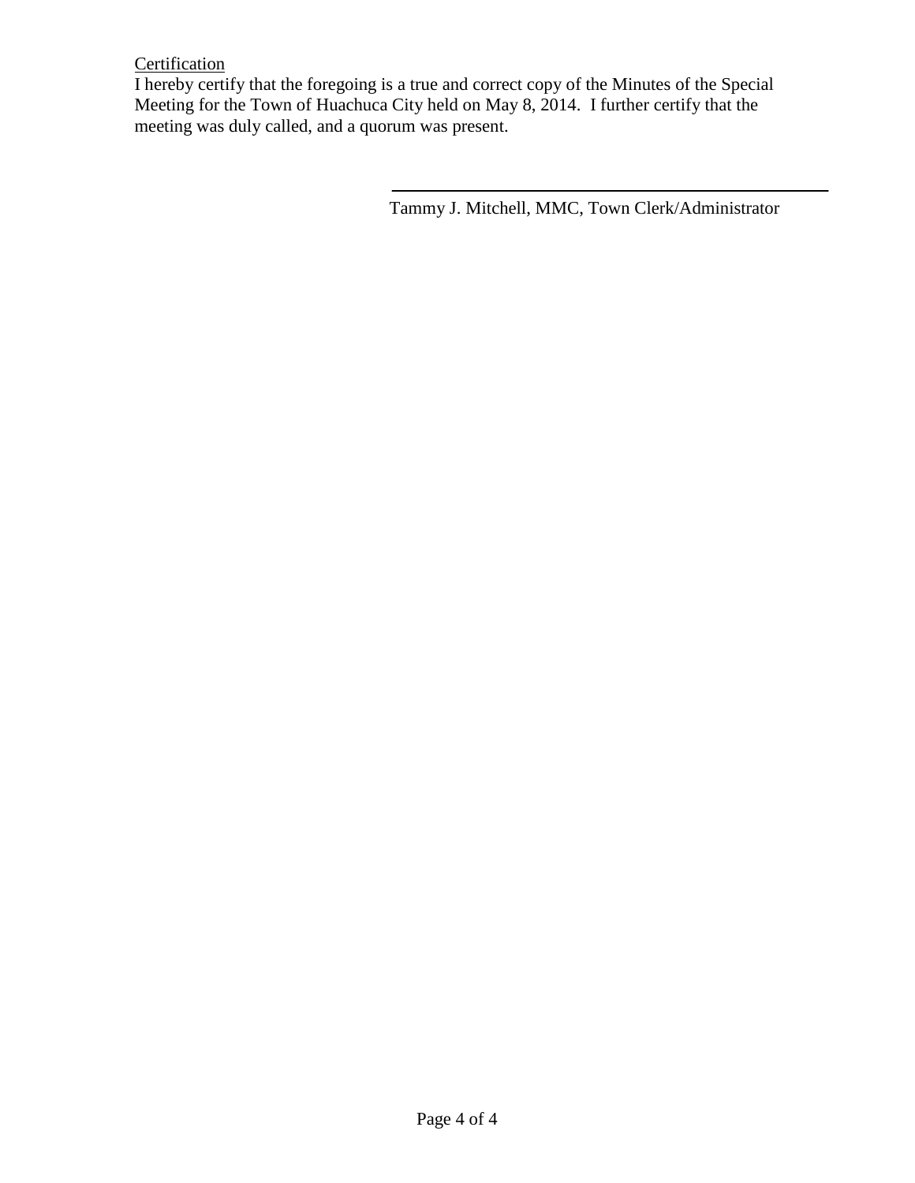<u>Certification</u>

I hereby certify that the foregoing is a true and correct copy of the Minutes of the Special Meeting for the Town of Huachuca City held on May 8, 2014. I further certify that the meeting was duly called, and a quorum was present.

______________________________

Tammy J. Mitchell, MMC, Town Clerk/Administrator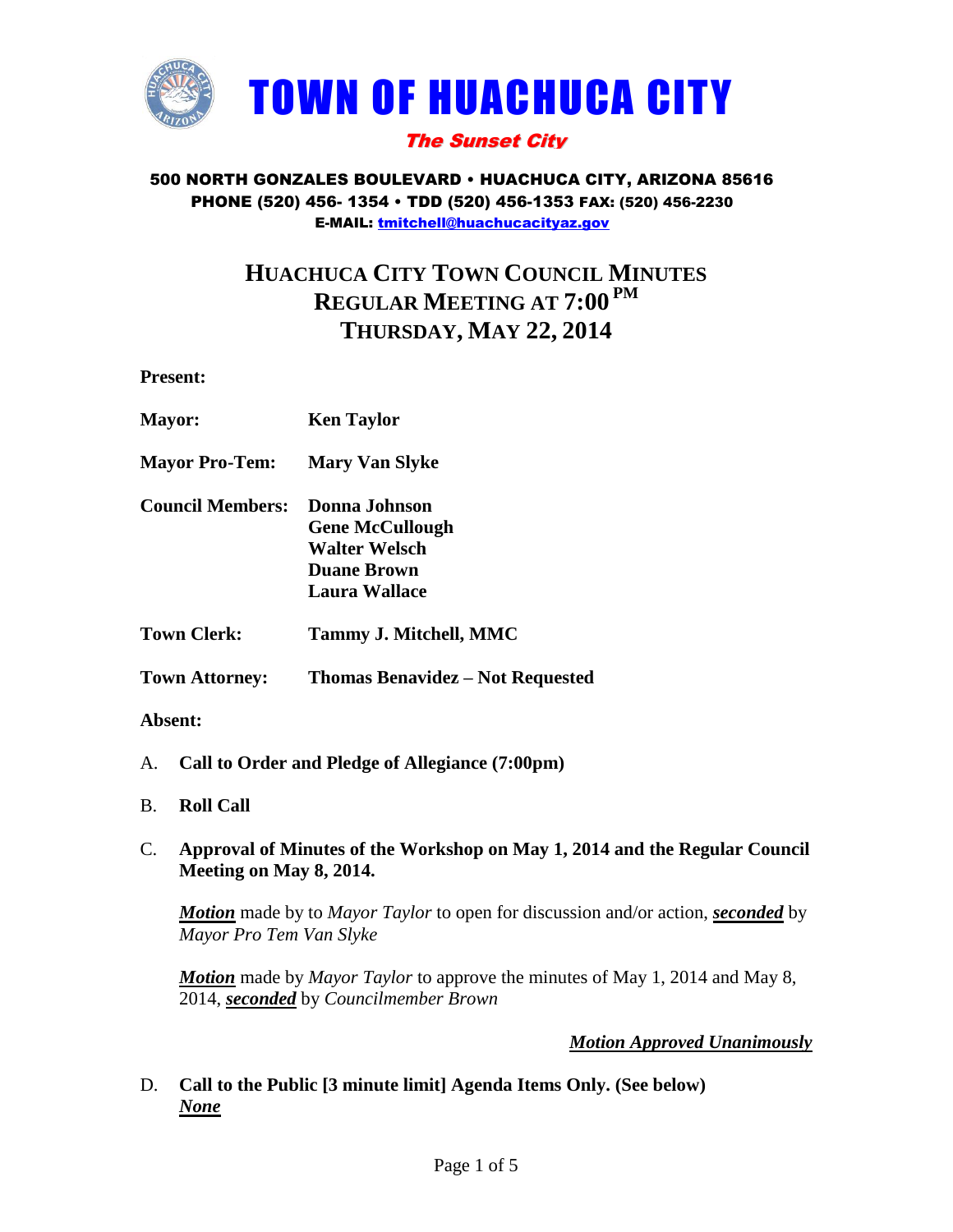# TOWN OF HUACHUCA CITY

*The Sunset City*

**500 NORTH GONZALES BOULEVARD • HUACHUCA CITY, ARIZONA 85616**
**PHONE (520) 456- 1354 • TDD (520) 456-1353 FAX: (520) 456-2230**
**E-MAIL: tmitchell@huachucacityaz.gov**

## HUACHUCA CITY TOWN COUNCIL MINUTES
## REGULAR MEETING AT 7:00 PM
## THURSDAY, MAY 22, 2014

**Present:**

**Mayor:** **Ken Taylor**

**Mayor Pro-Tem:** **Mary Van Slyke**

**Council Members:** **Donna Johnson**
**Gene McCullough**
**Walter Welsch**
**Duane Brown**
**Laura Wallace**

**Town Clerk:** **Tammy J. Mitchell, MMC**

**Town Attorney:** **Thomas Benavidez – Not Requested**

**Absent:**

A. **Call to Order and Pledge of Allegiance (7:00pm)**

B. **Roll Call**

C. **Approval of Minutes of the Workshop on May 1, 2014 and the Regular Council Meeting on May 8, 2014.**

***Motion*** made by to *Mayor Taylor* to open for discussion and/or action, ***seconded*** by *Mayor Pro Tem Van Slyke*

***Motion*** made by *Mayor Taylor* to approve the minutes of May 1, 2014 and May 8, 2014, ***seconded*** by *Councilmember Brown*

***Motion Approved Unanimously***

D. **Call to the Public [3 minute limit] Agenda Items Only. (See below)**
***None***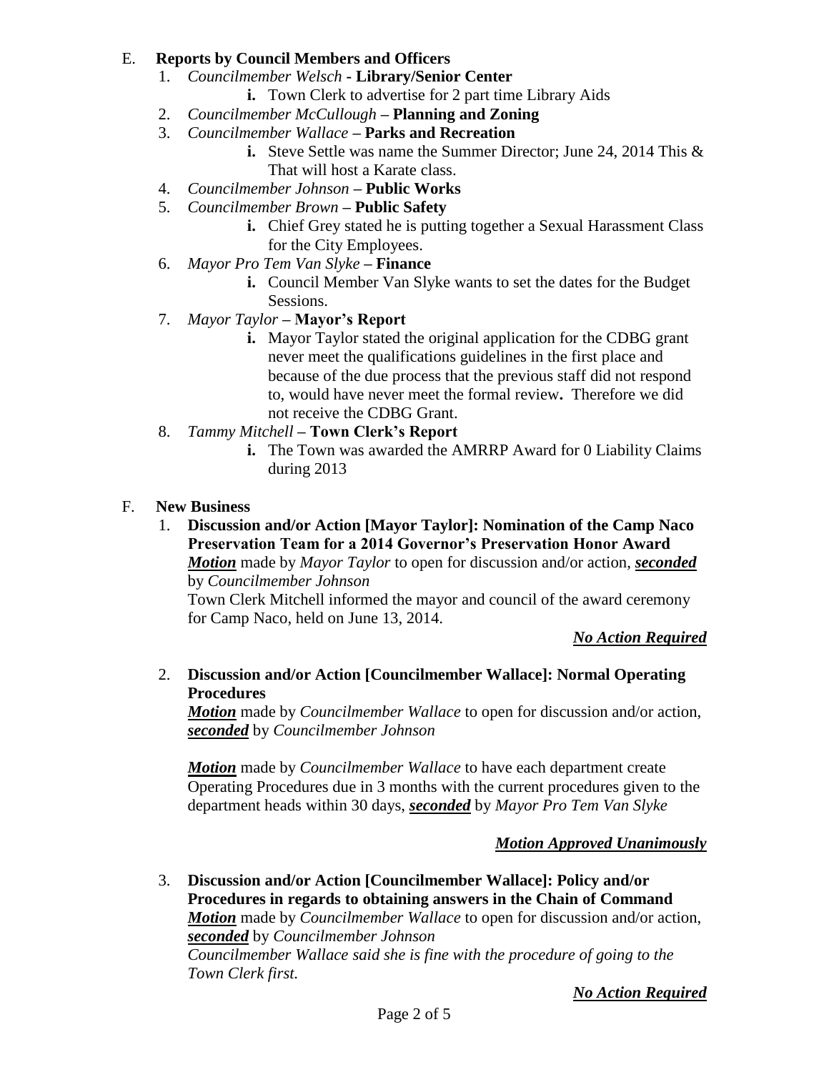E. **Reports by Council Members and Officers**

1. *Councilmember Welsch* - **Library/Senior Center**
   - **i.** Town Clerk to advertise for 2 part time Library Aids
2. *Councilmember McCullough* – **Planning and Zoning**
3. *Councilmember Wallace* – **Parks and Recreation**
   - **i.** Steve Settle was name the Summer Director; June 24, 2014 This & That will host a Karate class.
4. *Councilmember Johnson* – **Public Works**
5. *Councilmember Brown* – **Public Safety**
   - **i.** Chief Grey stated he is putting together a Sexual Harassment Class for the City Employees.
6. *Mayor Pro Tem Van Slyke* – **Finance**
   - **i.** Council Member Van Slyke wants to set the dates for the Budget Sessions.
7. *Mayor Taylor* – **Mayor's Report**
   - **i.** Mayor Taylor stated the original application for the CDBG grant never meet the qualifications guidelines in the first place and because of the due process that the previous staff did not respond to, would have never meet the formal review**.** Therefore we did not receive the CDBG Grant.
8. *Tammy Mitchell* – **Town Clerk's Report**
   - **i.** The Town was awarded the AMRRP Award for 0 Liability Claims during 2013

F. **New Business**

1. **Discussion and/or Action [Mayor Taylor]: Nomination of the Camp Naco Preservation Team for a 2014 Governor's Preservation Honor Award**
   ***Motion*** made by *Mayor Taylor* to open for discussion and/or action, ***seconded*** by *Councilmember Johnson*
   Town Clerk Mitchell informed the mayor and council of the award ceremony for Camp Naco, held on June 13, 2014.

   ***No Action Required***

2. **Discussion and/or Action [Councilmember Wallace]: Normal Operating Procedures**
   ***Motion*** made by *Councilmember Wallace* to open for discussion and/or action, ***seconded*** by *Councilmember Johnson*

   ***Motion*** made by *Councilmember Wallace* to have each department create Operating Procedures due in 3 months with the current procedures given to the department heads within 30 days, ***seconded*** by *Mayor Pro Tem Van Slyke*

   ***Motion Approved Unanimously***

3. **Discussion and/or Action [Councilmember Wallace]: Policy and/or Procedures in regards to obtaining answers in the Chain of Command**
   ***Motion*** made by *Councilmember Wallace* to open for discussion and/or action, ***seconded*** by *Councilmember Johnson*
   *Councilmember Wallace said she is fine with the procedure of going to the Town Clerk first.*

   ***No Action Required***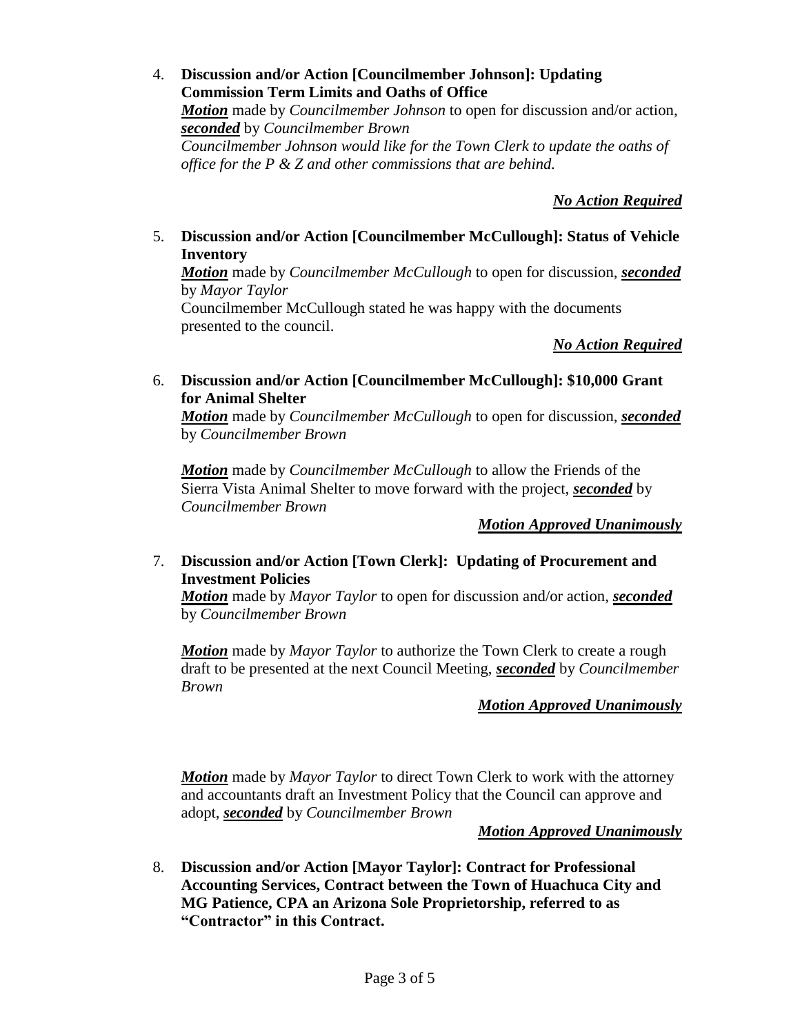4. **Discussion and/or Action [Councilmember Johnson]: Updating Commission Term Limits and Oaths of Office**
   ***Motion*** made by *Councilmember Johnson* to open for discussion and/or action, ***seconded*** by *Councilmember Brown*
   *Councilmember Johnson would like for the Town Clerk to update the oaths of office for the P & Z and other commissions that are behind.*

   ***No Action Required***

5. **Discussion and/or Action [Councilmember McCullough]: Status of Vehicle Inventory**
   ***Motion*** made by *Councilmember McCullough* to open for discussion, ***seconded*** by *Mayor Taylor*
   Councilmember McCullough stated he was happy with the documents presented to the council.

   ***No Action Required***

6. **Discussion and/or Action [Councilmember McCullough]: $10,000 Grant for Animal Shelter**
   ***Motion*** made by *Councilmember McCullough* to open for discussion, ***seconded*** by *Councilmember Brown*

   ***Motion*** made by *Councilmember McCullough* to allow the Friends of the Sierra Vista Animal Shelter to move forward with the project, ***seconded*** by *Councilmember Brown*

   ***Motion Approved Unanimously***

7. **Discussion and/or Action [Town Clerk]: Updating of Procurement and Investment Policies**
   ***Motion*** made by *Mayor Taylor* to open for discussion and/or action, ***seconded*** by *Councilmember Brown*

   ***Motion*** made by *Mayor Taylor* to authorize the Town Clerk to create a rough draft to be presented at the next Council Meeting, ***seconded*** by *Councilmember Brown*

   ***Motion Approved Unanimously***

   ***Motion*** made by *Mayor Taylor* to direct Town Clerk to work with the attorney and accountants draft an Investment Policy that the Council can approve and adopt, ***seconded*** by *Councilmember Brown*

   ***Motion Approved Unanimously***

8. **Discussion and/or Action [Mayor Taylor]: Contract for Professional Accounting Services, Contract between the Town of Huachuca City and MG Patience, CPA an Arizona Sole Proprietorship, referred to as "Contractor" in this Contract.**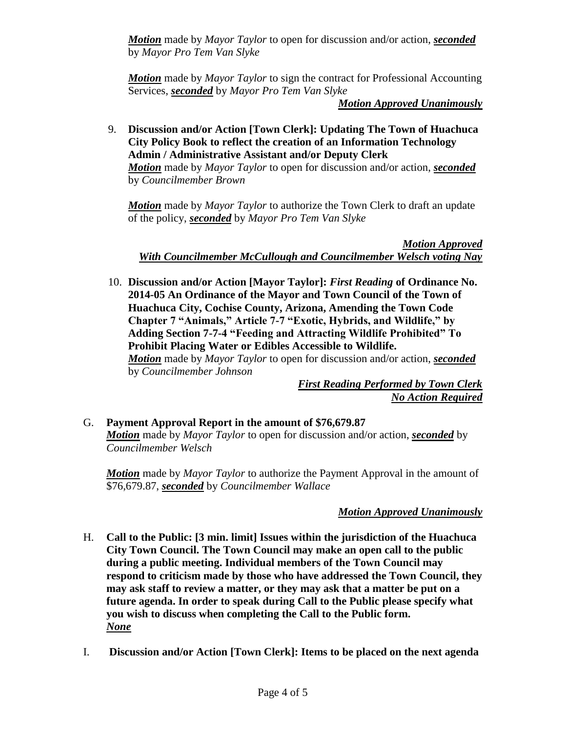***Motion*** made by *Mayor Taylor* to open for discussion and/or action, ***seconded*** by *Mayor Pro Tem Van Slyke*

***Motion*** made by *Mayor Taylor* to sign the contract for Professional Accounting Services, ***seconded*** by *Mayor Pro Tem Van Slyke*

***Motion Approved Unanimously***

9. **Discussion and/or Action [Town Clerk]: Updating The Town of Huachuca City Policy Book to reflect the creation of an Information Technology Admin / Administrative Assistant and/or Deputy Clerk**
   ***Motion*** made by *Mayor Taylor* to open for discussion and/or action, ***seconded*** by *Councilmember Brown*

   ***Motion*** made by *Mayor Taylor* to authorize the Town Clerk to draft an update of the policy, ***seconded*** by *Mayor Pro Tem Van Slyke*

   ***Motion Approved***
   ***With Councilmember McCullough and Councilmember Welsch voting Nay***

10. **Discussion and/or Action [Mayor Taylor]: *First Reading* of Ordinance No. 2014-05 An Ordinance of the Mayor and Town Council of the Town of Huachuca City, Cochise County, Arizona, Amending the Town Code Chapter 7 "Animals," Article 7-7 "Exotic, Hybrids, and Wildlife," by Adding Section 7-7-4 "Feeding and Attracting Wildlife Prohibited" To Prohibit Placing Water or Edibles Accessible to Wildlife.**
    ***Motion*** made by *Mayor Taylor* to open for discussion and/or action, ***seconded*** by *Councilmember Johnson*

    ***First Reading Performed by Town Clerk***
    ***No Action Required***

G. **Payment Approval Report in the amount of $76,679.87**
   ***Motion*** made by *Mayor Taylor* to open for discussion and/or action, ***seconded*** by *Councilmember Welsch*

   ***Motion*** made by *Mayor Taylor* to authorize the Payment Approval in the amount of $76,679.87, ***seconded*** by *Councilmember Wallace*

   ***Motion Approved Unanimously***

H. **Call to the Public: [3 min. limit] Issues within the jurisdiction of the Huachuca City Town Council. The Town Council may make an open call to the public during a public meeting. Individual members of the Town Council may respond to criticism made by those who have addressed the Town Council, they may ask staff to review a matter, or they may ask that a matter be put on a future agenda. In order to speak during Call to the Public please specify what you wish to discuss when completing the Call to the Public form.**
   ***None***

I. **Discussion and/or Action [Town Clerk]: Items to be placed on the next agenda**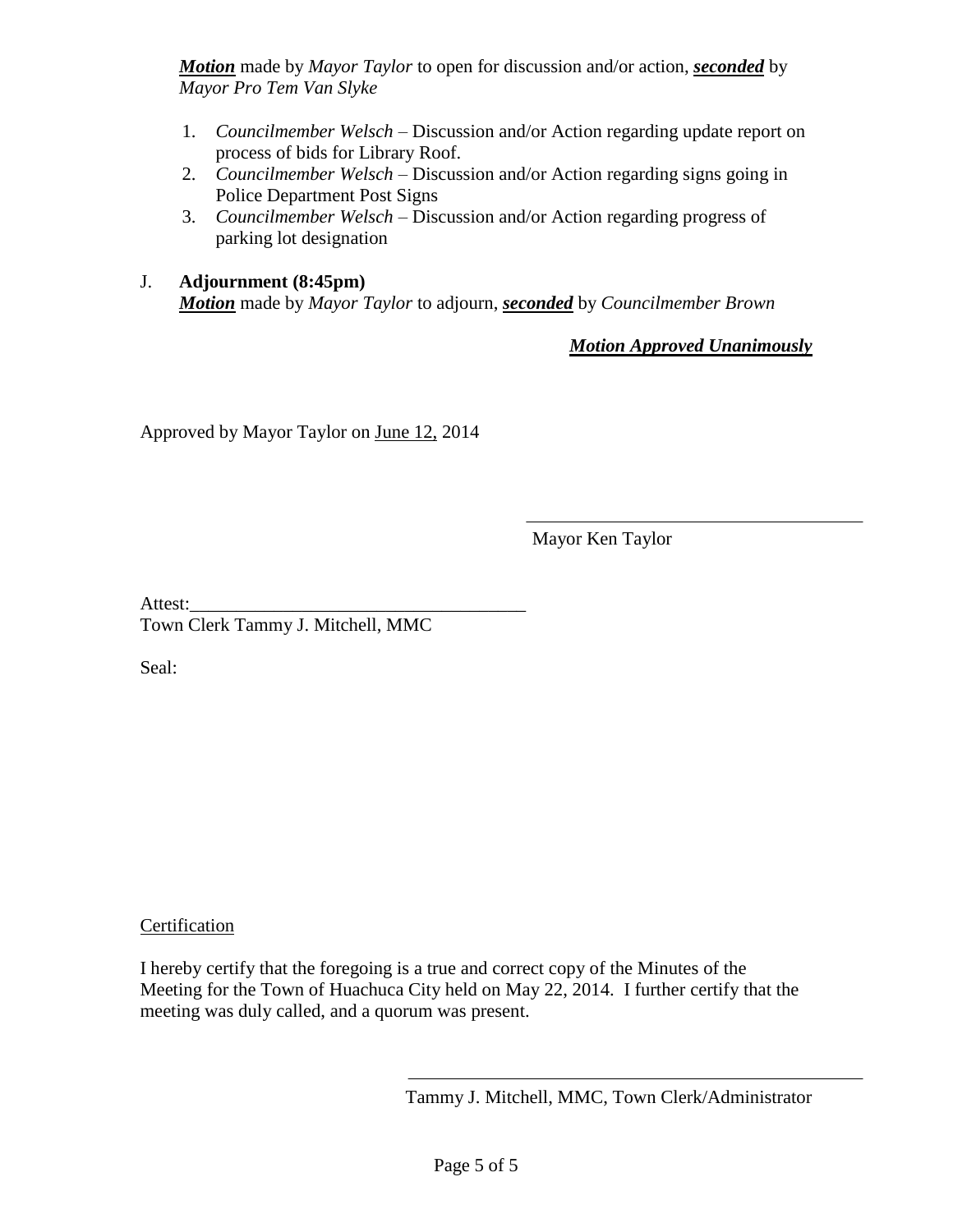***Motion*** made by *Mayor Taylor* to open for discussion and/or action, ***seconded*** by *Mayor Pro Tem Van Slyke*

1. *Councilmember Welsch* – Discussion and/or Action regarding update report on process of bids for Library Roof.
2. *Councilmember Welsch* – Discussion and/or Action regarding signs going in Police Department Post Signs
3. *Councilmember Welsch* – Discussion and/or Action regarding progress of parking lot designation

J. **Adjournment (8:45pm)**

***Motion*** made by *Mayor Taylor* to adjourn, ***seconded*** by *Councilmember Brown*

***Motion Approved Unanimously***

Approved by Mayor Taylor on June 12, 2014

\_\_\_\_\_\_\_\_\_\_\_\_\_\_\_\_\_\_\_\_\_\_\_\_\_\_\_\_\_\_\_\_\_\_\_\_\_\_
Mayor Ken Taylor

Attest:\_\_\_\_\_\_\_\_\_\_\_\_\_\_\_\_\_\_\_\_\_\_\_\_\_\_\_\_\_\_\_\_\_\_\_\_
Town Clerk Tammy J. Mitchell, MMC

Seal:

Certification

I hereby certify that the foregoing is a true and correct copy of the Minutes of the Meeting for the Town of Huachuca City held on May 22, 2014. I further certify that the meeting was duly called, and a quorum was present.

\_\_\_\_\_\_\_\_\_\_\_\_\_\_\_\_\_\_\_\_\_\_\_\_\_\_\_\_\_\_\_\_\_\_\_\_\_\_\_\_\_\_\_\_\_\_\_\_
Tammy J. Mitchell, MMC, Town Clerk/Administrator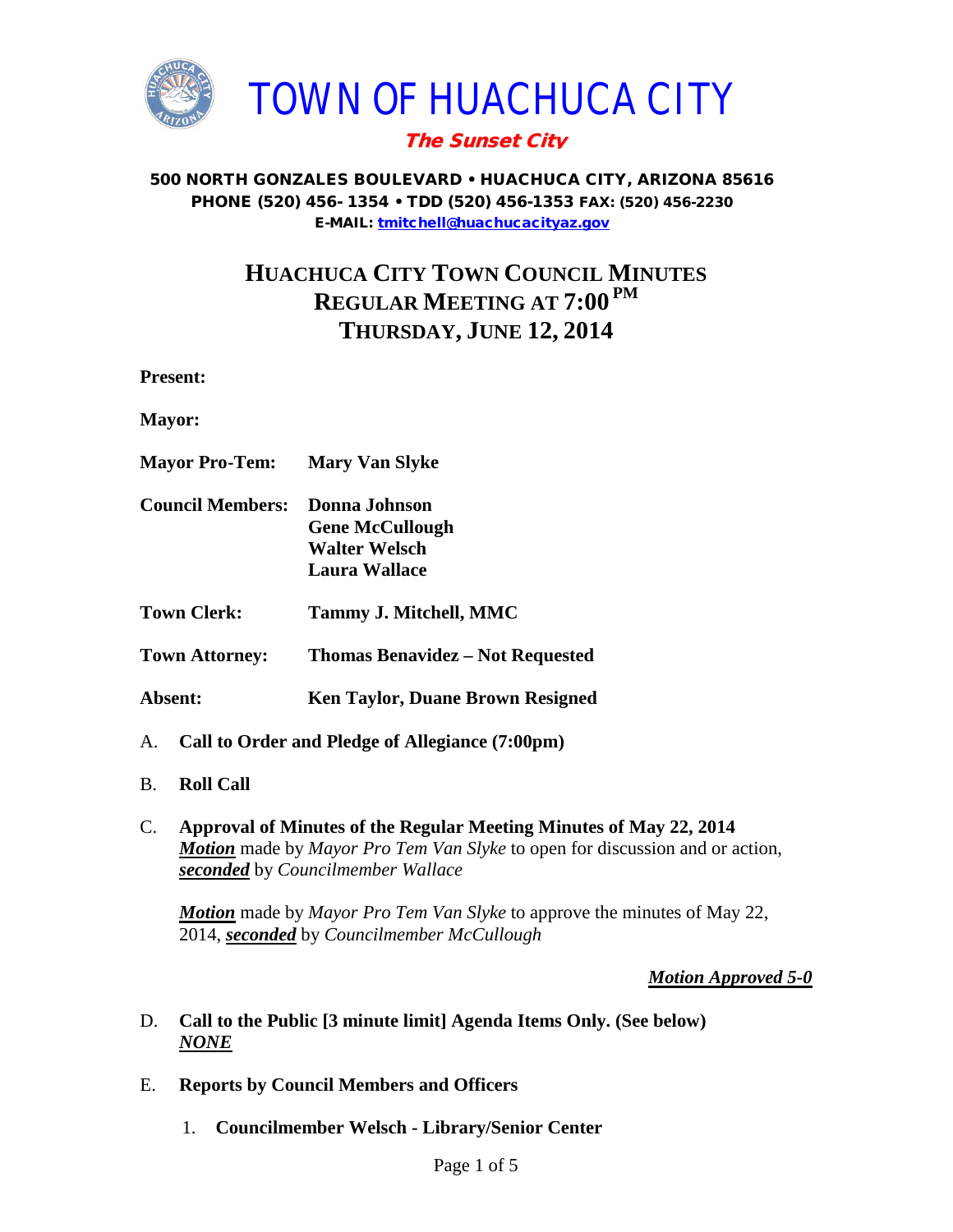# TOWN OF HUACHUCA CITY

***The Sunset City***

**500 NORTH GONZALES BOULEVARD • HUACHUCA CITY, ARIZONA 85616**
**PHONE (520) 456- 1354 • TDD (520) 456-1353 FAX: (520) 456-2230**
**E-MAIL: tmitchell@huachucacityaz.gov**

## HUACHUCA CITY TOWN COUNCIL MINUTES
## REGULAR MEETING AT 7:00 PM
## THURSDAY, JUNE 12, 2014

**Present:**

**Mayor:**

**Mayor Pro-Tem:** **Mary Van Slyke**

**Council Members:** **Donna Johnson**
**Gene McCullough**
**Walter Welsch**
**Laura Wallace**

**Town Clerk:** **Tammy J. Mitchell, MMC**

**Town Attorney:** **Thomas Benavidez – Not Requested**

**Absent:** **Ken Taylor, Duane Brown Resigned**

A. **Call to Order and Pledge of Allegiance (7:00pm)**

B. **Roll Call**

C. **Approval of Minutes of the Regular Meeting Minutes of May 22, 2014**
***Motion*** made by *Mayor Pro Tem Van Slyke* to open for discussion and or action, ***seconded*** by *Councilmember Wallace*

***Motion*** made by *Mayor Pro Tem Van Slyke* to approve the minutes of May 22, 2014, ***seconded*** by *Councilmember McCullough*

***Motion Approved 5-0***

D. **Call to the Public [3 minute limit] Agenda Items Only. (See below)**
***NONE***

E. **Reports by Council Members and Officers**

1. **Councilmember Welsch - Library/Senior Center**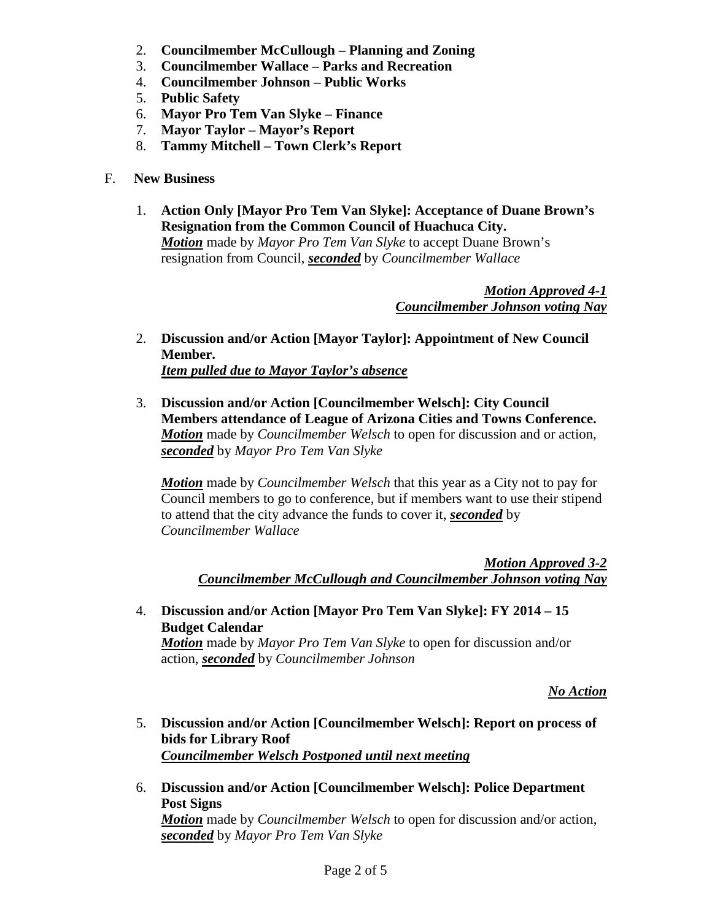2. **Councilmember McCullough – Planning and Zoning**
3. **Councilmember Wallace – Parks and Recreation**
4. **Councilmember Johnson – Public Works**
5. **Public Safety**
6. **Mayor Pro Tem Van Slyke – Finance**
7. **Mayor Taylor – Mayor's Report**
8. **Tammy Mitchell – Town Clerk's Report**

F. **New Business**

1. **Action Only [Mayor Pro Tem Van Slyke]: Acceptance of Duane Brown's Resignation from the Common Council of Huachuca City.**
   ***Motion*** made by *Mayor Pro Tem Van Slyke* to accept Duane Brown's resignation from Council, ***seconded*** by *Councilmember Wallace*

   ***Motion Approved 4-1***
   ***Councilmember Johnson voting Nay***

2. **Discussion and/or Action [Mayor Taylor]: Appointment of New Council Member.**
   ***Item pulled due to Mayor Taylor's absence***

3. **Discussion and/or Action [Councilmember Welsch]: City Council Members attendance of League of Arizona Cities and Towns Conference.**
   ***Motion*** made by *Councilmember Welsch* to open for discussion and or action, ***seconded*** by *Mayor Pro Tem Van Slyke*

   ***Motion*** made by *Councilmember Welsch* that this year as a City not to pay for Council members to go to conference, but if members want to use their stipend to attend that the city advance the funds to cover it, ***seconded*** by *Councilmember Wallace*

   ***Motion Approved 3-2***
   ***Councilmember McCullough and Councilmember Johnson voting Nay***

4. **Discussion and/or Action [Mayor Pro Tem Van Slyke]: FY 2014 – 15 Budget Calendar**
   ***Motion*** made by *Mayor Pro Tem Van Slyke* to open for discussion and/or action, ***seconded*** by *Councilmember Johnson*

   ***No Action***

5. **Discussion and/or Action [Councilmember Welsch]: Report on process of bids for Library Roof**
   ***Councilmember Welsch Postponed until next meeting***

6. **Discussion and/or Action [Councilmember Welsch]: Police Department Post Signs**
   ***Motion*** made by *Councilmember Welsch* to open for discussion and/or action, ***seconded*** by *Mayor Pro Tem Van Slyke*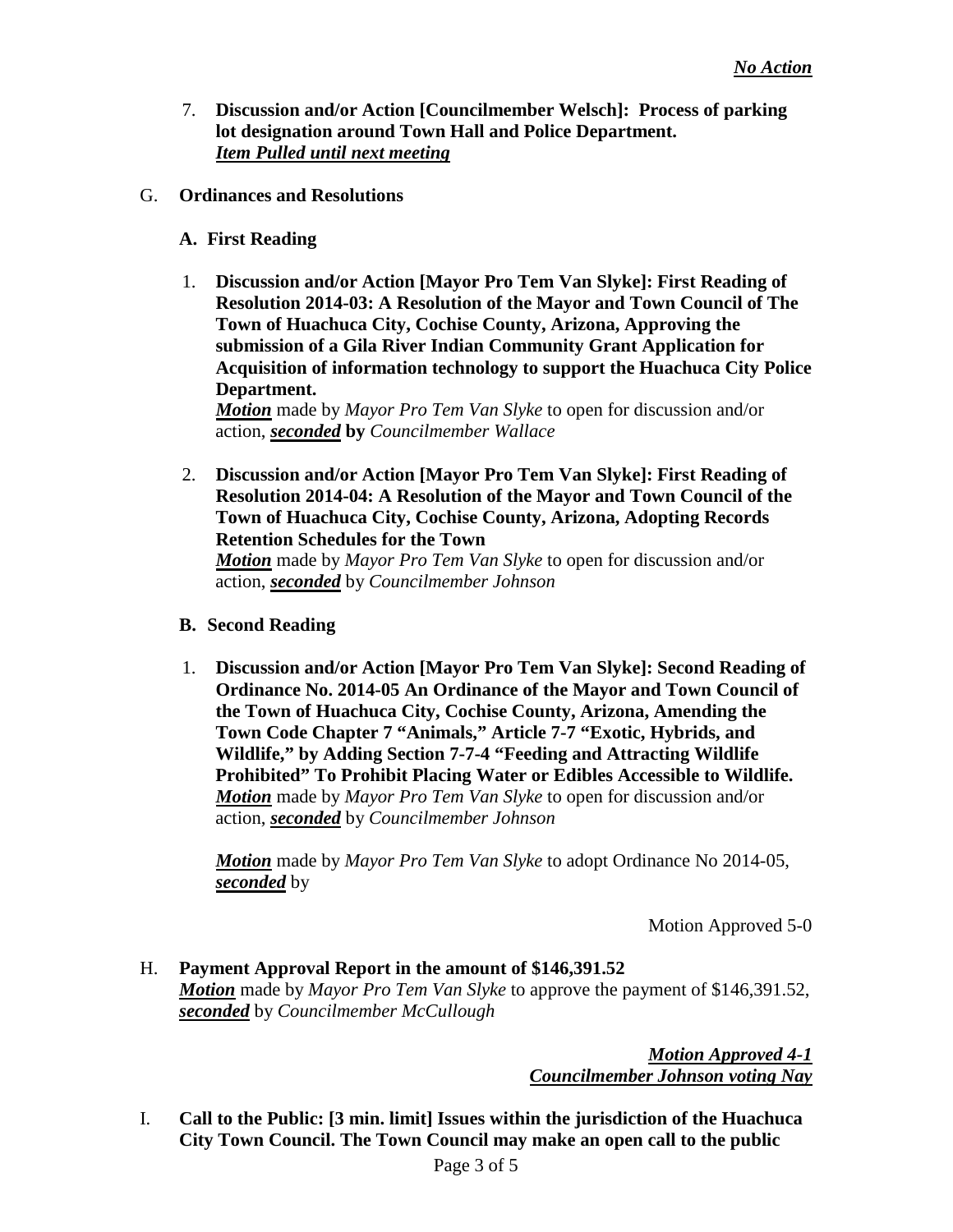*No Action*

7. **Discussion and/or Action [Councilmember Welsch]: Process of parking lot designation around Town Hall and Police Department.**
   ***Item Pulled until next meeting***

G. **Ordinances and Resolutions**

   **A. First Reading**

   1. **Discussion and/or Action [Mayor Pro Tem Van Slyke]: First Reading of Resolution 2014-03: A Resolution of the Mayor and Town Council of The Town of Huachuca City, Cochise County, Arizona, Approving the submission of a Gila River Indian Community Grant Application for Acquisition of information technology to support the Huachuca City Police Department.**
      ***Motion*** made by *Mayor Pro Tem Van Slyke* to open for discussion and/or action, ***seconded*** **by** *Councilmember Wallace*

   2. **Discussion and/or Action [Mayor Pro Tem Van Slyke]: First Reading of Resolution 2014-04: A Resolution of the Mayor and Town Council of the Town of Huachuca City, Cochise County, Arizona, Adopting Records Retention Schedules for the Town**
      ***Motion*** made by *Mayor Pro Tem Van Slyke* to open for discussion and/or action, ***seconded*** by *Councilmember Johnson*

   **B. Second Reading**

   1. **Discussion and/or Action [Mayor Pro Tem Van Slyke]: Second Reading of Ordinance No. 2014-05 An Ordinance of the Mayor and Town Council of the Town of Huachuca City, Cochise County, Arizona, Amending the Town Code Chapter 7 "Animals," Article 7-7 "Exotic, Hybrids, and Wildlife," by Adding Section 7-7-4 "Feeding and Attracting Wildlife Prohibited" To Prohibit Placing Water or Edibles Accessible to Wildlife.**
      ***Motion*** made by *Mayor Pro Tem Van Slyke* to open for discussion and/or action, ***seconded*** by *Councilmember Johnson*

      ***Motion*** made by *Mayor Pro Tem Van Slyke* to adopt Ordinance No 2014-05, ***seconded*** by

      Motion Approved 5-0

H. **Payment Approval Report in the amount of $146,391.52**
   ***Motion*** made by *Mayor Pro Tem Van Slyke* to approve the payment of $146,391.52, ***seconded*** by *Councilmember McCullough*

   ***Motion Approved 4-1***
   ***Councilmember Johnson voting Nay***

I. **Call to the Public: [3 min. limit] Issues within the jurisdiction of the Huachuca City Town Council. The Town Council may make an open call to the public**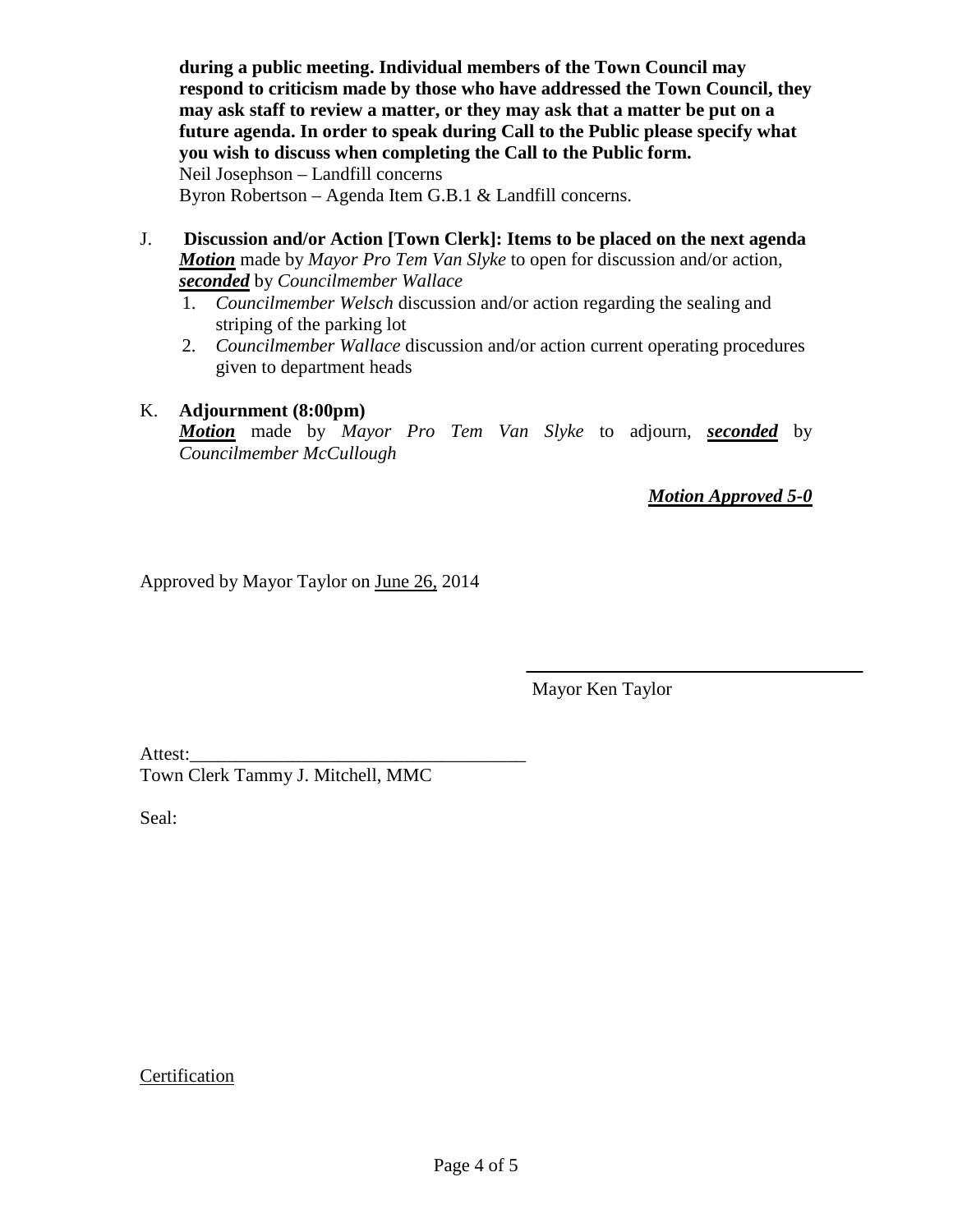**during a public meeting. Individual members of the Town Council may respond to criticism made by those who have addressed the Town Council, they may ask staff to review a matter, or they may ask that a matter be put on a future agenda. In order to speak during Call to the Public please specify what you wish to discuss when completing the Call to the Public form.**
Neil Josephson – Landfill concerns
Byron Robertson – Agenda Item G.B.1 & Landfill concerns.

J. **Discussion and/or Action [Town Clerk]: Items to be placed on the next agenda**
***Motion*** made by *Mayor Pro Tem Van Slyke* to open for discussion and/or action, ***seconded*** by *Councilmember Wallace*

1. *Councilmember Welsch* discussion and/or action regarding the sealing and striping of the parking lot
2. *Councilmember Wallace* discussion and/or action current operating procedures given to department heads

K. **Adjournment (8:00pm)**
***Motion*** made by *Mayor Pro Tem Van Slyke* to adjourn, ***seconded*** by *Councilmember McCullough*

***Motion Approved 5-0***

Approved by Mayor Taylor on June 26, 2014

\_\_\_\_\_\_\_\_\_\_\_\_\_\_\_\_\_\_\_\_\_\_\_\_\_\_\_\_\_\_\_\_\_\_\_\_
Mayor Ken Taylor

Attest:\_\_\_\_\_\_\_\_\_\_\_\_\_\_\_\_\_\_\_\_\_\_\_\_\_\_\_\_\_\_\_\_\_\_\_\_
Town Clerk Tammy J. Mitchell, MMC

Seal:

Certification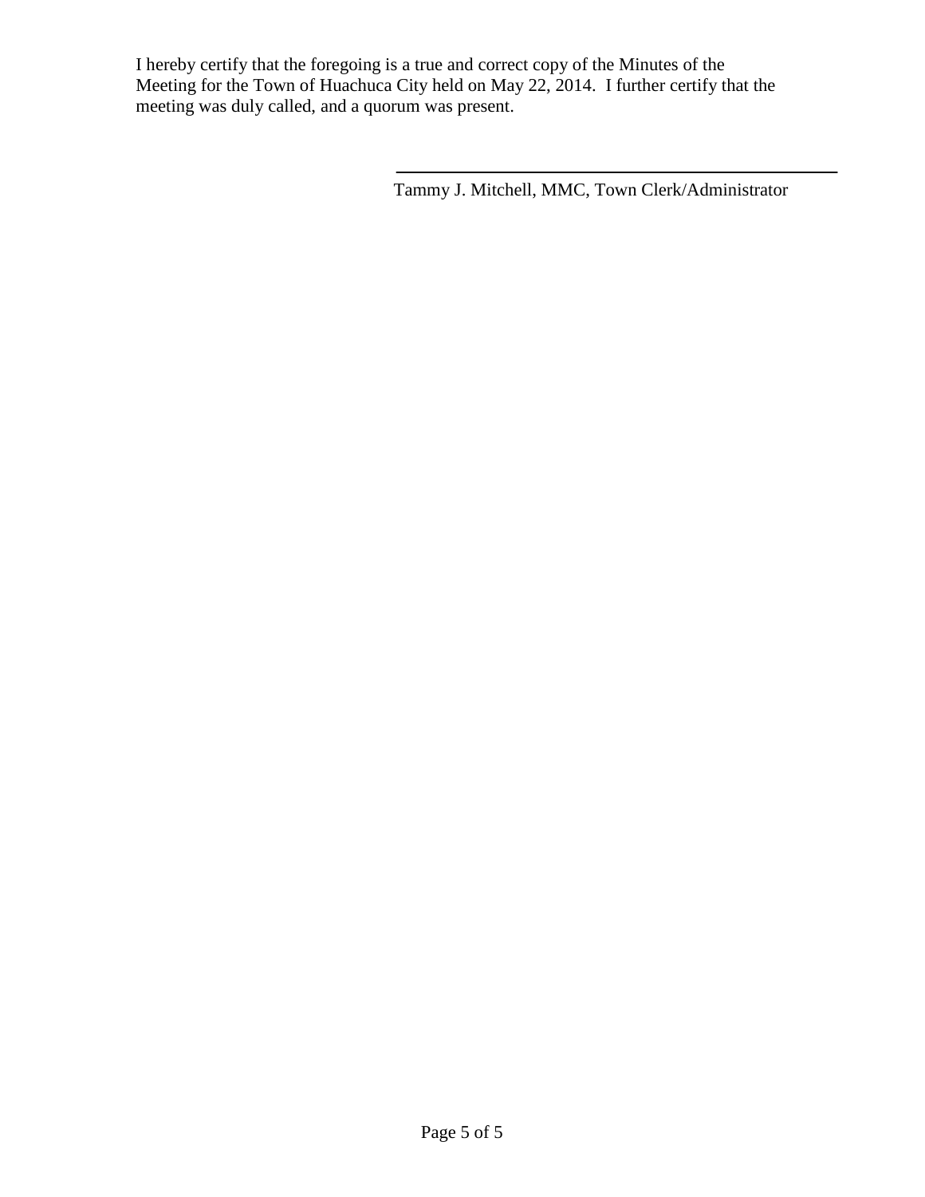I hereby certify that the foregoing is a true and correct copy of the Minutes of the Meeting for the Town of Huachuca City held on May 22, 2014. I further certify that the meeting was duly called, and a quorum was present.

\_\_\_\_\_\_\_\_\_\_\_\_\_\_\_\_\_\_\_\_\_\_\_\_\_\_\_\_\_\_\_\_\_\_\_\_\_\_\_\_

Tammy J. Mitchell, MMC, Town Clerk/Administrator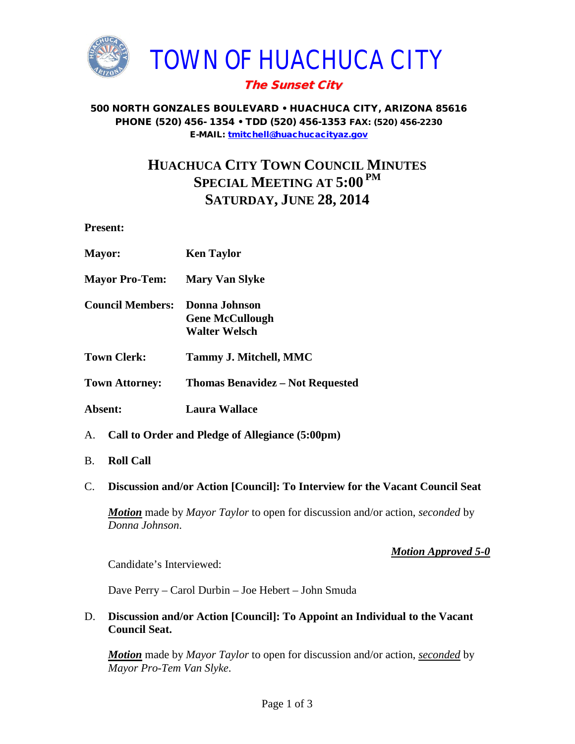# TOWN OF HUACHUCA CITY

***The Sunset City***

**500 NORTH GONZALES BOULEVARD • HUACHUCA CITY, ARIZONA 85616**
**PHONE (520) 456-1354 • TDD (520) 456-1353 FAX: (520) 456-2230**
**E-MAIL: tmitchell@huachucacityaz.gov**

## HUACHUCA CITY TOWN COUNCIL MINUTES
## SPECIAL MEETING AT 5:00 PM
## SATURDAY, JUNE 28, 2014

**Present:**

**Mayor:** **Ken Taylor**

**Mayor Pro-Tem:** **Mary Van Slyke**

**Council Members:** **Donna Johnson**
**Gene McCullough**
**Walter Welsch**

**Town Clerk:** **Tammy J. Mitchell, MMC**

**Town Attorney:** **Thomas Benavidez – Not Requested**

**Absent:** **Laura Wallace**

A. **Call to Order and Pledge of Allegiance (5:00pm)**

B. **Roll Call**

C. **Discussion and/or Action [Council]: To Interview for the Vacant Council Seat**

***Motion*** made by *Mayor Taylor* to open for discussion and/or action, *seconded* by *Donna Johnson*.

***Motion Approved 5-0***

Candidate's Interviewed:

Dave Perry – Carol Durbin – Joe Hebert – John Smuda

D. **Discussion and/or Action [Council]: To Appoint an Individual to the Vacant Council Seat.**

***Motion*** made by *Mayor Taylor* to open for discussion and/or action, ***seconded*** by *Mayor Pro-Tem Van Slyke*.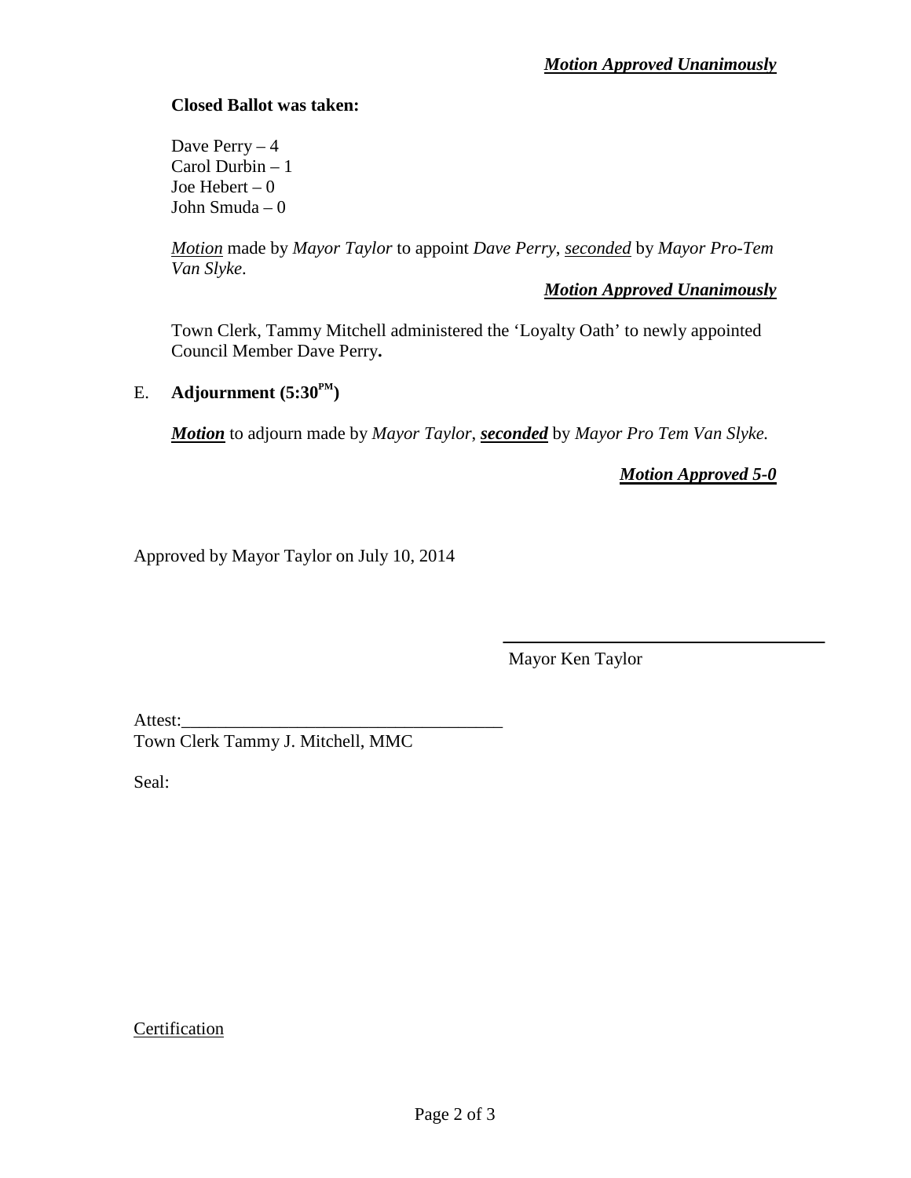***Motion Approved Unanimously***

**Closed Ballot was taken:**

Dave Perry – 4
Carol Durbin – 1
Joe Hebert – 0
John Smuda – 0

*Motion* made by *Mayor Taylor* to appoint *Dave Perry*, *seconded* by *Mayor Pro-Tem Van Slyke*.

***Motion Approved Unanimously***

Town Clerk, Tammy Mitchell administered the 'Loyalty Oath' to newly appointed Council Member Dave Perry**.**

E. **Adjournment (5:30PM)**

***Motion*** to adjourn made by *Mayor Taylor*, ***seconded*** by *Mayor Pro Tem Van Slyke.*

***Motion Approved 5-0***

Approved by Mayor Taylor on July 10, 2014

\_\_\_\_\_\_\_\_\_\_\_\_\_\_\_\_\_\_\_\_\_\_\_\_\_\_\_\_\_\_\_\_\_\_\_\_
Mayor Ken Taylor

Attest:\_\_\_\_\_\_\_\_\_\_\_\_\_\_\_\_\_\_\_\_\_\_\_\_\_\_\_\_\_\_\_\_\_\_\_\_
Town Clerk Tammy J. Mitchell, MMC

Seal:

Certification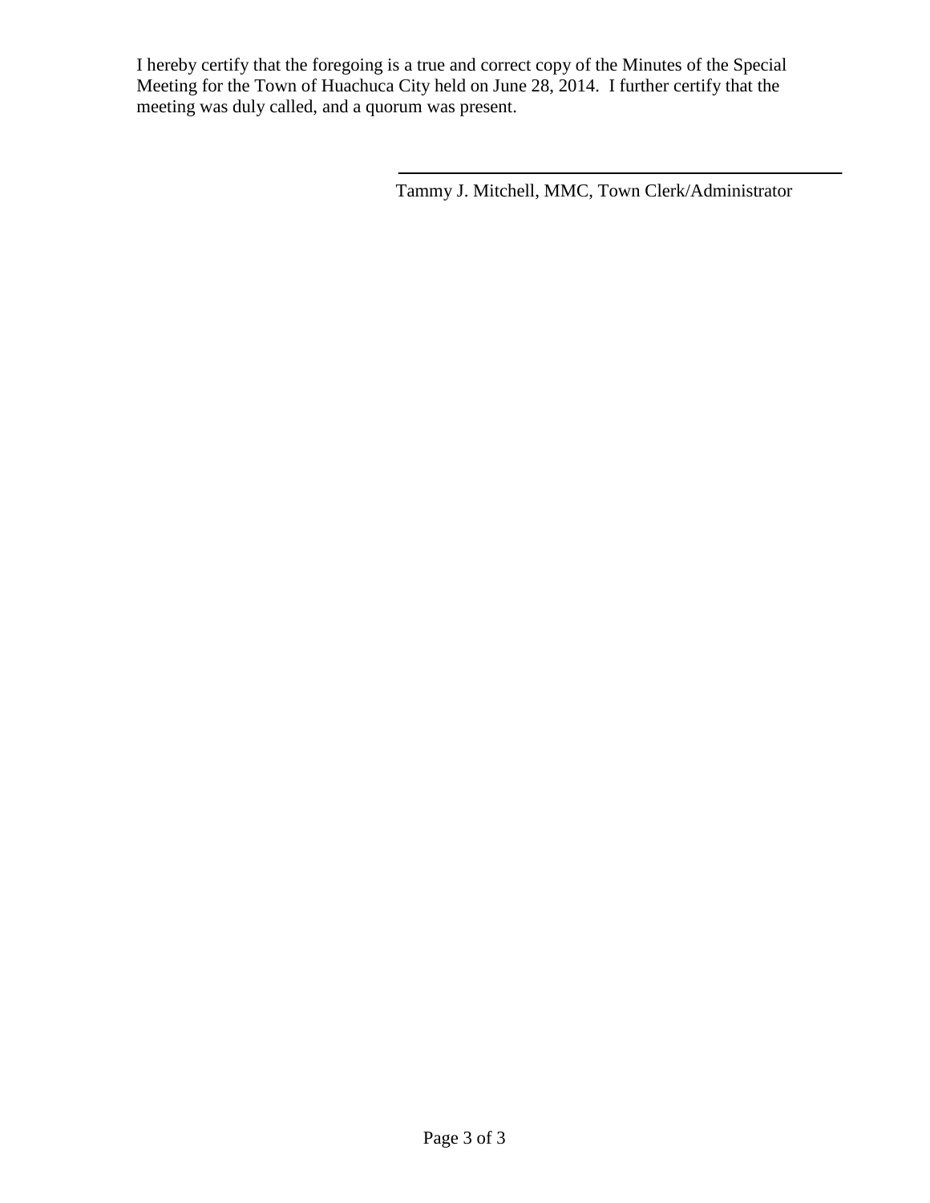I hereby certify that the foregoing is a true and correct copy of the Minutes of the Special Meeting for the Town of Huachuca City held on June 28, 2014. I further certify that the meeting was duly called, and a quorum was present.

\_\_\_\_\_\_\_\_\_\_\_\_\_\_\_\_\_\_\_\_\_\_\_\_\_\_\_\_\_\_\_\_\_\_\_\_\_\_\_\_

Tammy J. Mitchell, MMC, Town Clerk/Administrator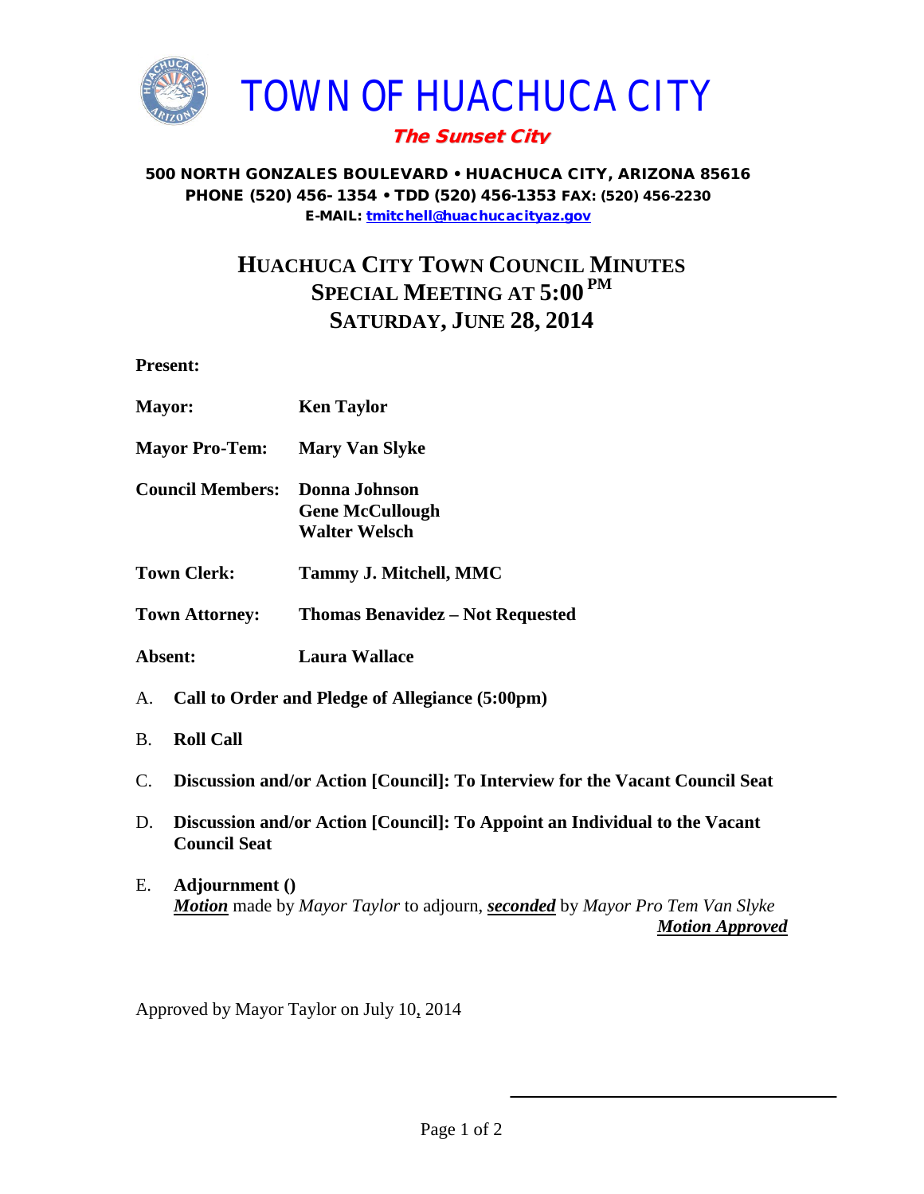# TOWN OF HUACHUCA CITY

***The Sunset City***

**500 NORTH GONZALES BOULEVARD • HUACHUCA CITY, ARIZONA 85616**
**PHONE (520) 456- 1354 • TDD (520) 456-1353 FAX: (520) 456-2230**
**E-MAIL: tmitchell@huachucacityaz.gov**

## HUACHUCA CITY TOWN COUNCIL MINUTES
## SPECIAL MEETING AT 5:00 PM
## SATURDAY, JUNE 28, 2014

**Present:**

**Mayor:** **Ken Taylor**

**Mayor Pro-Tem:** **Mary Van Slyke**

**Council Members:** **Donna Johnson**
**Gene McCullough**
**Walter Welsch**

**Town Clerk:** **Tammy J. Mitchell, MMC**

**Town Attorney:** **Thomas Benavidez – Not Requested**

**Absent:** **Laura Wallace**

A. **Call to Order and Pledge of Allegiance (5:00pm)**

B. **Roll Call**

C. **Discussion and/or Action [Council]: To Interview for the Vacant Council Seat**

D. **Discussion and/or Action [Council]: To Appoint an Individual to the Vacant Council Seat**

E. **Adjournment ()**
***Motion*** made by *Mayor Taylor* to adjourn, ***seconded*** by *Mayor Pro Tem Van Slyke*
***Motion Approved***

Approved by Mayor Taylor on July 10, 2014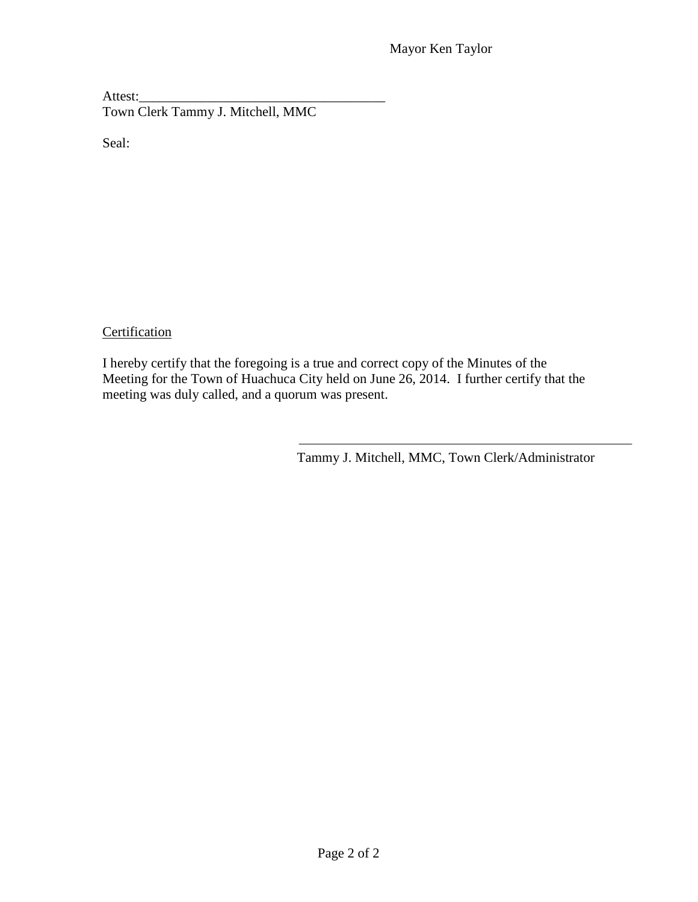Mayor Ken Taylor

Attest:_____________________________________
Town Clerk Tammy J. Mitchell, MMC

Seal:

Certification

I hereby certify that the foregoing is a true and correct copy of the Minutes of the Meeting for the Town of Huachuca City held on June 26, 2014. I further certify that the meeting was duly called, and a quorum was present.

_____________________________________________________
Tammy J. Mitchell, MMC, Town Clerk/Administrator